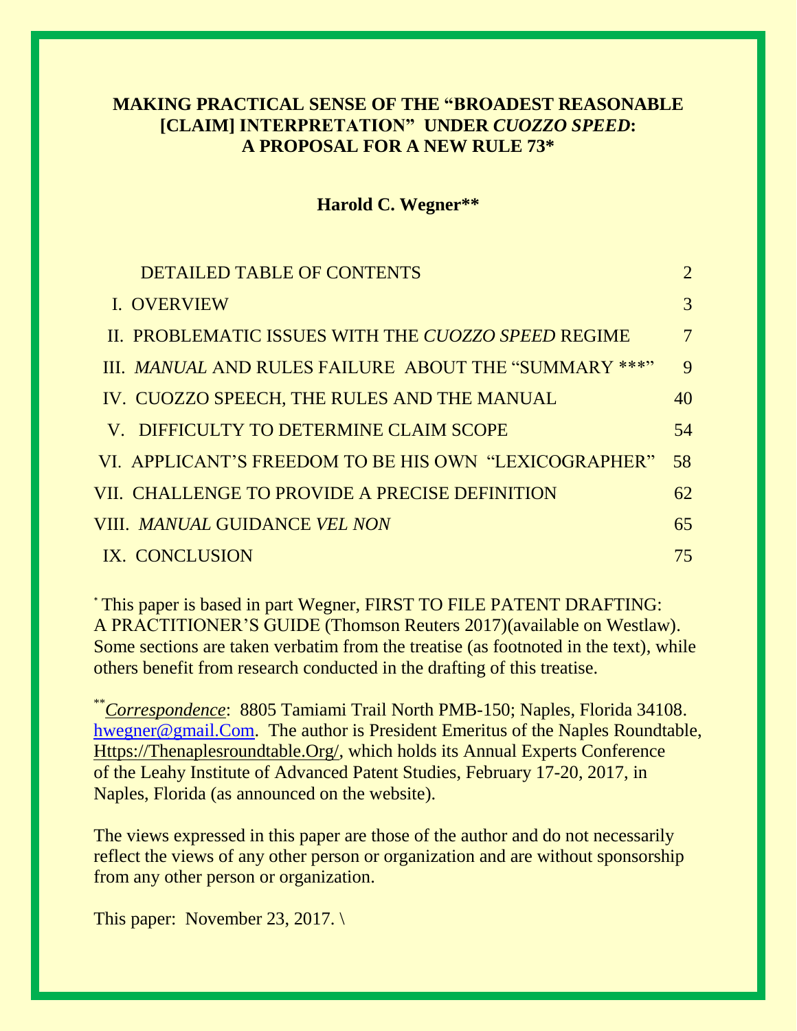# MAKING PRACTICAL SENSE OF THE "BROADEST REASONABLE [CLAIM] INTERPRETATION" UNDER *CUOZZO SPEED*: A PROPOSAL FOR A NEW RULE 73*

**Harold C. Wegner****

| | |
|---|---|
| DETAILED TABLE OF CONTENTS | 2 |
| I. OVERVIEW | 3 |
| II. PROBLEMATIC ISSUES WITH THE *CUOZZO SPEED* REGIME | 7 |
| III. *MANUAL* AND RULES FAILURE ABOUT THE "SUMMARY ***" | 9 |
| IV. CUOZZO SPEECH, THE RULES AND THE MANUAL | 40 |
| V. DIFFICULTY TO DETERMINE CLAIM SCOPE | 54 |
| VI. APPLICANT'S FREEDOM TO BE HIS OWN "LEXICOGRAPHER" | 58 |
| VII. CHALLENGE TO PROVIDE A PRECISE DEFINITION | 62 |
| VIII. *MANUAL* GUIDANCE *VEL NON* | 65 |
| IX. CONCLUSION | 75 |

[*] This paper is based in part Wegner, FIRST TO FILE PATENT DRAFTING: A PRACTITIONER'S GUIDE (Thomson Reuters 2017)(available on Westlaw). Some sections are taken verbatim from the treatise (as footnoted in the text), while others benefit from research conducted in the drafting of this treatise.

[**] *Correspondence*: 8805 Tamiami Trail North PMB-150; Naples, Florida 34108. hwegner@gmail.Com. The author is President Emeritus of the Naples Roundtable, Https://Thenaplesroundtable.Org/, which holds its Annual Experts Conference of the Leahy Institute of Advanced Patent Studies, February 17-20, 2017, in Naples, Florida (as announced on the website).

The views expressed in this paper are those of the author and do not necessarily reflect the views of any other person or organization and are without sponsorship from any other person or organization.

This paper: November 23, 2017. \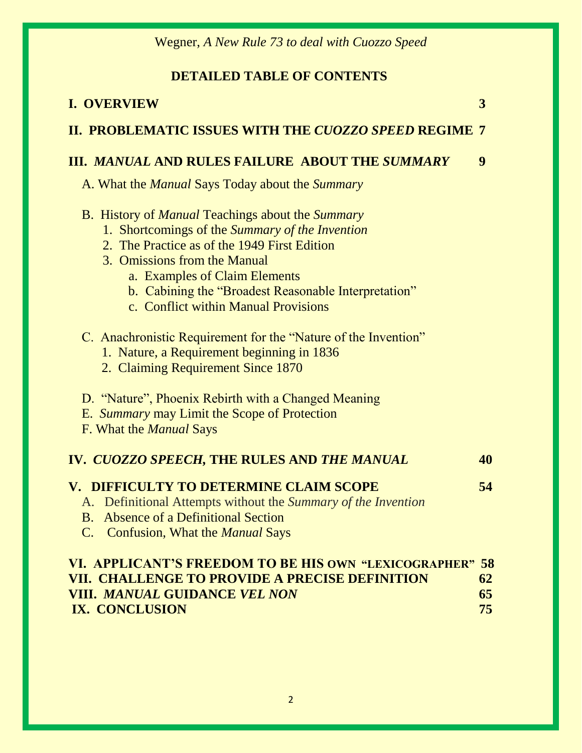## DETAILED TABLE OF CONTENTS

**I. OVERVIEW** **3**

**II. PROBLEMATIC ISSUES WITH THE *CUOZZO SPEED* REGIME** **7**

**III. *MANUAL* AND RULES FAILURE ABOUT THE *SUMMARY*** **9**

- A. What the *Manual* Says Today about the *Summary*
- B. History of *Manual* Teachings about the *Summary*
  1. Shortcomings of the *Summary of the Invention*
  2. The Practice as of the 1949 First Edition
  3. Omissions from the Manual
     - a. Examples of Claim Elements
     - b. Cabining the "Broadest Reasonable Interpretation"
     - c. Conflict within Manual Provisions
- C. Anachronistic Requirement for the "Nature of the Invention"
  1. Nature, a Requirement beginning in 1836
  2. Claiming Requirement Since 1870
- D. "Nature", Phoenix Rebirth with a Changed Meaning
- E. *Summary* may Limit the Scope of Protection
- F. What the *Manual* Says

**IV. *CUOZZO SPEECH*, THE RULES AND *THE MANUAL*** **40**

**V. DIFFICULTY TO DETERMINE CLAIM SCOPE** **54**

- A. Definitional Attempts without the *Summary of the Invention*
- B. Absence of a Definitional Section
- C. Confusion, What the *Manual* Says

**VI. APPLICANT'S FREEDOM TO BE HIS OWN "LEXICOGRAPHER"** **58**

**VII. CHALLENGE TO PROVIDE A PRECISE DEFINITION** **62**

**VIII. *MANUAL* GUIDANCE *VEL NON*** **65**

**IX. CONCLUSION** **75**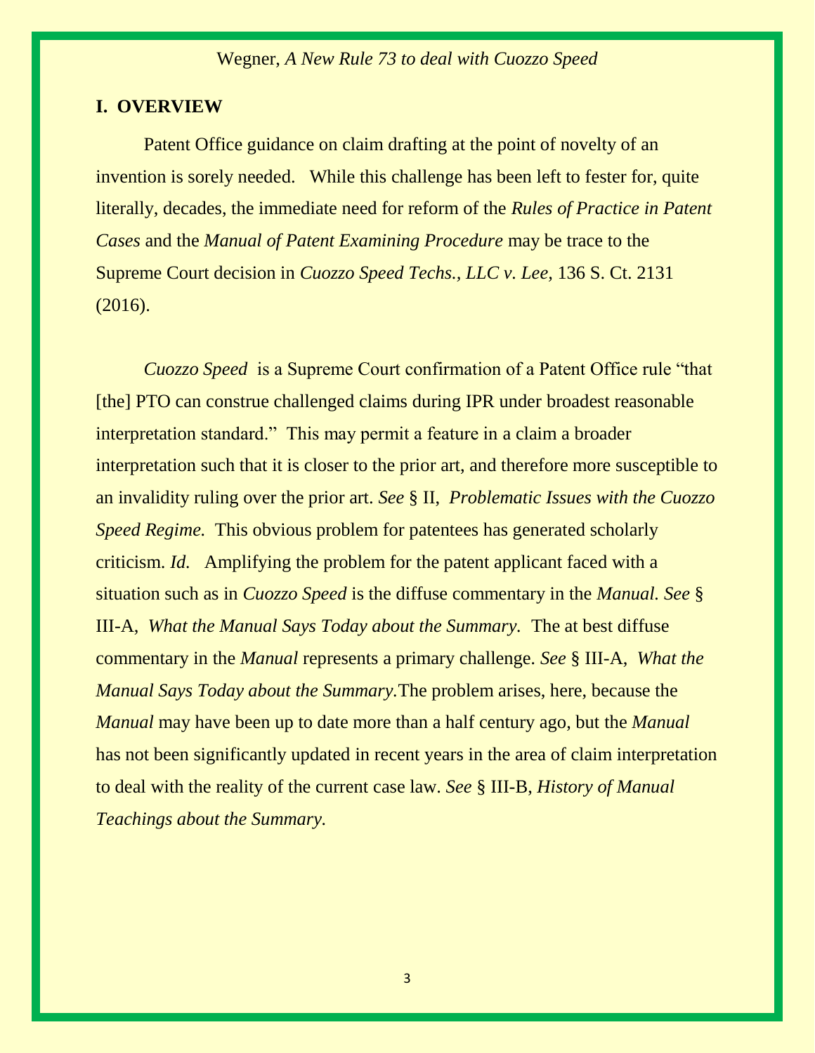## I. OVERVIEW

Patent Office guidance on claim drafting at the point of novelty of an invention is sorely needed. While this challenge has been left to fester for, quite literally, decades, the immediate need for reform of the *Rules of Practice in Patent Cases* and the *Manual of Patent Examining Procedure* may be trace to the Supreme Court decision in *Cuozzo Speed Techs., LLC v. Lee,* 136 S. Ct. 2131 (2016).

*Cuozzo Speed* is a Supreme Court confirmation of a Patent Office rule "that [the] PTO can construe challenged claims during IPR under broadest reasonable interpretation standard." This may permit a feature in a claim a broader interpretation such that it is closer to the prior art, and therefore more susceptible to an invalidity ruling over the prior art. *See* § II, *Problematic Issues with the Cuozzo Speed Regime.* This obvious problem for patentees has generated scholarly criticism. *Id.* Amplifying the problem for the patent applicant faced with a situation such as in *Cuozzo Speed* is the diffuse commentary in the *Manual*. *See* § III-A, *What the Manual Says Today about the Summary.* The at best diffuse commentary in the *Manual* represents a primary challenge. *See* § III-A, *What the Manual Says Today about the Summary.*The problem arises, here, because the *Manual* may have been up to date more than a half century ago, but the *Manual* has not been significantly updated in recent years in the area of claim interpretation to deal with the reality of the current case law. *See* § III-B, *History of Manual Teachings about the Summary.*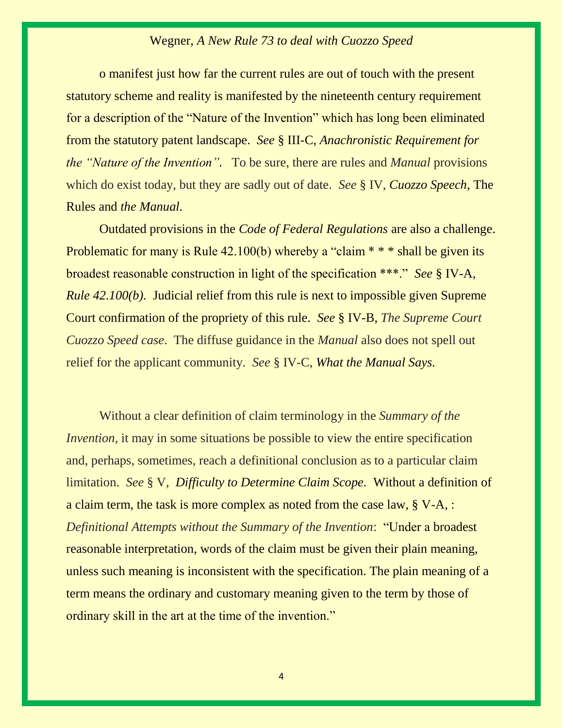o manifest just how far the current rules are out of touch with the present statutory scheme and reality is manifested by the nineteenth century requirement for a description of the "Nature of the Invention" which has long been eliminated from the statutory patent landscape. *See* § III-C, *Anachronistic Requirement for the "Nature of the Invention".* To be sure, there are rules and *Manual* provisions which do exist today, but they are sadly out of date. *See* § IV, *Cuozzo Speech,* The Rules and *the Manual*.

Outdated provisions in the *Code of Federal Regulations* are also a challenge. Problematic for many is Rule 42.100(b) whereby a "claim * * * shall be given its broadest reasonable construction in light of the specification ***." *See* § IV-A, *Rule 42.100(b).* Judicial relief from this rule is next to impossible given Supreme Court confirmation of the propriety of this rule. *See* § IV-B, *The Supreme Court Cuozzo Speed case*. The diffuse guidance in the *Manual* also does not spell out relief for the applicant community. *See* § IV-C, *What the Manual Says.*

Without a clear definition of claim terminology in the *Summary of the Invention,* it may in some situations be possible to view the entire specification and, perhaps, sometimes, reach a definitional conclusion as to a particular claim limitation. *See* § V, *Difficulty to Determine Claim Scope.* Without a definition of a claim term, the task is more complex as noted from the case law, § V-A, : *Definitional Attempts without the Summary of the Invention*: "Under a broadest reasonable interpretation, words of the claim must be given their plain meaning, unless such meaning is inconsistent with the specification. The plain meaning of a term means the ordinary and customary meaning given to the term by those of ordinary skill in the art at the time of the invention."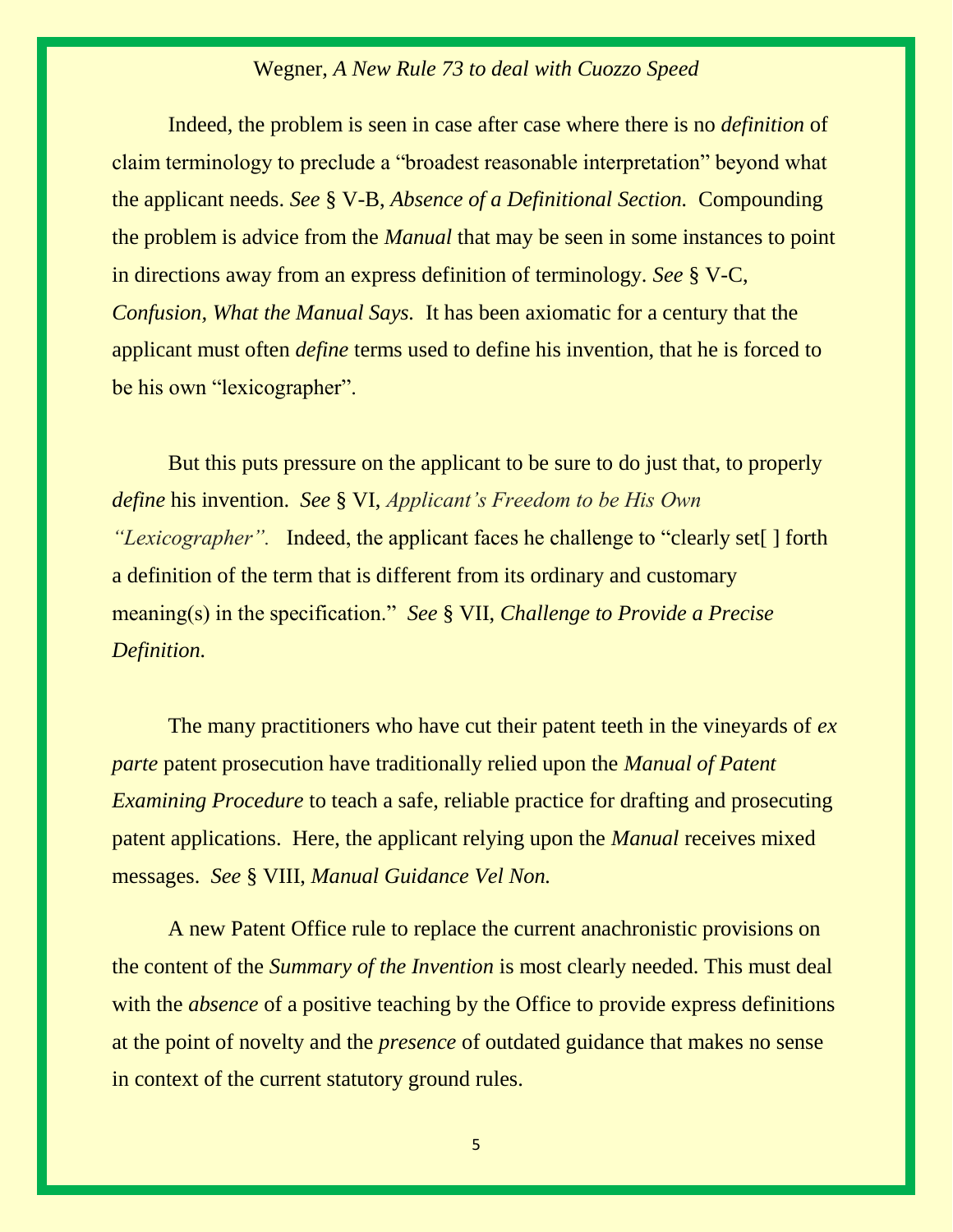Indeed, the problem is seen in case after case where there is no *definition* of claim terminology to preclude a "broadest reasonable interpretation" beyond what the applicant needs. ***See*** § V-B, *Absence of a Definitional Section.* Compounding the problem is advice from the *Manual* that may be seen in some instances to point in directions away from an express definition of terminology. *See* § V-C, *Confusion, What the Manual Says.* It has been axiomatic for a century that the applicant must often *define* terms used to define his invention, that he is forced to be his own "lexicographer".

But this puts pressure on the applicant to be sure to do just that, to properly *define* his invention. *See* § VI, *Applicant's Freedom to be His Own "Lexicographer".* Indeed, the applicant faces he challenge to "clearly set[ ] forth a definition of the term that is different from its ordinary and customary meaning(s) in the specification." *See* § VII, *Challenge to Provide a Precise Definition.*

The many practitioners who have cut their patent teeth in the vineyards of *ex parte* patent prosecution have traditionally relied upon the *Manual of Patent Examining Procedure* to teach a safe, reliable practice for drafting and prosecuting patent applications. Here, the applicant relying upon the *Manual* receives mixed messages. *See* § VIII, *Manual Guidance Vel Non.*

A new Patent Office rule to replace the current anachronistic provisions on the content of the *Summary of the Invention* is most clearly needed. This must deal with the *absence* of a positive teaching by the Office to provide express definitions at the point of novelty and the *presence* of outdated guidance that makes no sense in context of the current statutory ground rules.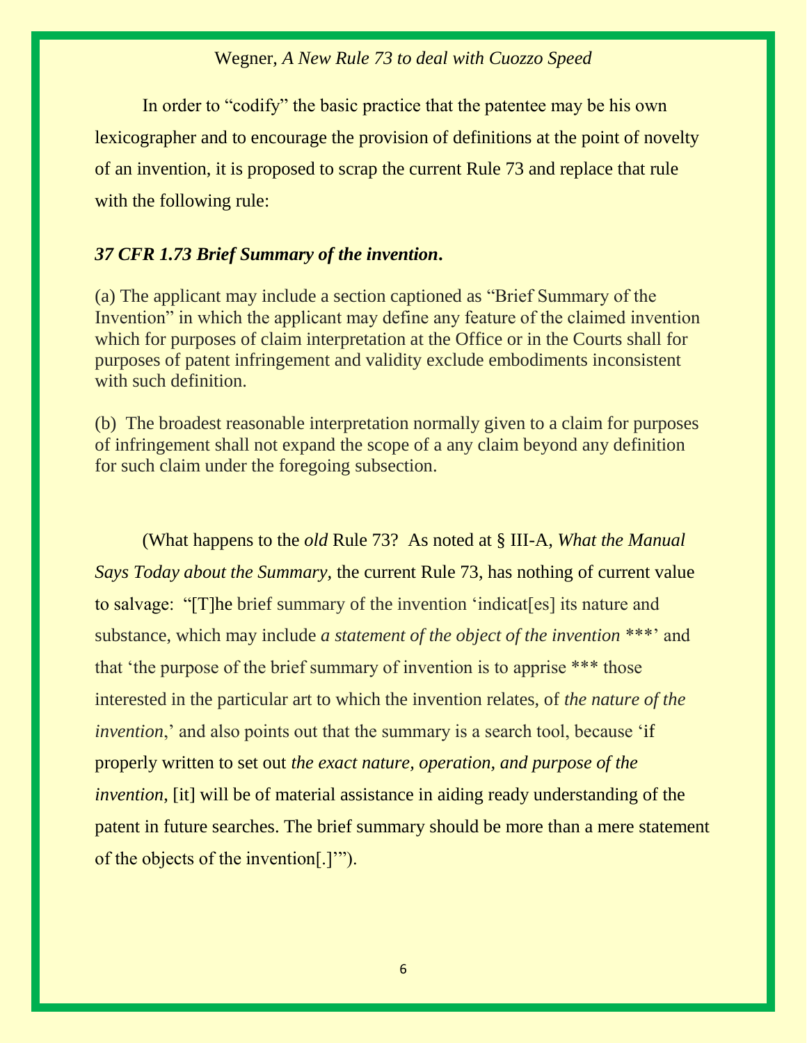In order to "codify" the basic practice that the patentee may be his own lexicographer and to encourage the provision of definitions at the point of novelty of an invention, it is proposed to scrap the current Rule 73 and replace that rule with the following rule:

***37 CFR 1.73 Brief Summary of the invention.***

(a) The applicant may include a section captioned as "Brief Summary of the Invention" in which the applicant may define any feature of the claimed invention which for purposes of claim interpretation at the Office or in the Courts shall for purposes of patent infringement and validity exclude embodiments inconsistent with such definition.

(b) The broadest reasonable interpretation normally given to a claim for purposes of infringement shall not expand the scope of a any claim beyond any definition for such claim under the foregoing subsection.

(What happens to the *old* Rule 73? As noted at § III-A, *What the Manual Says Today about the Summary,* the current Rule 73, has nothing of current value to salvage: "[T]he brief summary of the invention 'indicat[es] its nature and substance, which may include *a statement of the object of the invention* ***' and that 'the purpose of the brief summary of invention is to apprise *** those interested in the particular art to which the invention relates, of *the nature of the invention*,' and also points out that the summary is a search tool, because 'if properly written to set out *the exact nature, operation, and purpose of the invention,* [it] will be of material assistance in aiding ready understanding of the patent in future searches. The brief summary should be more than a mere statement of the objects of the invention[.]'").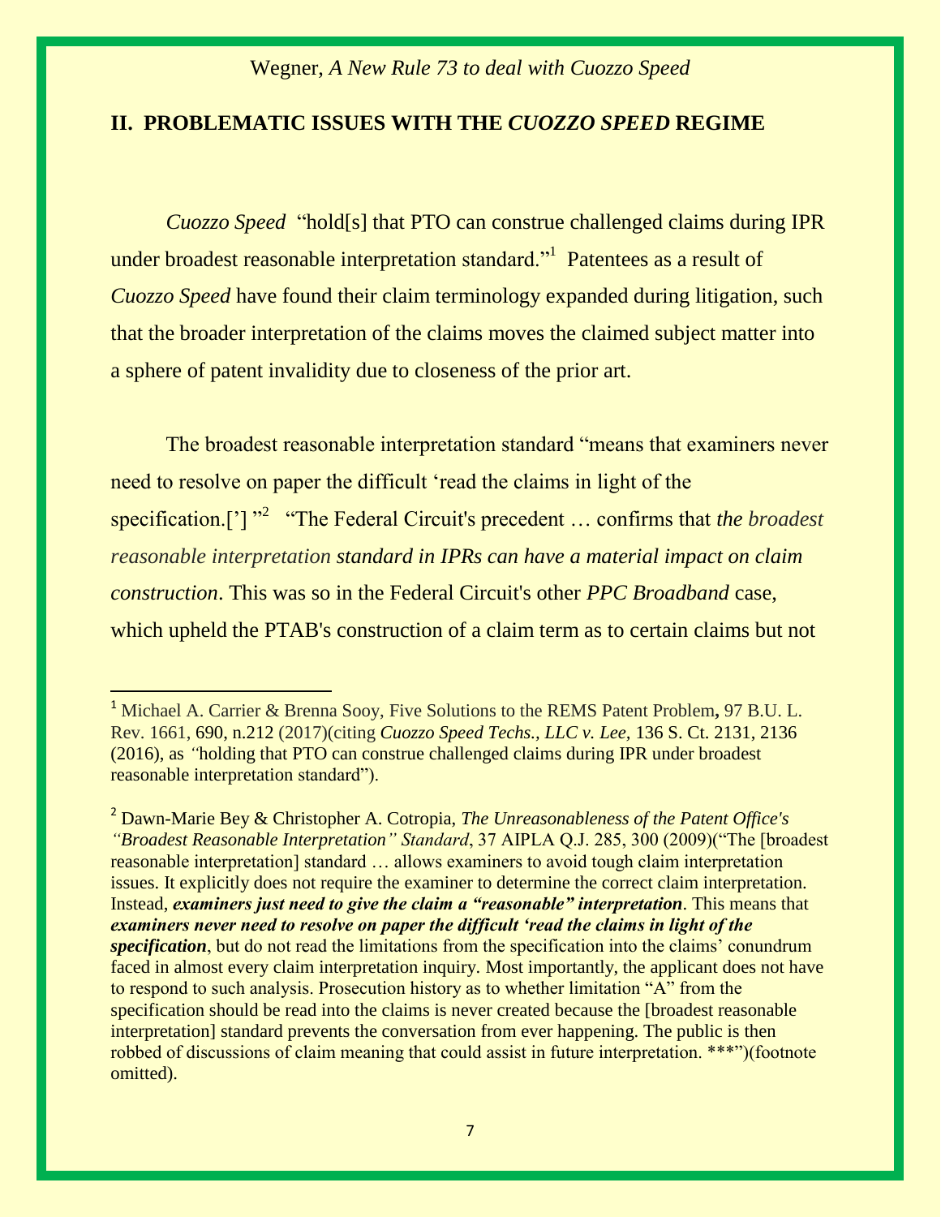## II. PROBLEMATIC ISSUES WITH THE *CUOZZO SPEED* REGIME

*Cuozzo Speed* "hold[s] that PTO can construe challenged claims during IPR under broadest reasonable interpretation standard."[1] Patentees as a result of *Cuozzo Speed* have found their claim terminology expanded during litigation, such that the broader interpretation of the claims moves the claimed subject matter into a sphere of patent invalidity due to closeness of the prior art.

The broadest reasonable interpretation standard "means that examiners never need to resolve on paper the difficult 'read the claims in light of the specification.[']"[2] "The Federal Circuit's precedent … confirms that *the broadest reasonable interpretation* ***standard in IPRs can have a material impact on claim construction***. This was so in the Federal Circuit's other *PPC Broadband* case, which upheld the PTAB's construction of a claim term as to certain claims but not

---

[1] Michael A. Carrier & Brenna Sooy, Five Solutions to the REMS Patent Problem**,** 97 B.U. L. Rev. 1661, 690, n.212 (2017)(citing *Cuozzo Speed Techs., LLC v. Lee*, 136 S. Ct. 2131, 2136 (2016), as "holding that PTO can construe challenged claims during IPR under broadest reasonable interpretation standard").

[2] Dawn-Marie Bey & Christopher A. Cotropia, *The Unreasonableness of the Patent Office's "Broadest Reasonable Interpretation" Standard*, 37 AIPLA Q.J. 285, 300 (2009)("The [broadest reasonable interpretation] standard … allows examiners to avoid tough claim interpretation issues. It explicitly does not require the examiner to determine the correct claim interpretation. Instead, ***examiners just need to give the claim a "reasonable" interpretation***. This means that ***examiners never need to resolve on paper the difficult 'read the claims in light of the specification***, but do not read the limitations from the specification into the claims' conundrum faced in almost every claim interpretation inquiry. Most importantly, the applicant does not have to respond to such analysis. Prosecution history as to whether limitation "A" from the specification should be read into the claims is never created because the [broadest reasonable interpretation] standard prevents the conversation from ever happening. The public is then robbed of discussions of claim meaning that could assist in future interpretation. ***")(footnote omitted).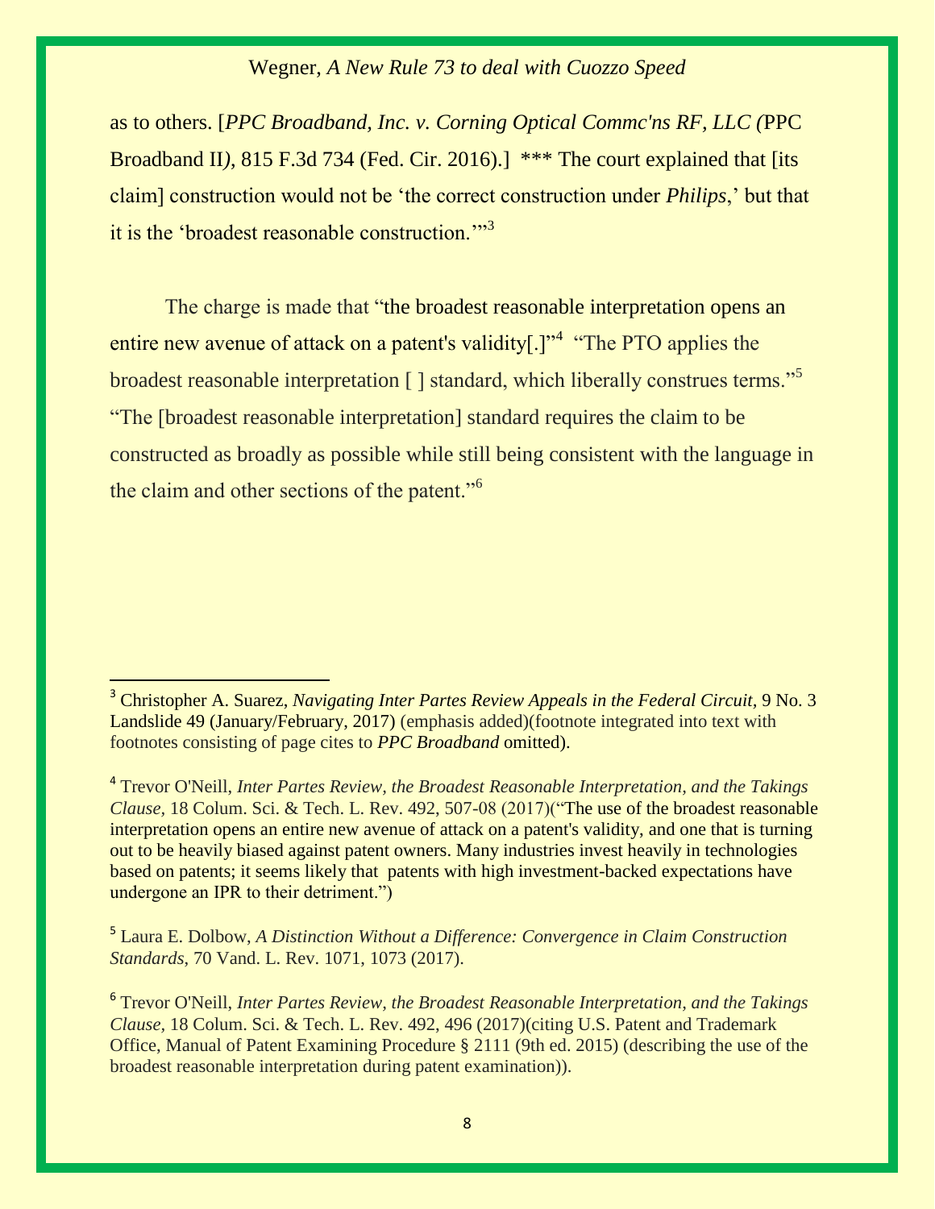as to others. [*PPC Broadband, Inc. v. Corning Optical Commc'ns RF, LLC (*PPC Broadband II*)*, 815 F.3d 734 (Fed. Cir. 2016).] *** The court explained that [its claim] construction would not be 'the correct construction under *Philips*,' but that it is the 'broadest reasonable construction.'"[3]

The charge is made that "the broadest reasonable interpretation opens an entire new avenue of attack on a patent's validity[.]"[4] "The PTO applies the broadest reasonable interpretation [ ] standard, which liberally construes terms."[5] "The [broadest reasonable interpretation] standard requires the claim to be constructed as broadly as possible while still being consistent with the language in the claim and other sections of the patent."[6]

---

[3] Christopher A. Suarez, *Navigating Inter Partes Review Appeals in the Federal Circuit,* 9 No. 3 Landslide 49 (January/February, 2017) (emphasis added)(footnote integrated into text with footnotes consisting of page cites to *PPC Broadband* omitted).

[4] Trevor O'Neill, *Inter Partes Review, the Broadest Reasonable Interpretation, and the Takings Clause*, 18 Colum. Sci. & Tech. L. Rev. 492, 507-08 (2017)("The use of the broadest reasonable interpretation opens an entire new avenue of attack on a patent's validity, and one that is turning out to be heavily biased against patent owners. Many industries invest heavily in technologies based on patents; it seems likely that patents with high investment-backed expectations have undergone an IPR to their detriment.")

[5] Laura E. Dolbow, *A Distinction Without a Difference: Convergence in Claim Construction Standards*, 70 Vand. L. Rev. 1071, 1073 (2017).

[6] Trevor O'Neill, *Inter Partes Review, the Broadest Reasonable Interpretation, and the Takings Clause*, 18 Colum. Sci. & Tech. L. Rev. 492, 496 (2017)(citing U.S. Patent and Trademark Office, Manual of Patent Examining Procedure § 2111 (9th ed. 2015) (describing the use of the broadest reasonable interpretation during patent examination)).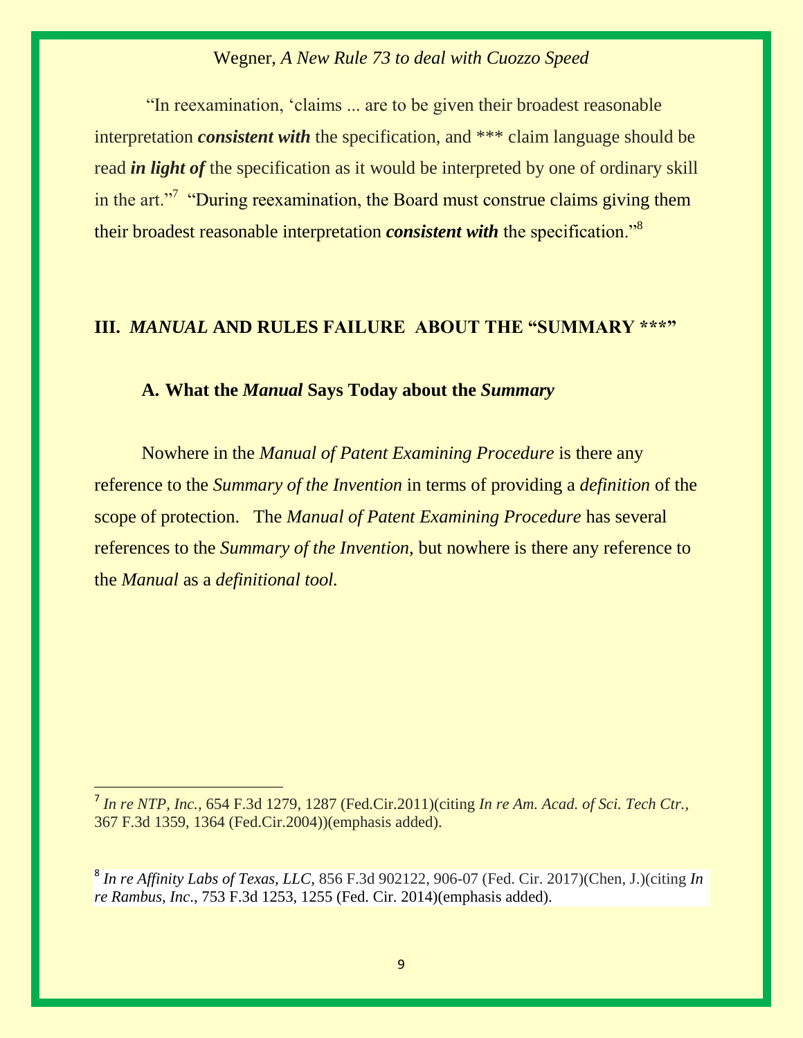"In reexamination, 'claims ... are to be given their broadest reasonable interpretation ***consistent with*** the specification, and *** claim language should be read ***in light of*** the specification as it would be interpreted by one of ordinary skill in the art."[7] "During reexamination, the Board must construe claims giving them their broadest reasonable interpretation ***consistent with*** the specification."[8]

## III. *MANUAL* AND RULES FAILURE ABOUT THE "SUMMARY ***"

### A. What the *Manual* Says Today about the *Summary*

Nowhere in the *Manual of Patent Examining Procedure* is there any reference to the *Summary of the Invention* in terms of providing a *definition* of the scope of protection. The *Manual of Patent Examining Procedure* has several references to the *Summary of the Invention,* but nowhere is there any reference to the *Manual* as a *definitional tool.*

---

[7] *In re NTP, Inc.,* 654 F.3d 1279, 1287 (Fed.Cir.2011)(citing *In re Am. Acad. of Sci. Tech Ctr.,* 367 F.3d 1359, 1364 (Fed.Cir.2004))(emphasis added).

[8] *In re Affinity Labs of Texas, LLC,* 856 F.3d 902122, 906-07 (Fed. Cir. 2017)(Chen, J.)(citing *In re Rambus, Inc*., 753 F.3d 1253, 1255 (Fed. Cir. 2014)(emphasis added).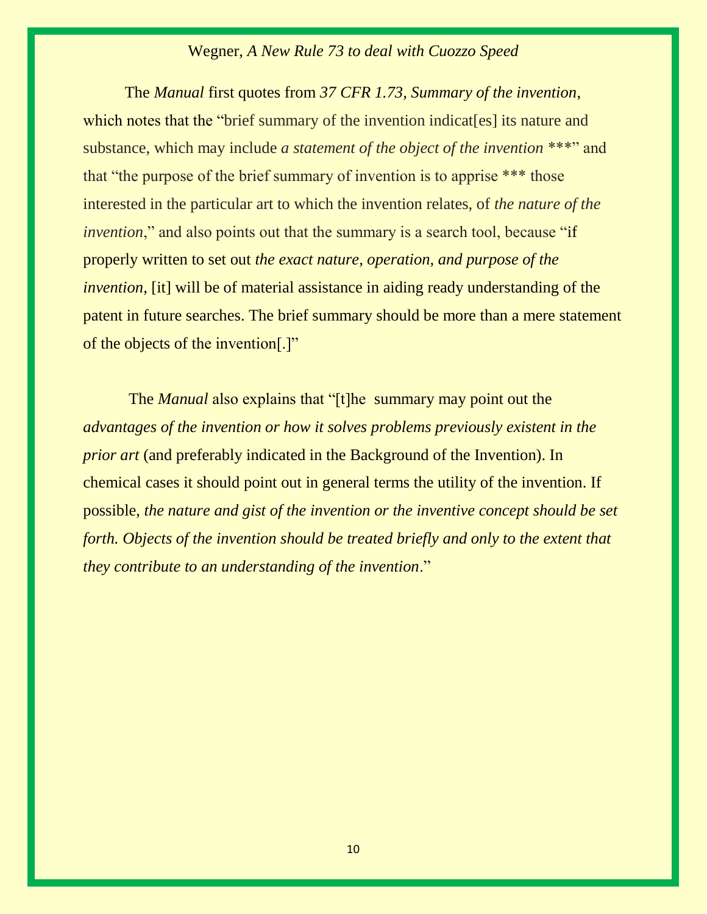The *Manual* first quotes from *37 CFR 1.73, Summary of the invention*, which notes that the "brief summary of the invention indicat[es] its nature and substance, which may include *a statement of the object of the invention* ***" and that "the purpose of the brief summary of invention is to apprise *** those interested in the particular art to which the invention relates, of *the nature of the invention*," and also points out that the summary is a search tool, because "if properly written to set out *the exact nature, operation, and purpose of the invention*, [it] will be of material assistance in aiding ready understanding of the patent in future searches. The brief summary should be more than a mere statement of the objects of the invention[.]"

The *Manual* also explains that "[t]he summary may point out the *advantages of the invention or how it solves problems previously existent in the prior art* (and preferably indicated in the Background of the Invention). In chemical cases it should point out in general terms the utility of the invention. If possible, *the nature and gist of the invention or the inventive concept should be set forth. Objects of the invention should be treated briefly and only to the extent that they contribute to an understanding of the invention*."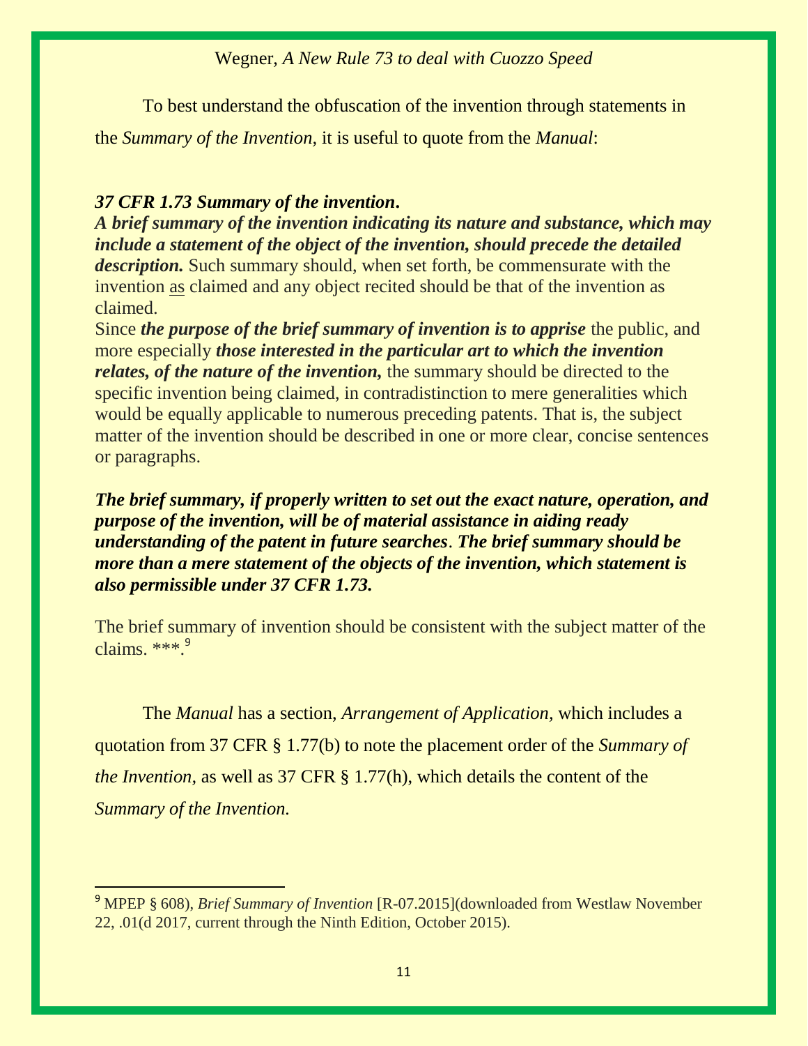To best understand the obfuscation of the invention through statements in the *Summary of the Invention,* it is useful to quote from the *Manual*:

***37 CFR 1.73 Summary of the invention.***
***A brief summary of the invention indicating its nature and substance, which may include a statement of the object of the invention, should precede the detailed description.*** Such summary should, when set forth, be commensurate with the invention as claimed and any object recited should be that of the invention as claimed.
Since ***the purpose of the brief summary of invention is to apprise*** the public, and more especially ***those interested in the particular art to which the invention relates, of the nature of the invention,*** the summary should be directed to the specific invention being claimed, in contradistinction to mere generalities which would be equally applicable to numerous preceding patents. That is, the subject matter of the invention should be described in one or more clear, concise sentences or paragraphs.

***The brief summary, if properly written to set out the exact nature, operation, and purpose of the invention, will be of material assistance in aiding ready understanding of the patent in future searches. The brief summary should be more than a mere statement of the objects of the invention, which statement is also permissible under 37 CFR 1.73.***

The brief summary of invention should be consistent with the subject matter of the claims. ***.[9]

The *Manual* has a section, *Arrangement of Application,* which includes a quotation from 37 CFR § 1.77(b) to note the placement order of the *Summary of the Invention,* as well as 37 CFR § 1.77(h), which details the content of the *Summary of the Invention.*

---

[9] MPEP § 608), *Brief Summary of Invention* [R-07.2015](downloaded from Westlaw November 22, .01(d 2017, current through the Ninth Edition, October 2015).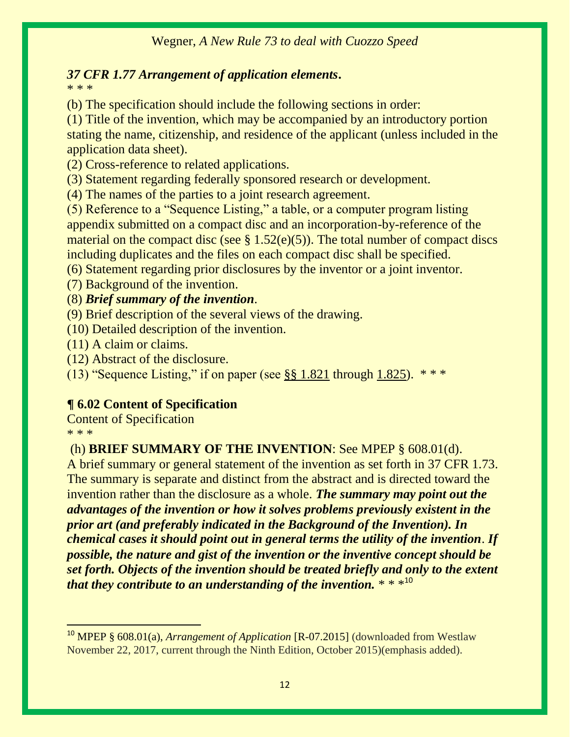***37 CFR 1.77 Arrangement of application elements.***

\* \* \*

(b) The specification should include the following sections in order:

(1) Title of the invention, which may be accompanied by an introductory portion stating the name, citizenship, and residence of the applicant (unless included in the application data sheet).

(2) Cross-reference to related applications.

(3) Statement regarding federally sponsored research or development.

(4) The names of the parties to a joint research agreement.

(5) Reference to a "Sequence Listing," a table, or a computer program listing appendix submitted on a compact disc and an incorporation-by-reference of the material on the compact disc (see § 1.52(e)(5)). The total number of compact discs including duplicates and the files on each compact disc shall be specified.

(6) Statement regarding prior disclosures by the inventor or a joint inventor.

(7) Background of the invention.

(8) ***Brief summary of the invention***.

(9) Brief description of the several views of the drawing.

(10) Detailed description of the invention.

(11) A claim or claims.

(12) Abstract of the disclosure.

(13) "Sequence Listing," if on paper (see §§ 1.821 through 1.825). \* \* \*

**¶ 6.02 Content of Specification**

Content of Specification

\* \* \*

(h) **BRIEF SUMMARY OF THE INVENTION**: See MPEP § 608.01(d). A brief summary or general statement of the invention as set forth in 37 CFR 1.73. The summary is separate and distinct from the abstract and is directed toward the invention rather than the disclosure as a whole. ***The summary may point out the advantages of the invention or how it solves problems previously existent in the prior art (and preferably indicated in the Background of the Invention). In chemical cases it should point out in general terms the utility of the invention***. ***If possible, the nature and gist of the invention or the inventive concept should be set forth. Objects of the invention should be treated briefly and only to the extent that they contribute to an understanding of the invention.*** \* \* \*[10]

---

[10] MPEP § 608.01(a), *Arrangement of Application* [R-07.2015] (downloaded from Westlaw November 22, 2017, current through the Ninth Edition, October 2015)(emphasis added).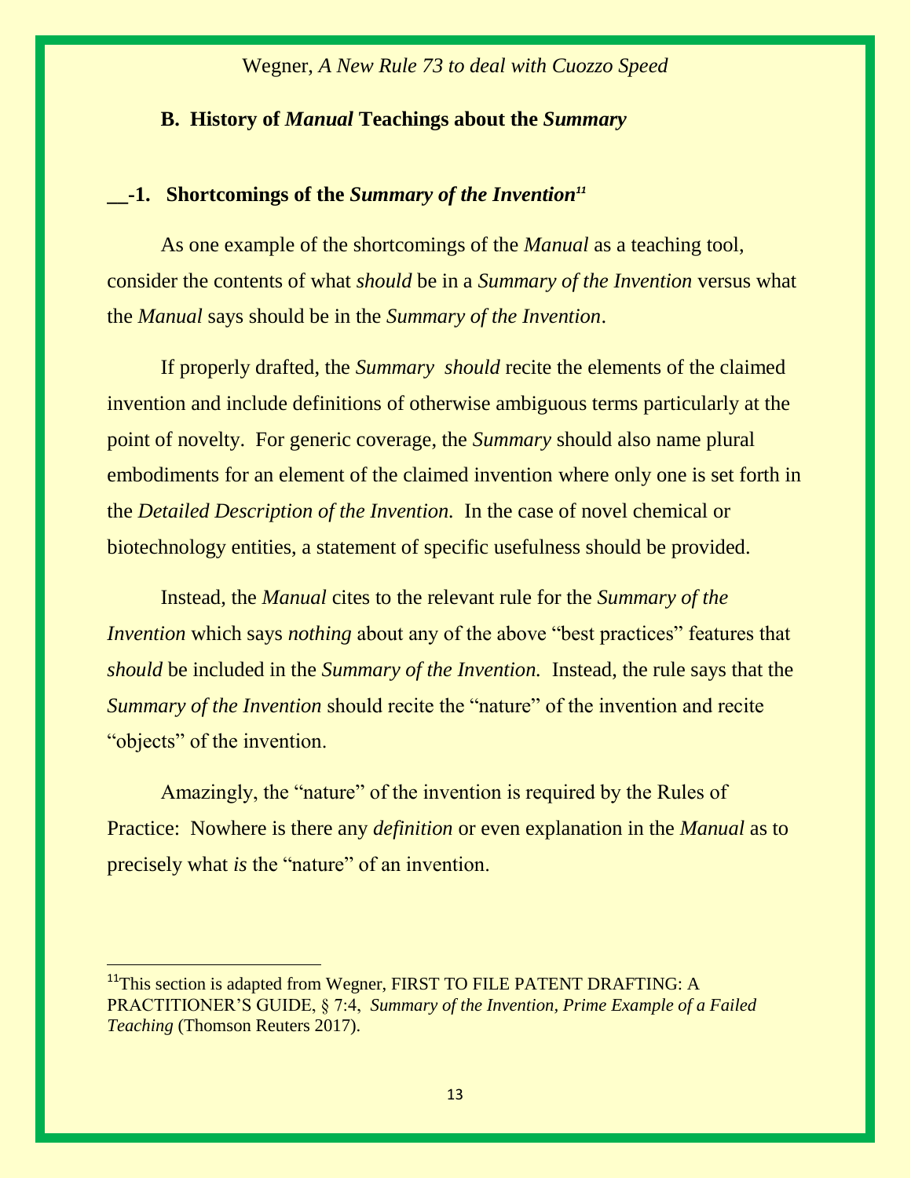### B. History of *Manual* Teachings about the *Summary*

**__-1. Shortcomings of the *Summary of the Invention*[11]**

As one example of the shortcomings of the *Manual* as a teaching tool, consider the contents of what *should* be in a *Summary of the Invention* versus what the *Manual* says should be in the *Summary of the Invention*.

If properly drafted, the *Summary should* recite the elements of the claimed invention and include definitions of otherwise ambiguous terms particularly at the point of novelty. For generic coverage, the *Summary* should also name plural embodiments for an element of the claimed invention where only one is set forth in the *Detailed Description of the Invention.* In the case of novel chemical or biotechnology entities, a statement of specific usefulness should be provided.

Instead, the *Manual* cites to the relevant rule for the *Summary of the Invention* which says *nothing* about any of the above "best practices" features that *should* be included in the *Summary of the Invention.* Instead, the rule says that the *Summary of the Invention* should recite the "nature" of the invention and recite "objects" of the invention.

Amazingly, the "nature" of the invention is required by the Rules of Practice: Nowhere is there any *definition* or even explanation in the *Manual* as to precisely what *is* the "nature" of an invention.

---

[11] This section is adapted from Wegner, FIRST TO FILE PATENT DRAFTING: A PRACTITIONER'S GUIDE, § 7:4, *Summary of the Invention, Prime Example of a Failed Teaching* (Thomson Reuters 2017).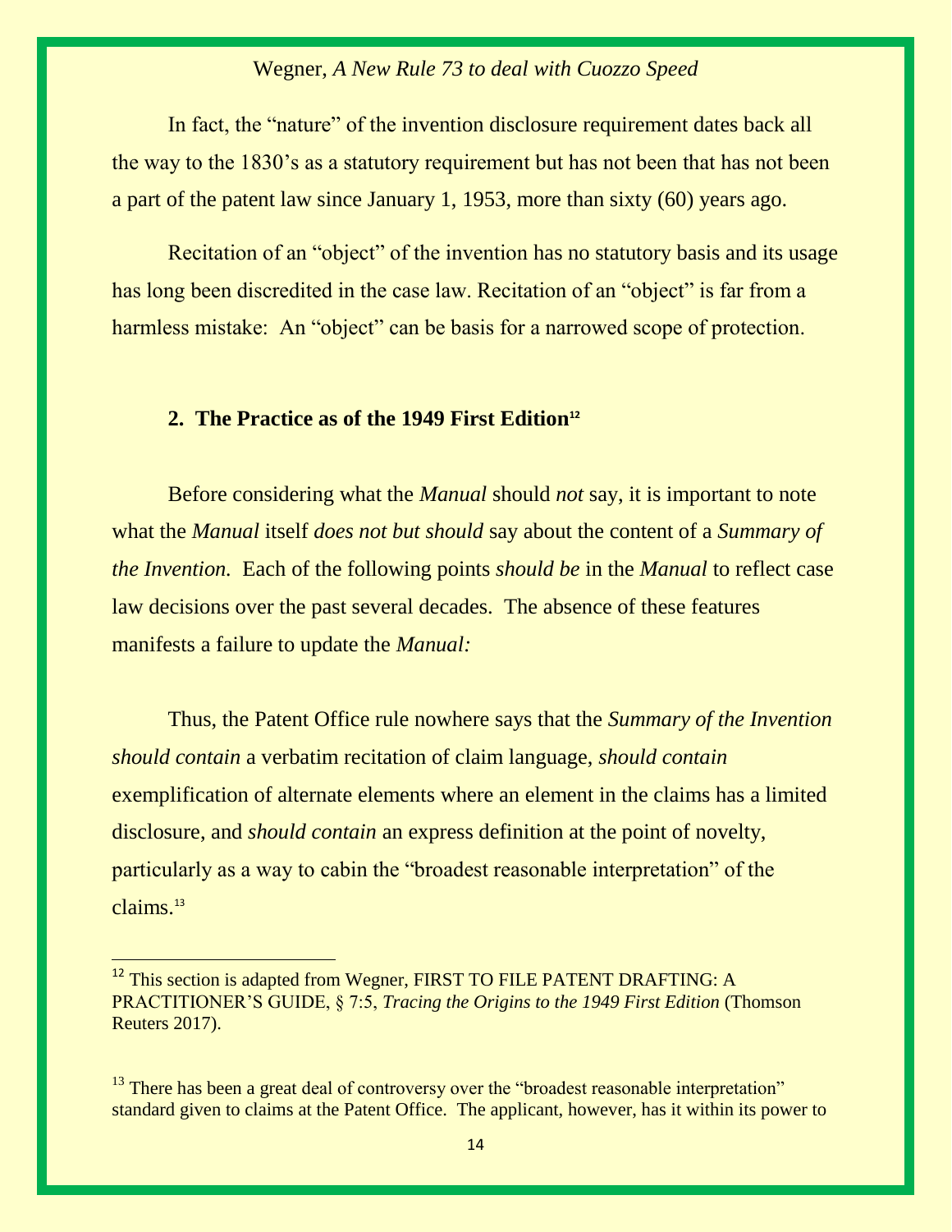In fact, the "nature" of the invention disclosure requirement dates back all the way to the 1830's as a statutory requirement but has not been that has not been a part of the patent law since January 1, 1953, more than sixty (60) years ago.

Recitation of an "object" of the invention has no statutory basis and its usage has long been discredited in the case law. Recitation of an "object" is far from a harmless mistake: An "object" can be basis for a narrowed scope of protection.

### 2. The Practice as of the 1949 First Edition[12]

Before considering what the *Manual* should *not* say, it is important to note what the *Manual* itself *does not but should* say about the content of a *Summary of the Invention.* Each of the following points *should be* in the *Manual* to reflect case law decisions over the past several decades. The absence of these features manifests a failure to update the *Manual:*

Thus, the Patent Office rule nowhere says that the *Summary of the Invention should contain* a verbatim recitation of claim language, *should contain* exemplification of alternate elements where an element in the claims has a limited disclosure, and *should contain* an express definition at the point of novelty, particularly as a way to cabin the "broadest reasonable interpretation" of the claims.[13]

---

[12] This section is adapted from Wegner, FIRST TO FILE PATENT DRAFTING: A PRACTITIONER'S GUIDE, § 7:5, *Tracing the Origins to the 1949 First Edition* (Thomson Reuters 2017).

[13] There has been a great deal of controversy over the "broadest reasonable interpretation" standard given to claims at the Patent Office. The applicant, however, has it within its power to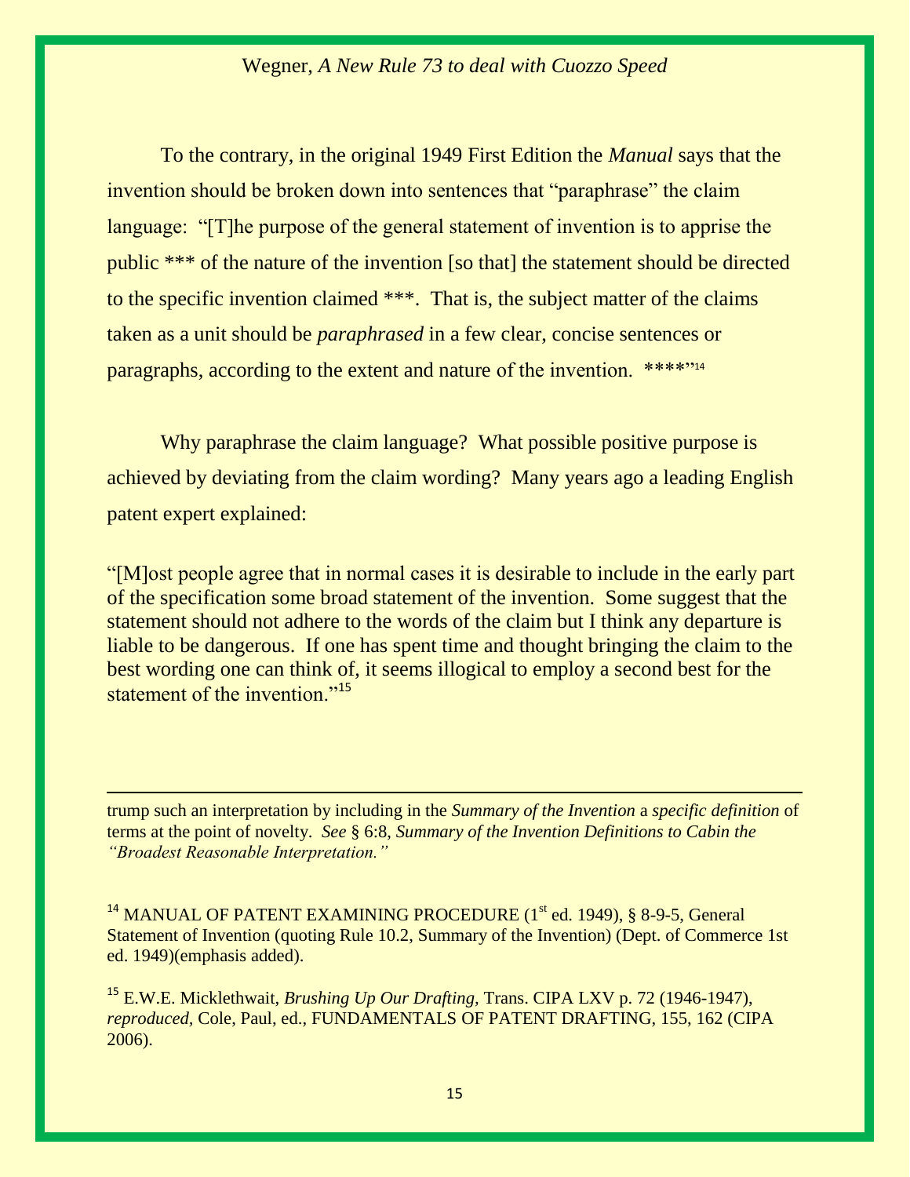To the contrary, in the original 1949 First Edition the *Manual* says that the invention should be broken down into sentences that "paraphrase" the claim language: "[T]he purpose of the general statement of invention is to apprise the public *** of the nature of the invention [so that] the statement should be directed to the specific invention claimed ***. That is, the subject matter of the claims taken as a unit should be *paraphrased* in a few clear, concise sentences or paragraphs, according to the extent and nature of the invention. ****"[14]

Why paraphrase the claim language? What possible positive purpose is achieved by deviating from the claim wording? Many years ago a leading English patent expert explained:

"[M]ost people agree that in normal cases it is desirable to include in the early part of the specification some broad statement of the invention. Some suggest that the statement should not adhere to the words of the claim but I think any departure is liable to be dangerous. If one has spent time and thought bringing the claim to the best wording one can think of, it seems illogical to employ a second best for the statement of the invention."[15]

---

trump such an interpretation by including in the *Summary of the Invention* a *specific definition* of terms at the point of novelty. *See* § 6:8, *Summary of the Invention Definitions to Cabin the "Broadest Reasonable Interpretation."*

[14] MANUAL OF PATENT EXAMINING PROCEDURE (1st ed. 1949), § 8-9-5, General Statement of Invention (quoting Rule 10.2, Summary of the Invention) (Dept. of Commerce 1st ed. 1949)(emphasis added).

[15] E.W.E. Micklethwait, *Brushing Up Our Drafting,* Trans. CIPA LXV p. 72 (1946-1947), *reproduced,* Cole, Paul, ed., FUNDAMENTALS OF PATENT DRAFTING, 155, 162 (CIPA 2006).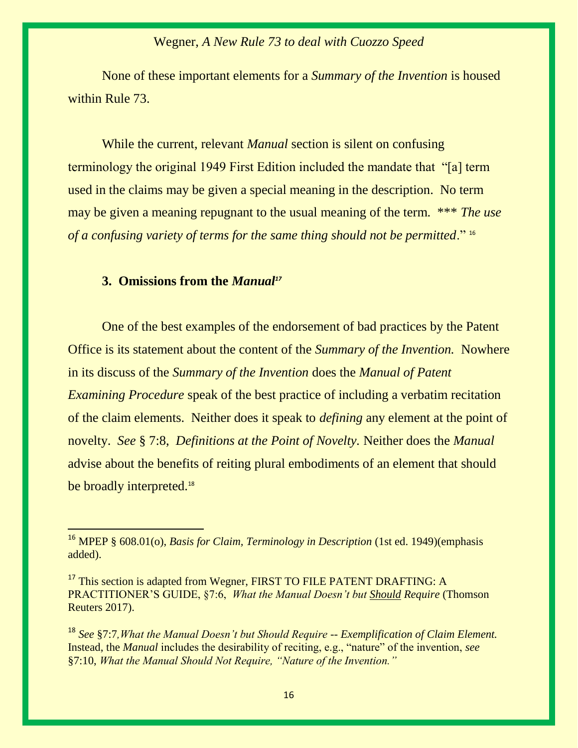None of these important elements for a *Summary of the Invention* is housed within Rule 73.

While the current, relevant *Manual* section is silent on confusing terminology the original 1949 First Edition included the mandate that "[a] term used in the claims may be given a special meaning in the description. No term may be given a meaning repugnant to the usual meaning of the term. *** *The use of a confusing variety of terms for the same thing should not be permitted*." [16]

### 3. Omissions from the *Manual*[17]

One of the best examples of the endorsement of bad practices by the Patent Office is its statement about the content of the *Summary of the Invention.* Nowhere in its discuss of the *Summary of the Invention* does the *Manual of Patent Examining Procedure* speak of the best practice of including a verbatim recitation of the claim elements. Neither does it speak to *defining* any element at the point of novelty. *See* § 7:8, *Definitions at the Point of Novelty*. Neither does the *Manual* advise about the benefits of reiting plural embodiments of an element that should be broadly interpreted.[18]

---

[16] MPEP § 608.01(o), *Basis for Claim, Terminology in Description* (1st ed. 1949)(emphasis added).

[17] This section is adapted from Wegner, FIRST TO FILE PATENT DRAFTING: A PRACTITIONER'S GUIDE, §7:6, *What the Manual Doesn't but <u>Should</u> Require* (Thomson Reuters 2017).

[18] *See* §7:7*, What the Manual Doesn't but Should Require -- Exemplification of Claim Element.* Instead, the *Manual* includes the desirability of reciting, e.g., "nature" of the invention, *see* §7:10, *What the Manual Should Not Require, "Nature of the Invention."*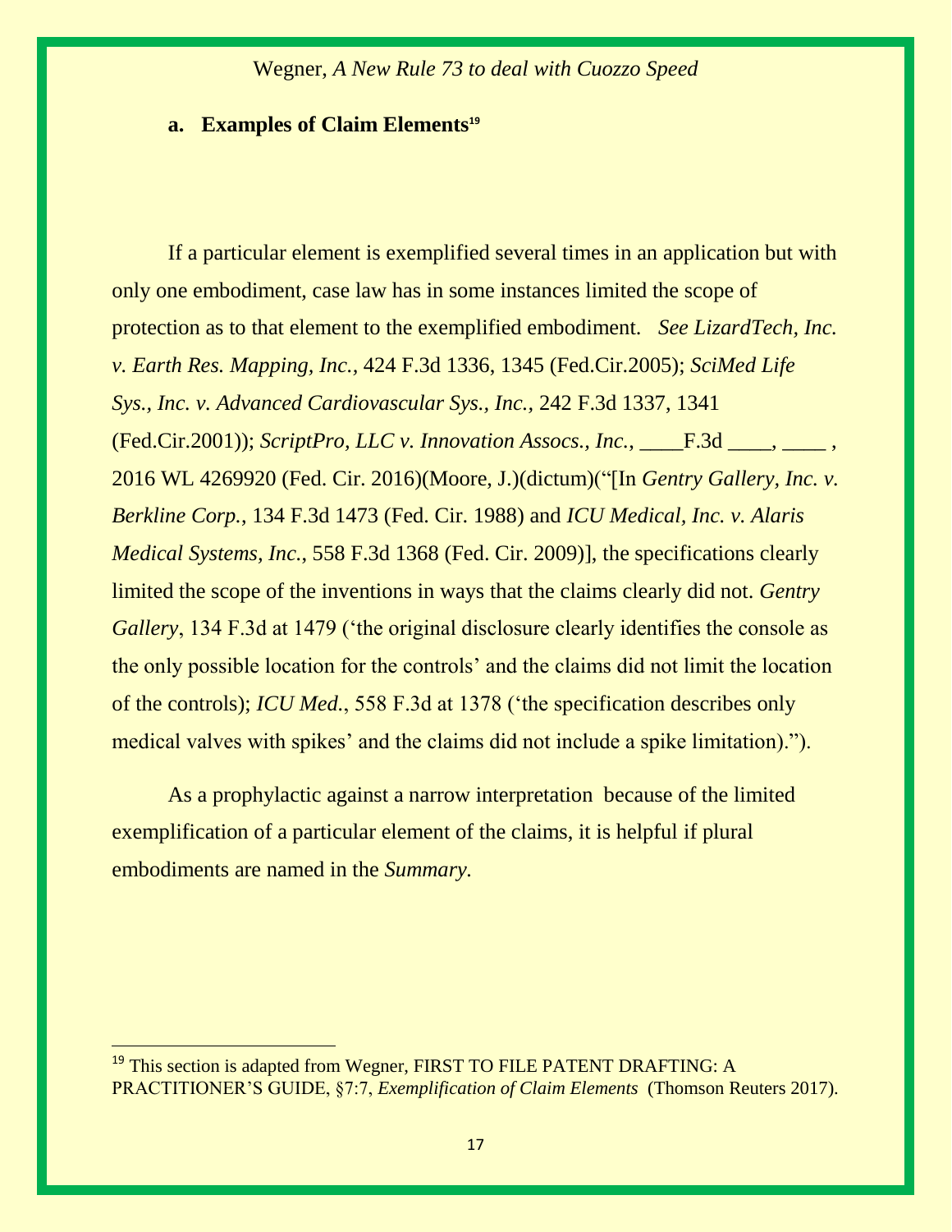### a. Examples of Claim Elements[19]

If a particular element is exemplified several times in an application but with only one embodiment, case law has in some instances limited the scope of protection as to that element to the exemplified embodiment. *See LizardTech, Inc. v. Earth Res. Mapping, Inc.*, 424 F.3d 1336, 1345 (Fed.Cir.2005); *SciMed Life Sys., Inc. v. Advanced Cardiovascular Sys., Inc.*, 242 F.3d 1337, 1341 (Fed.Cir.2001)); *ScriptPro, LLC v. Innovation Assocs., Inc.*, ____F.3d ____, ____ , 2016 WL 4269920 (Fed. Cir. 2016)(Moore, J.)(dictum)("[In *Gentry Gallery, Inc. v. Berkline Corp.*, 134 F.3d 1473 (Fed. Cir. 1988) and *ICU Medical, Inc. v. Alaris Medical Systems, Inc.*, 558 F.3d 1368 (Fed. Cir. 2009)], the specifications clearly limited the scope of the inventions in ways that the claims clearly did not. *Gentry Gallery*, 134 F.3d at 1479 ('the original disclosure clearly identifies the console as the only possible location for the controls' and the claims did not limit the location of the controls); *ICU Med.*, 558 F.3d at 1378 ('the specification describes only medical valves with spikes' and the claims did not include a spike limitation).").

As a prophylactic against a narrow interpretation because of the limited exemplification of a particular element of the claims, it is helpful if plural embodiments are named in the *Summary*.

---

[19] This section is adapted from Wegner, FIRST TO FILE PATENT DRAFTING: A PRACTITIONER'S GUIDE, §7:7, *Exemplification of Claim Elements* (Thomson Reuters 2017).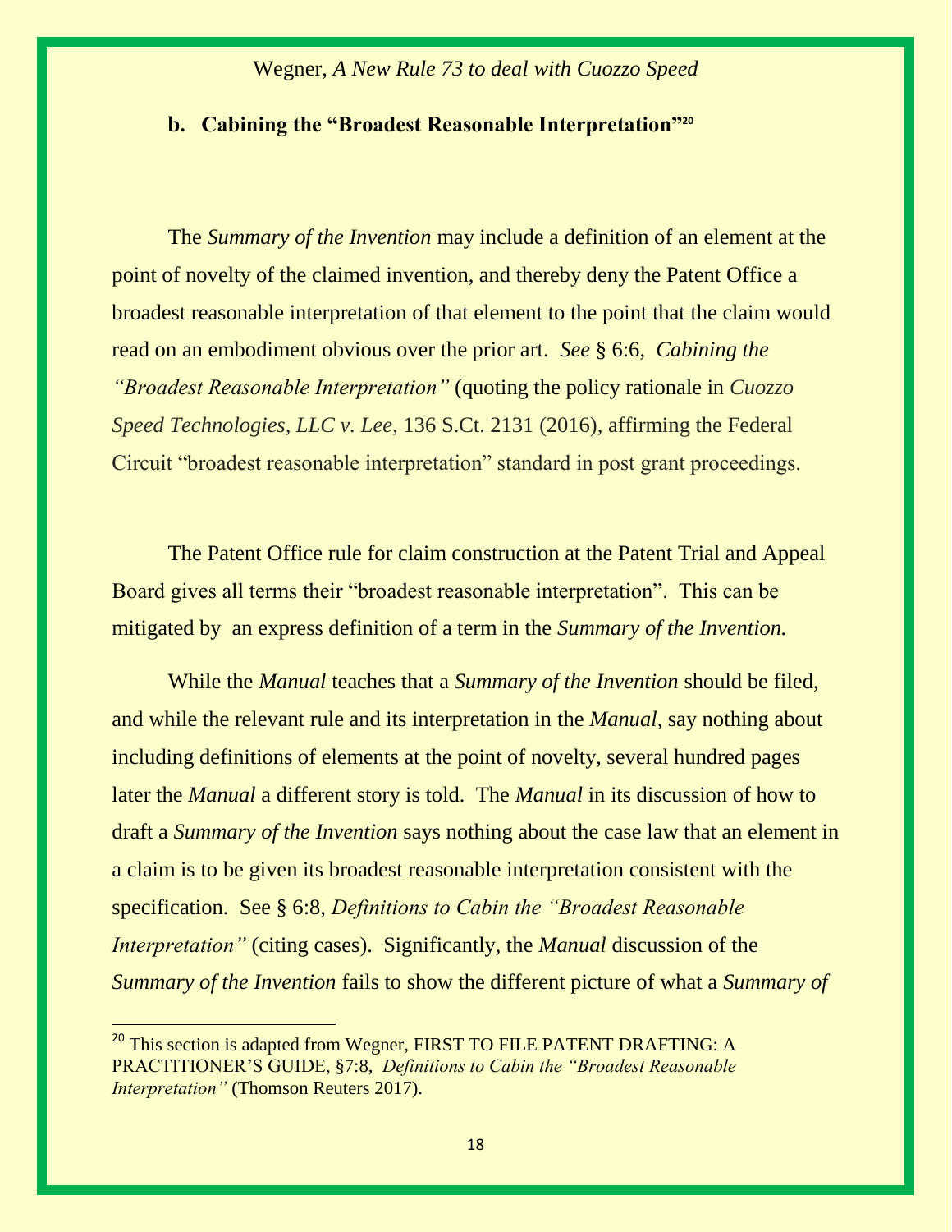### b. Cabining the "Broadest Reasonable Interpretation"[20]

The *Summary of the Invention* may include a definition of an element at the point of novelty of the claimed invention, and thereby deny the Patent Office a broadest reasonable interpretation of that element to the point that the claim would read on an embodiment obvious over the prior art. *See* § 6:6, *Cabining the "Broadest Reasonable Interpretation"* (quoting the policy rationale in *Cuozzo Speed Technologies, LLC v. Lee*, 136 S.Ct. 2131 (2016), affirming the Federal Circuit "broadest reasonable interpretation" standard in post grant proceedings.

The Patent Office rule for claim construction at the Patent Trial and Appeal Board gives all terms their "broadest reasonable interpretation". This can be mitigated by an express definition of a term in the *Summary of the Invention.*

While the *Manual* teaches that a *Summary of the Invention* should be filed, and while the relevant rule and its interpretation in the *Manual*, say nothing about including definitions of elements at the point of novelty, several hundred pages later the *Manual* a different story is told. The *Manual* in its discussion of how to draft a *Summary of the Invention* says nothing about the case law that an element in a claim is to be given its broadest reasonable interpretation consistent with the specification. See § 6:8, *Definitions to Cabin the "Broadest Reasonable Interpretation"* (citing cases). Significantly, the *Manual* discussion of the *Summary of the Invention* fails to show the different picture of what a *Summary of*

---

[20] This section is adapted from Wegner, FIRST TO FILE PATENT DRAFTING: A PRACTITIONER'S GUIDE, §7:8, *Definitions to Cabin the "Broadest Reasonable Interpretation"* (Thomson Reuters 2017).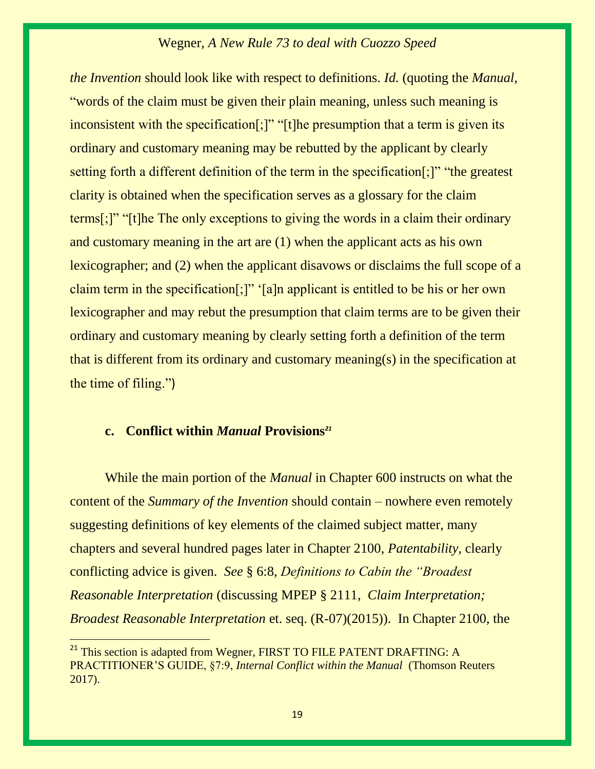*the Invention* should look like with respect to definitions. *Id.* (quoting the *Manual*, "words of the claim must be given their plain meaning, unless such meaning is inconsistent with the specification[;]" "[t]he presumption that a term is given its ordinary and customary meaning may be rebutted by the applicant by clearly setting forth a different definition of the term in the specification[;]" "the greatest clarity is obtained when the specification serves as a glossary for the claim terms[;]" "[t]he The only exceptions to giving the words in a claim their ordinary and customary meaning in the art are (1) when the applicant acts as his own lexicographer; and (2) when the applicant disavows or disclaims the full scope of a claim term in the specification[;]" '[a]n applicant is entitled to be his or her own lexicographer and may rebut the presumption that claim terms are to be given their ordinary and customary meaning by clearly setting forth a definition of the term that is different from its ordinary and customary meaning(s) in the specification at the time of filing.")

### c. Conflict within *Manual* Provisions[21]

While the main portion of the *Manual* in Chapter 600 instructs on what the content of the *Summary of the Invention* should contain – nowhere even remotely suggesting definitions of key elements of the claimed subject matter, many chapters and several hundred pages later in Chapter 2100, *Patentability*, clearly conflicting advice is given. *See* § 6:8, *Definitions to Cabin the "Broadest Reasonable Interpretation* (discussing MPEP § 2111, *Claim Interpretation; Broadest Reasonable Interpretation* et. seq. (R-07)(2015)). In Chapter 2100, the

[21] This section is adapted from Wegner, FIRST TO FILE PATENT DRAFTING: A PRACTITIONER'S GUIDE, §7:9, *Internal Conflict within the Manual* (Thomson Reuters 2017).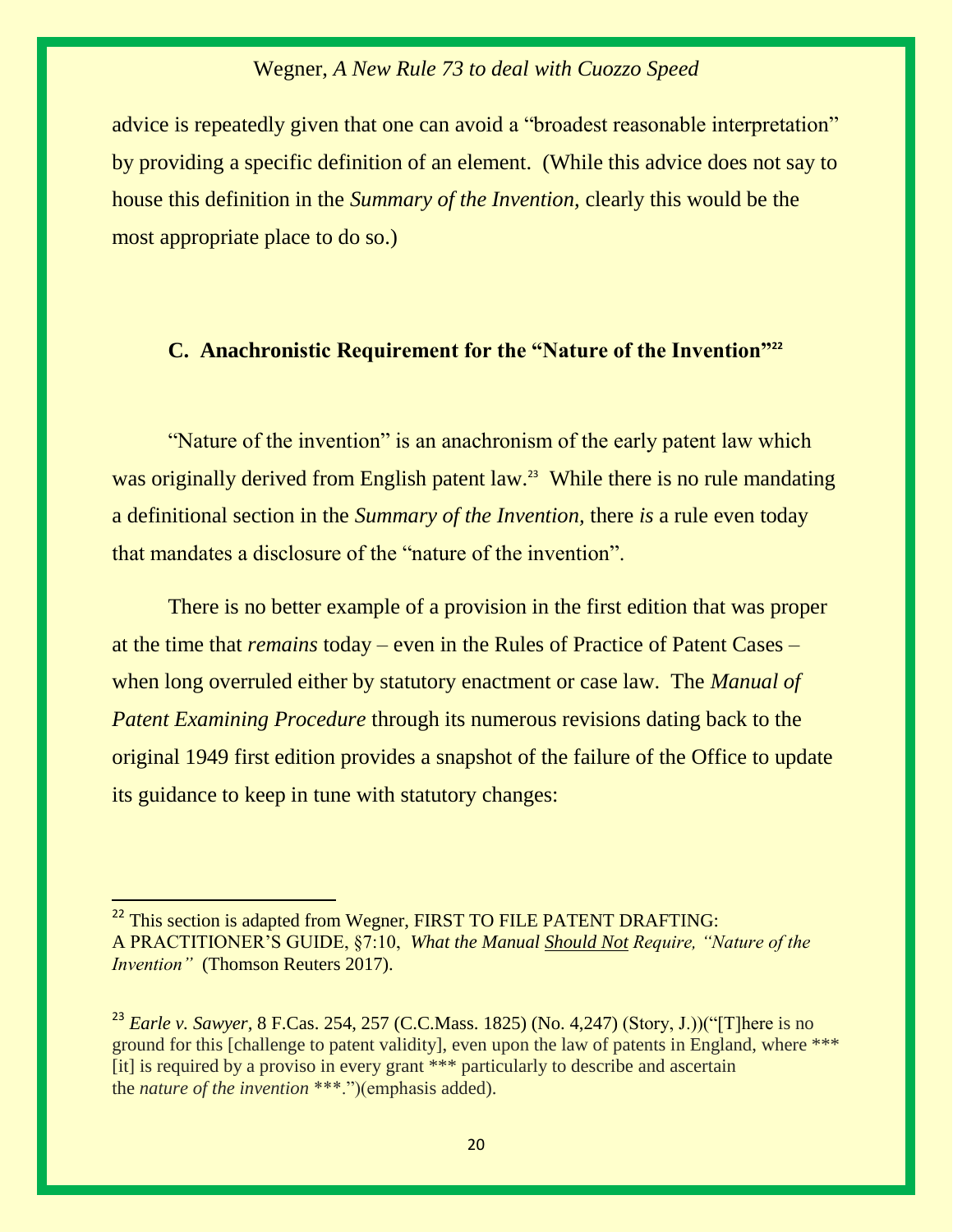advice is repeatedly given that one can avoid a "broadest reasonable interpretation" by providing a specific definition of an element. (While this advice does not say to house this definition in the *Summary of the Invention*, clearly this would be the most appropriate place to do so.)

### C. Anachronistic Requirement for the "Nature of the Invention"[22]

"Nature of the invention" is an anachronism of the early patent law which was originally derived from English patent law.[23] While there is no rule mandating a definitional section in the *Summary of the Invention*, there *is* a rule even today that mandates a disclosure of the "nature of the invention".

There is no better example of a provision in the first edition that was proper at the time that *remains* today – even in the Rules of Practice of Patent Cases – when long overruled either by statutory enactment or case law. The *Manual of Patent Examining Procedure* through its numerous revisions dating back to the original 1949 first edition provides a snapshot of the failure of the Office to update its guidance to keep in tune with statutory changes:

---

[22] This section is adapted from Wegner, FIRST TO FILE PATENT DRAFTING: A PRACTITIONER'S GUIDE, §7:10, *What the Manual <u>Should Not</u> Require, "Nature of the Invention"* (Thomson Reuters 2017).

[23] *Earle v. Sawyer*, 8 F.Cas. 254, 257 (C.C.Mass. 1825) (No. 4,247) (Story, J.))("[T]here is no ground for this [challenge to patent validity], even upon the law of patents in England, where *** [it] is required by a proviso in every grant *** particularly to describe and ascertain the *nature of the invention* ***.")(emphasis added).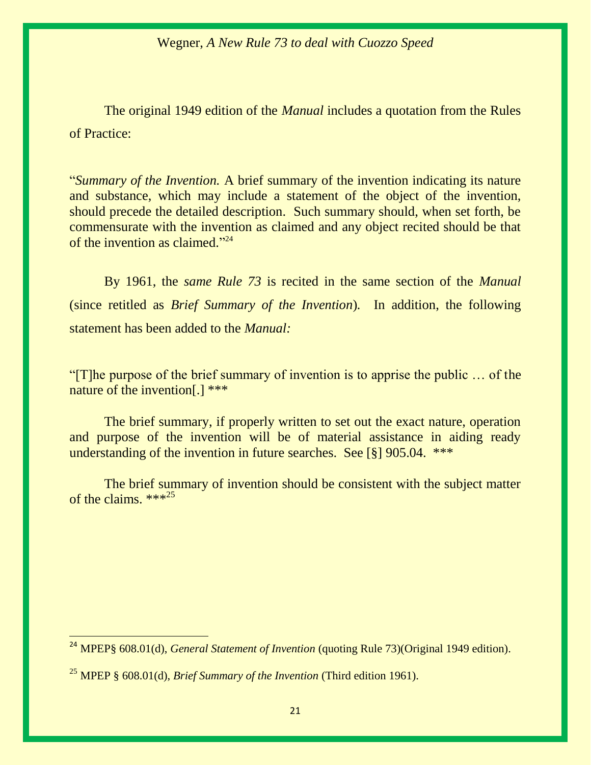The original 1949 edition of the *Manual* includes a quotation from the Rules of Practice:

> "*Summary of the Invention.* A brief summary of the invention indicating its nature and substance, which may include a statement of the object of the invention, should precede the detailed description. Such summary should, when set forth, be commensurate with the invention as claimed and any object recited should be that of the invention as claimed."[24]

By 1961, the *same Rule 73* is recited in the same section of the *Manual* (since retitled as *Brief Summary of the Invention*). In addition, the following statement has been added to the *Manual:*

> "[T]he purpose of the brief summary of invention is to apprise the public … of the nature of the invention[.] ***
>
> The brief summary, if properly written to set out the exact nature, operation and purpose of the invention will be of material assistance in aiding ready understanding of the invention in future searches. See [§] 905.04. ***
>
> The brief summary of invention should be consistent with the subject matter of the claims. ***[25]

---

[24] MPEP§ 608.01(d), *General Statement of Invention* (quoting Rule 73)(Original 1949 edition).

[25] MPEP § 608.01(d), *Brief Summary of the Invention* (Third edition 1961).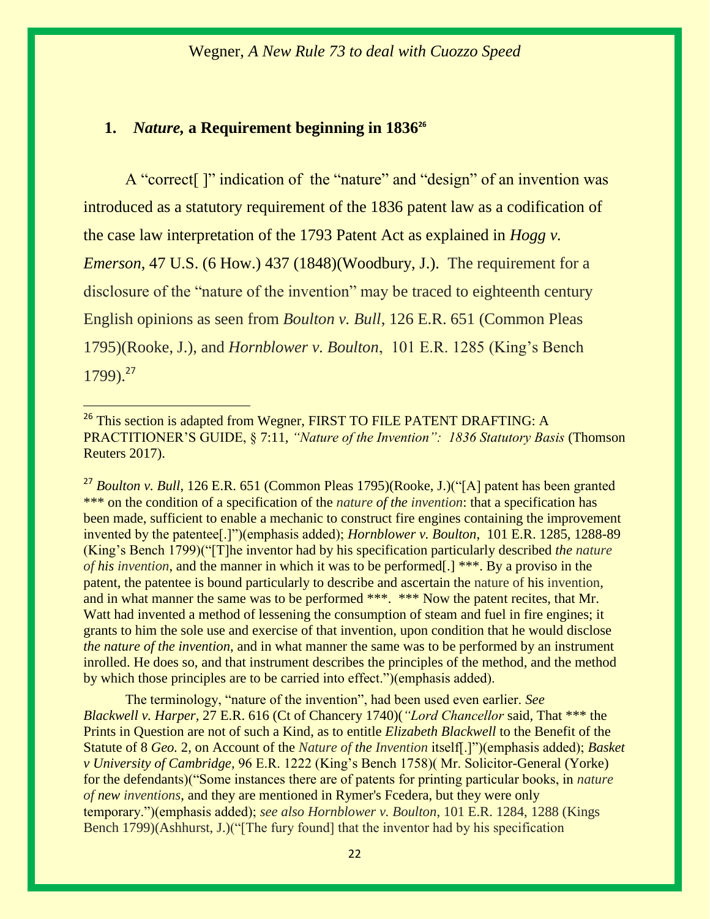### 1. *Nature*, a Requirement beginning in 1836[26]

A "correct[ ]" indication of the "nature" and "design" of an invention was introduced as a statutory requirement of the 1836 patent law as a codification of the case law interpretation of the 1793 Patent Act as explained in *Hogg v. Emerson*, 47 U.S. (6 How.) 437 (1848)(Woodbury, J.). The requirement for a disclosure of the "nature of the invention" may be traced to eighteenth century English opinions as seen from *Boulton v. Bull*, 126 E.R. 651 (Common Pleas 1795)(Rooke, J.), and *Hornblower v. Boulton*, 101 E.R. 1285 (King's Bench 1799).[27]

---

[26] This section is adapted from Wegner, FIRST TO FILE PATENT DRAFTING: A PRACTITIONER'S GUIDE, § 7:11, *"Nature of the Invention": 1836 Statutory Basis* (Thomson Reuters 2017).

[27] *Boulton v. Bull*, 126 E.R. 651 (Common Pleas 1795)(Rooke, J.)("[A] patent has been granted *** on the condition of a specification of the *nature of the invention*: that a specification has been made, sufficient to enable a mechanic to construct fire engines containing the improvement invented by the patentee[.]")(emphasis added); *Hornblower v. Boulton*, 101 E.R. 1285, 1288-89 (King's Bench 1799)("[T]he inventor had by his specification particularly described *the nature of his invention*, and the manner in which it was to be performed[.] ***. By a proviso in the patent, the patentee is bound particularly to describe and ascertain the nature of his invention, and in what manner the same was to be performed ***. *** Now the patent recites, that Mr. Watt had invented a method of lessening the consumption of steam and fuel in fire engines; it grants to him the sole use and exercise of that invention, upon condition that he would disclose *the nature of the invention*, and in what manner the same was to be performed by an instrument inrolled. He does so, and that instrument describes the principles of the method, and the method by which those principles are to be carried into effect.")(emphasis added).

The terminology, "nature of the invention", had been used even earlier. *See Blackwell v. Harper*, 27 E.R. 616 (Ct of Chancery 1740)(*"Lord Chancellor* said, That *** the Prints in Question are not of such a Kind, as to entitle *Elizabeth Blackwell* to the Benefit of the Statute of 8 *Geo.* 2, on Account of the *Nature of the Invention* itself[.]")(emphasis added); *Basket v University of Cambridge*, 96 E.R. 1222 (King's Bench 1758)( Mr. Solicitor-General (Yorke) for the defendants)("Some instances there are of patents for printing particular books, in *nature of new inventions*, and they are mentioned in Rymer's Fœdera, but they were only temporary.")(emphasis added); *see also Hornblower v. Boulton*, 101 E.R. 1284, 1288 (Kings Bench 1799)(Ashhurst, J.)("[The fury found] that the inventor had by his specification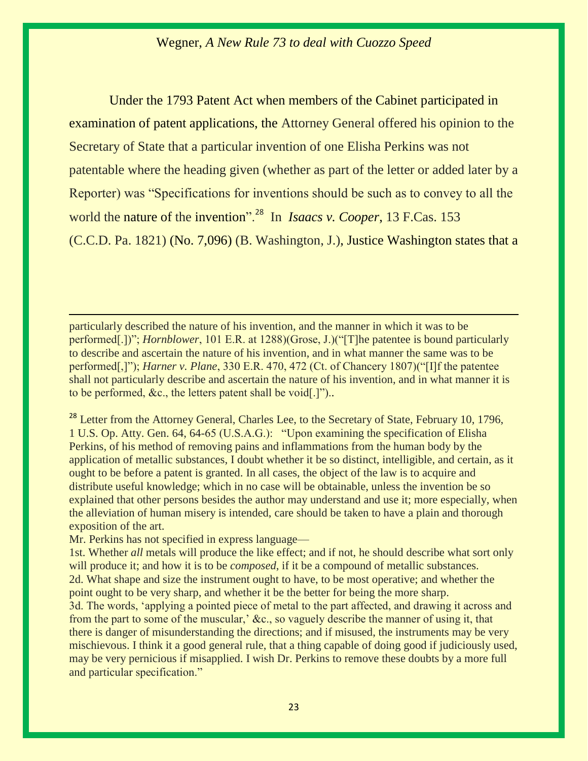Under the 1793 Patent Act when members of the Cabinet participated in examination of patent applications, the Attorney General offered his opinion to the Secretary of State that a particular invention of one Elisha Perkins was not patentable where the heading given (whether as part of the letter or added later by a Reporter) was "Specifications for inventions should be such as to convey to all the world the nature of the invention".[28] In *Isaacs v. Cooper*, 13 F.Cas. 153 (C.C.D. Pa. 1821) (No. 7,096) (B. Washington, J.), Justice Washington states that a

---

particularly described the nature of his invention, and the manner in which it was to be performed[.])"; *Hornblower*, 101 E.R. at 1288)(Grose, J.)("[T]he patentee is bound particularly to describe and ascertain the nature of his invention, and in what manner the same was to be performed[,]"); *Harner v. Plane*, 330 E.R. 470, 472 (Ct. of Chancery 1807)("[I]f the patentee shall not particularly describe and ascertain the nature of his invention, and in what manner it is to be performed, &c., the letters patent shall be void[.]")..

[28] Letter from the Attorney General, Charles Lee, to the Secretary of State, February 10, 1796, 1 U.S. Op. Atty. Gen. 64, 64-65 (U.S.A.G.): "Upon examining the specification of Elisha Perkins, of his method of removing pains and inflammations from the human body by the application of metallic substances, I doubt whether it be so distinct, intelligible, and certain, as it ought to be before a patent is granted. In all cases, the object of the law is to acquire and distribute useful knowledge; which in no case will be obtainable, unless the invention be so explained that other persons besides the author may understand and use it; more especially, when the alleviation of human misery is intended, care should be taken to have a plain and thorough exposition of the art.
Mr. Perkins has not specified in express language—
1st. Whether *all* metals will produce the like effect; and if not, he should describe what sort only will produce it; and how it is to be *composed*, if it be a compound of metallic substances.
2d. What shape and size the instrument ought to have, to be most operative; and whether the point ought to be very sharp, and whether it be the better for being the more sharp.
3d. The words, 'applying a pointed piece of metal to the part affected, and drawing it across and from the part to some of the muscular,' &c., so vaguely describe the manner of using it, that there is danger of misunderstanding the directions; and if misused, the instruments may be very mischievous. I think it a good general rule, that a thing capable of doing good if judiciously used, may be very pernicious if misapplied. I wish Dr. Perkins to remove these doubts by a more full and particular specification."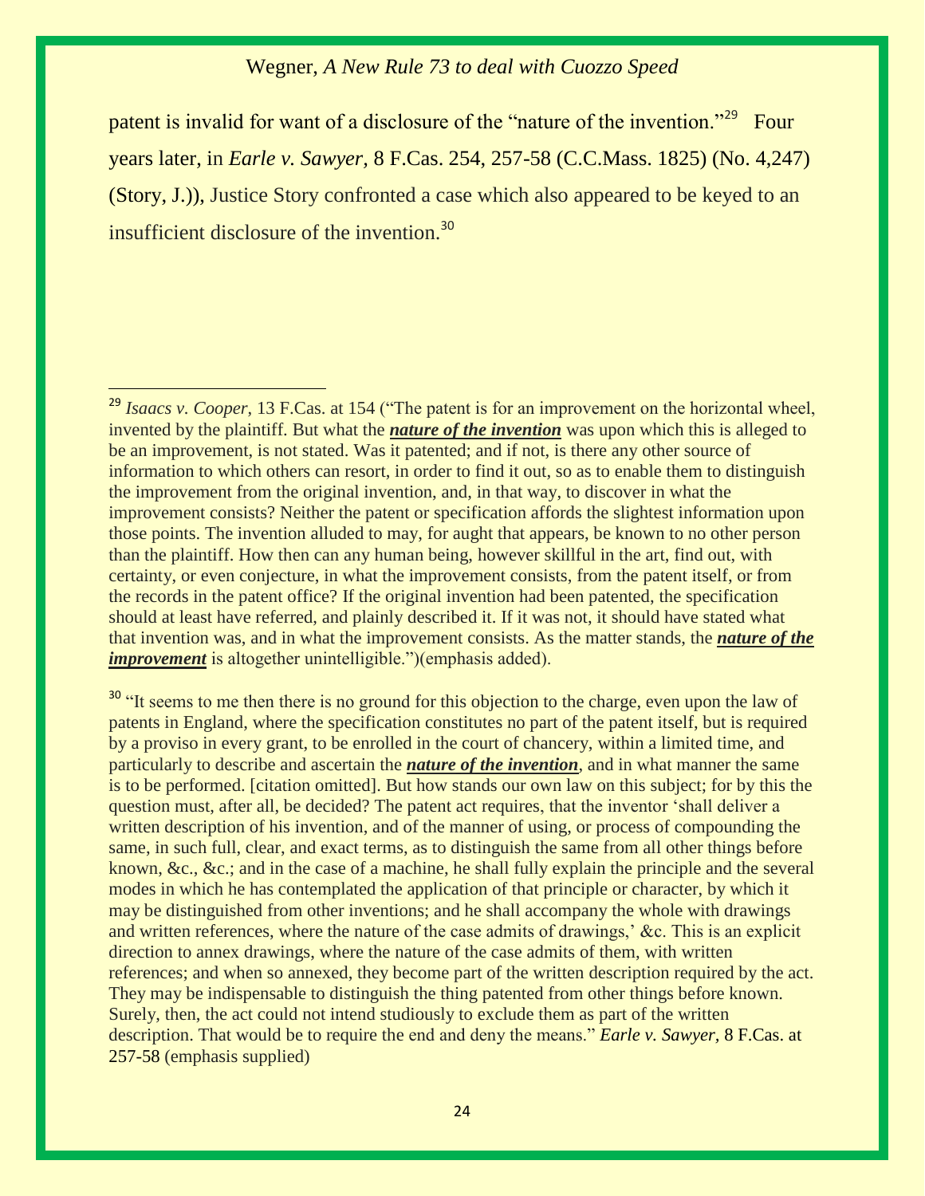patent is invalid for want of a disclosure of the "nature of the invention."[29] Four years later, in *Earle v. Sawyer*, 8 F.Cas. 254, 257-58 (C.C.Mass. 1825) (No. 4,247) (Story, J.)), Justice Story confronted a case which also appeared to be keyed to an insufficient disclosure of the invention.[30]

---

[29] *Isaacs v. Cooper*, 13 F.Cas. at 154 ("The patent is for an improvement on the horizontal wheel, invented by the plaintiff. But what the ***nature of the invention*** was upon which this is alleged to be an improvement, is not stated. Was it patented; and if not, is there any other source of information to which others can resort, in order to find it out, so as to enable them to distinguish the improvement from the original invention, and, in that way, to discover in what the improvement consists? Neither the patent or specification affords the slightest information upon those points. The invention alluded to may, for aught that appears, be known to no other person than the plaintiff. How then can any human being, however skillful in the art, find out, with certainty, or even conjecture, in what the improvement consists, from the patent itself, or from the records in the patent office? If the original invention had been patented, the specification should at least have referred, and plainly described it. If it was not, it should have stated what that invention was, and in what the improvement consists. As the matter stands, the ***nature of the improvement*** is altogether unintelligible.")(emphasis added).

[30] "It seems to me then there is no ground for this objection to the charge, even upon the law of patents in England, where the specification constitutes no part of the patent itself, but is required by a proviso in every grant, to be enrolled in the court of chancery, within a limited time, and particularly to describe and ascertain the ***nature of the invention***, and in what manner the same is to be performed. [citation omitted]. But how stands our own law on this subject; for by this the question must, after all, be decided? The patent act requires, that the inventor 'shall deliver a written description of his invention, and of the manner of using, or process of compounding the same, in such full, clear, and exact terms, as to distinguish the same from all other things before known, &c., &c.; and in the case of a machine, he shall fully explain the principle and the several modes in which he has contemplated the application of that principle or character, by which it may be distinguished from other inventions; and he shall accompany the whole with drawings and written references, where the nature of the case admits of drawings,' &c. This is an explicit direction to annex drawings, where the nature of the case admits of them, with written references; and when so annexed, they become part of the written description required by the act. They may be indispensable to distinguish the thing patented from other things before known. Surely, then, the act could not intend studiously to exclude them as part of the written description. That would be to require the end and deny the means." *Earle v. Sawyer,* 8 F.Cas. at 257-58 (emphasis supplied)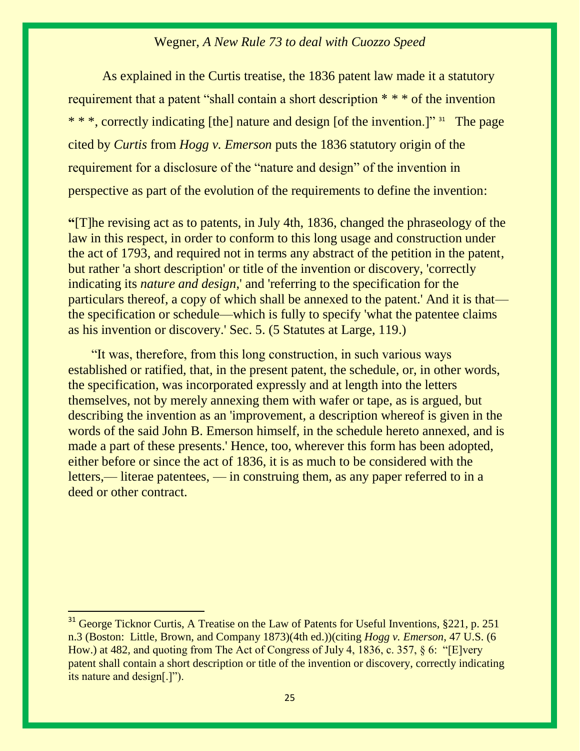As explained in the Curtis treatise, the 1836 patent law made it a statutory requirement that a patent "shall contain a short description * * * of the invention * * *, correctly indicating [the] nature and design [of the invention.]" [31] The page cited by *Curtis* from *Hogg v. Emerson* puts the 1836 statutory origin of the requirement for a disclosure of the "nature and design" of the invention in perspective as part of the evolution of the requirements to define the invention:

> **"**[T]he revising act as to patents, in July 4th, 1836, changed the phraseology of the law in this respect, in order to conform to this long usage and construction under the act of 1793, and required not in terms any abstract of the petition in the patent, but rather 'a short description' or title of the invention or discovery, 'correctly indicating its *nature and design*,' and 'referring to the specification for the particulars thereof, a copy of which shall be annexed to the patent.' And it is that—the specification or schedule—which is fully to specify 'what the patentee claims as his invention or discovery.' Sec. 5. (5 Statutes at Large, 119.)
>
> "It was, therefore, from this long construction, in such various ways established or ratified, that, in the present patent, the schedule, or, in other words, the specification, was incorporated expressly and at length into the letters themselves, not by merely annexing them with wafer or tape, as is argued, but describing the invention as an 'improvement, a description whereof is given in the words of the said John B. Emerson himself, in the schedule hereto annexed, and is made a part of these presents.' Hence, too, wherever this form has been adopted, either before or since the act of 1836, it is as much to be considered with the letters,— literae patentees, — in construing them, as any paper referred to in a deed or other contract.

---

[31] George Ticknor Curtis, A Treatise on the Law of Patents for Useful Inventions, §221, p. 251 n.3 (Boston: Little, Brown, and Company 1873)(4th ed.))(citing *Hogg v. Emerson*, 47 U.S. (6 How.) at 482, and quoting from The Act of Congress of July 4, 1836, c. 357, § 6: "[E]very patent shall contain a short description or title of the invention or discovery, correctly indicating its nature and design[.]").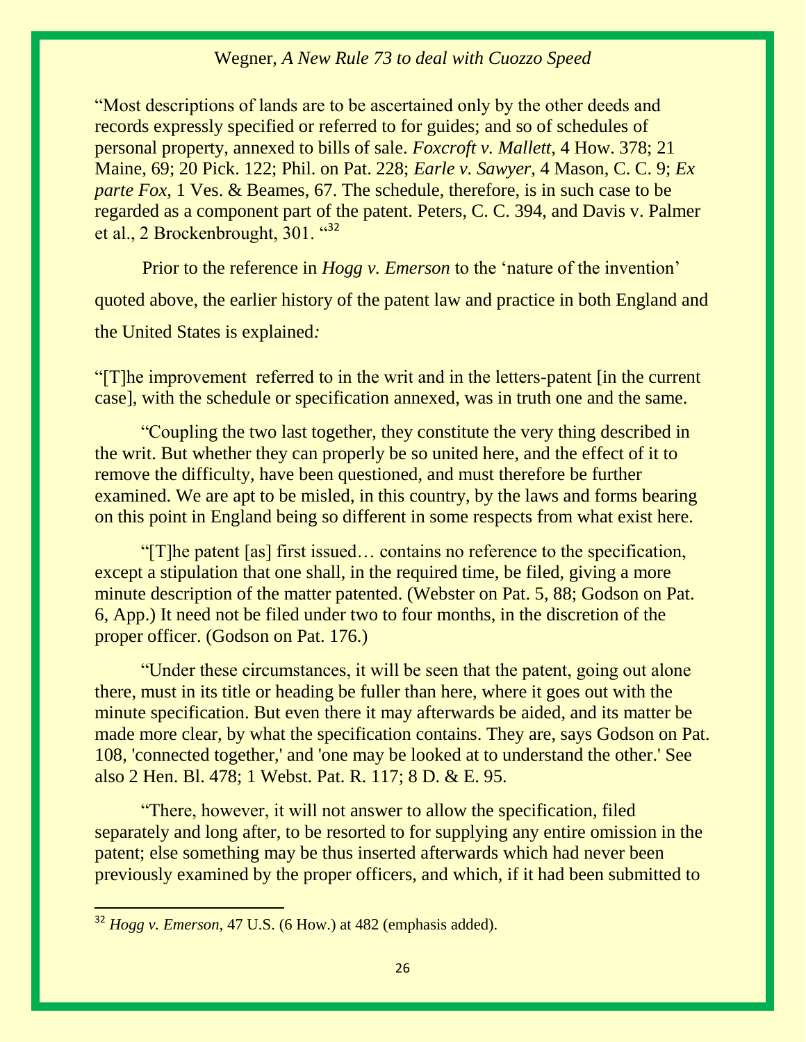"Most descriptions of lands are to be ascertained only by the other deeds and records expressly specified or referred to for guides; and so of schedules of personal property, annexed to bills of sale. *Foxcroft v. Mallett*, 4 How. 378; 21 Maine, 69; 20 Pick. 122; Phil. on Pat. 228; *Earle v. Sawyer*, 4 Mason, C. C. 9; *Ex parte Fox*, 1 Ves. & Beames, 67. The schedule, therefore, is in such case to be regarded as a component part of the patent. Peters, C. C. 394, and Davis v. Palmer et al., 2 Brockenbrought, 301. "[32]

Prior to the reference in *Hogg v. Emerson* to the 'nature of the invention' quoted above, the earlier history of the patent law and practice in both England and the United States is explained*:*

"[T]he improvement referred to in the writ and in the letters-patent [in the current case], with the schedule or specification annexed, was in truth one and the same.

"Coupling the two last together, they constitute the very thing described in the writ. But whether they can properly be so united here, and the effect of it to remove the difficulty, have been questioned, and must therefore be further examined. We are apt to be misled, in this country, by the laws and forms bearing on this point in England being so different in some respects from what exist here.

"[T]he patent [as] first issued… contains no reference to the specification, except a stipulation that one shall, in the required time, be filed, giving a more minute description of the matter patented. (Webster on Pat. 5, 88; Godson on Pat. 6, App.) It need not be filed under two to four months, in the discretion of the proper officer. (Godson on Pat. 176.)

"Under these circumstances, it will be seen that the patent, going out alone there, must in its title or heading be fuller than here, where it goes out with the minute specification. But even there it may afterwards be aided, and its matter be made more clear, by what the specification contains. They are, says Godson on Pat. 108, 'connected together,' and 'one may be looked at to understand the other.' See also 2 Hen. Bl. 478; 1 Webst. Pat. R. 117; 8 D. & E. 95.

"There, however, it will not answer to allow the specification, filed separately and long after, to be resorted to for supplying any entire omission in the patent; else something may be thus inserted afterwards which had never been previously examined by the proper officers, and which, if it had been submitted to

---

[32] *Hogg v. Emerson*, 47 U.S. (6 How.) at 482 (emphasis added).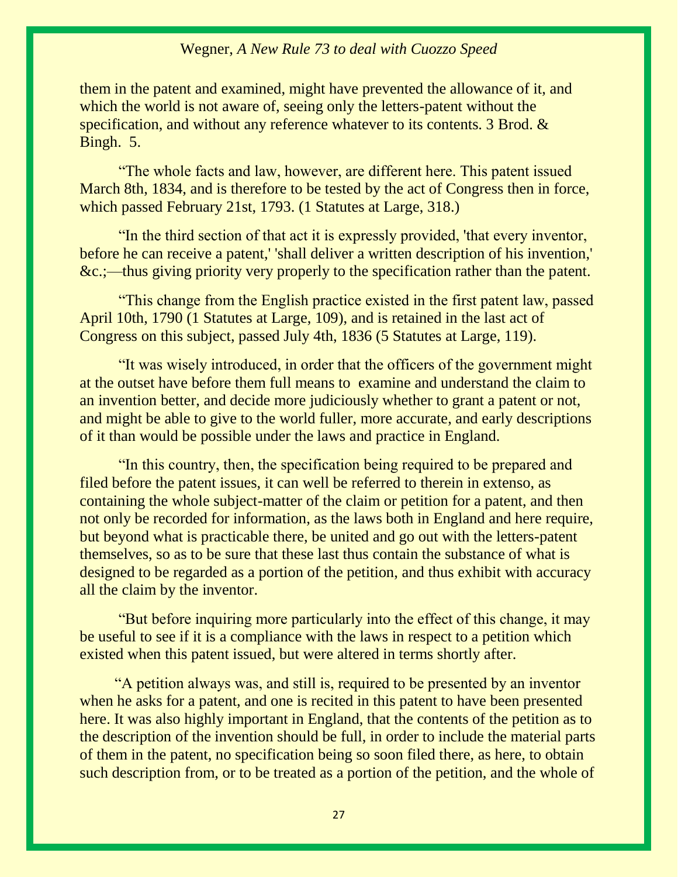them in the patent and examined, might have prevented the allowance of it, and which the world is not aware of, seeing only the letters-patent without the specification, and without any reference whatever to its contents. 3 Brod. & Bingh. 5.

"The whole facts and law, however, are different here. This patent issued March 8th, 1834, and is therefore to be tested by the act of Congress then in force, which passed February 21st, 1793. (1 Statutes at Large, 318.)

"In the third section of that act it is expressly provided, 'that every inventor, before he can receive a patent,' 'shall deliver a written description of his invention,' &c.;—thus giving priority very properly to the specification rather than the patent.

"This change from the English practice existed in the first patent law, passed April 10th, 1790 (1 Statutes at Large, 109), and is retained in the last act of Congress on this subject, passed July 4th, 1836 (5 Statutes at Large, 119).

"It was wisely introduced, in order that the officers of the government might at the outset have before them full means to examine and understand the claim to an invention better, and decide more judiciously whether to grant a patent or not, and might be able to give to the world fuller, more accurate, and early descriptions of it than would be possible under the laws and practice in England.

"In this country, then, the specification being required to be prepared and filed before the patent issues, it can well be referred to therein in extenso, as containing the whole subject-matter of the claim or petition for a patent, and then not only be recorded for information, as the laws both in England and here require, but beyond what is practicable there, be united and go out with the letters-patent themselves, so as to be sure that these last thus contain the substance of what is designed to be regarded as a portion of the petition, and thus exhibit with accuracy all the claim by the inventor.

"But before inquiring more particularly into the effect of this change, it may be useful to see if it is a compliance with the laws in respect to a petition which existed when this patent issued, but were altered in terms shortly after.

"A petition always was, and still is, required to be presented by an inventor when he asks for a patent, and one is recited in this patent to have been presented here. It was also highly important in England, that the contents of the petition as to the description of the invention should be full, in order to include the material parts of them in the patent, no specification being so soon filed there, as here, to obtain such description from, or to be treated as a portion of the petition, and the whole of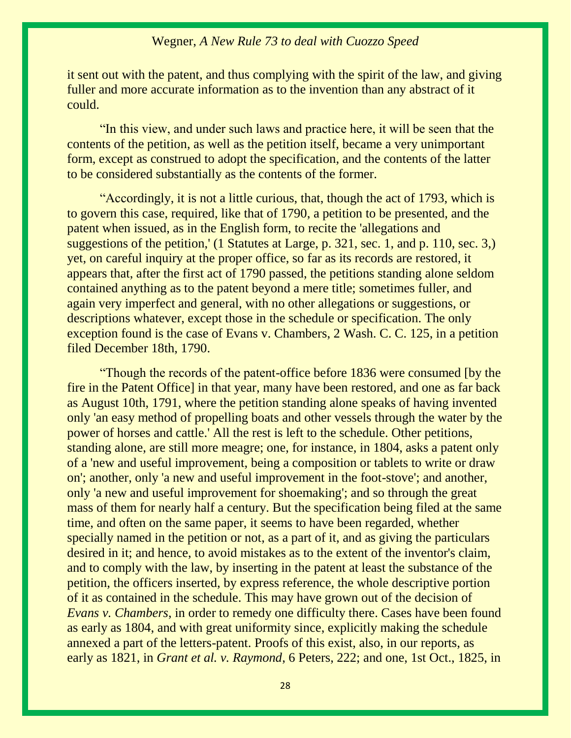it sent out with the patent, and thus complying with the spirit of the law, and giving fuller and more accurate information as to the invention than any abstract of it could.

"In this view, and under such laws and practice here, it will be seen that the contents of the petition, as well as the petition itself, became a very unimportant form, except as construed to adopt the specification, and the contents of the latter to be considered substantially as the contents of the former.

"Accordingly, it is not a little curious, that, though the act of 1793, which is to govern this case, required, like that of 1790, a petition to be presented, and the patent when issued, as in the English form, to recite the 'allegations and suggestions of the petition,' (1 Statutes at Large, p. 321, sec. 1, and p. 110, sec. 3,) yet, on careful inquiry at the proper office, so far as its records are restored, it appears that, after the first act of 1790 passed, the petitions standing alone seldom contained anything as to the patent beyond a mere title; sometimes fuller, and again very imperfect and general, with no other allegations or suggestions, or descriptions whatever, except those in the schedule or specification. The only exception found is the case of Evans v. Chambers, 2 Wash. C. C. 125, in a petition filed December 18th, 1790.

"Though the records of the patent-office before 1836 were consumed [by the fire in the Patent Office] in that year, many have been restored, and one as far back as August 10th, 1791, where the petition standing alone speaks of having invented only 'an easy method of propelling boats and other vessels through the water by the power of horses and cattle.' All the rest is left to the schedule. Other petitions, standing alone, are still more meagre; one, for instance, in 1804, asks a patent only of a 'new and useful improvement, being a composition or tablets to write or draw on'; another, only 'a new and useful improvement in the foot-stove'; and another, only 'a new and useful improvement for shoemaking'; and so through the great mass of them for nearly half a century. But the specification being filed at the same time, and often on the same paper, it seems to have been regarded, whether specially named in the petition or not, as a part of it, and as giving the particulars desired in it; and hence, to avoid mistakes as to the extent of the inventor's claim, and to comply with the law, by inserting in the patent at least the substance of the petition, the officers inserted, by express reference, the whole descriptive portion of it as contained in the schedule. This may have grown out of the decision of *Evans v. Chambers*, in order to remedy one difficulty there. Cases have been found as early as 1804, and with great uniformity since, explicitly making the schedule annexed a part of the letters-patent. Proofs of this exist, also, in our reports, as early as 1821, in *Grant et al. v. Raymond*, 6 Peters, 222; and one, 1st Oct., 1825, in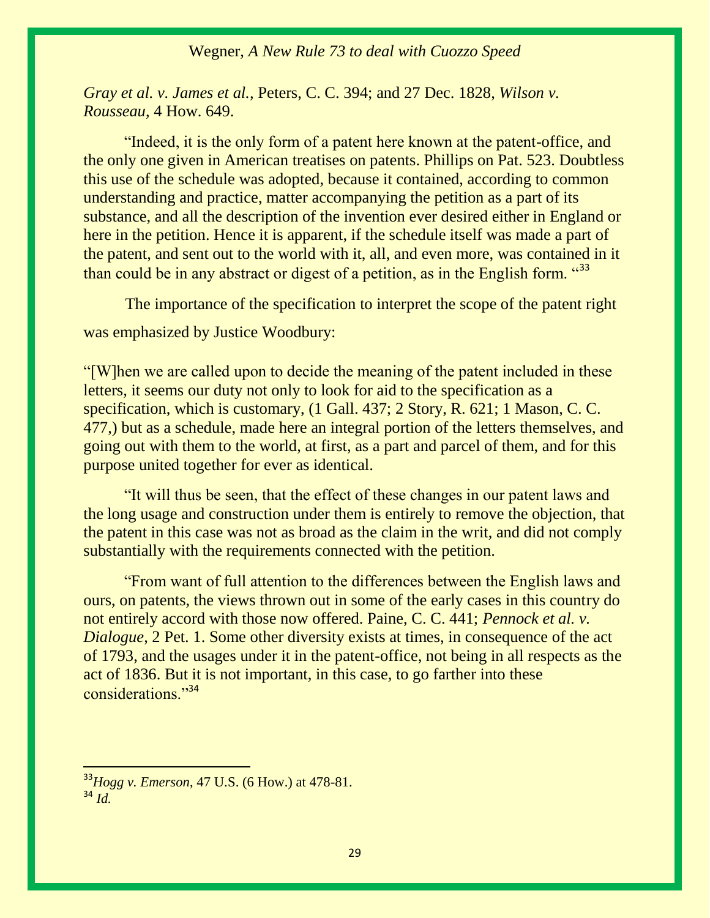*Gray et al. v. James et al.*, Peters, C. C. 394; and 27 Dec. 1828, *Wilson v. Rousseau*, 4 How. 649.

"Indeed, it is the only form of a patent here known at the patent-office, and the only one given in American treatises on patents. Phillips on Pat. 523. Doubtless this use of the schedule was adopted, because it contained, according to common understanding and practice, matter accompanying the petition as a part of its substance, and all the description of the invention ever desired either in England or here in the petition. Hence it is apparent, if the schedule itself was made a part of the patent, and sent out to the world with it, all, and even more, was contained in it than could be in any abstract or digest of a petition, as in the English form. "[33]

The importance of the specification to interpret the scope of the patent right was emphasized by Justice Woodbury:

"[W]hen we are called upon to decide the meaning of the patent included in these letters, it seems our duty not only to look for aid to the specification as a specification, which is customary, (1 Gall. 437; 2 Story, R. 621; 1 Mason, C. C. 477,) but as a schedule, made here an integral portion of the letters themselves, and going out with them to the world, at first, as a part and parcel of them, and for this purpose united together for ever as identical.

"It will thus be seen, that the effect of these changes in our patent laws and the long usage and construction under them is entirely to remove the objection, that the patent in this case was not as broad as the claim in the writ, and did not comply substantially with the requirements connected with the petition.

"From want of full attention to the differences between the English laws and ours, on patents, the views thrown out in some of the early cases in this country do not entirely accord with those now offered. Paine, C. C. 441; *Pennock et al. v. Dialogue*, 2 Pet. 1. Some other diversity exists at times, in consequence of the act of 1793, and the usages under it in the patent-office, not being in all respects as the act of 1836. But it is not important, in this case, to go farther into these considerations."[34]

---

[33] *Hogg v. Emerson*, 47 U.S. (6 How.) at 478-81.

[34] *Id.*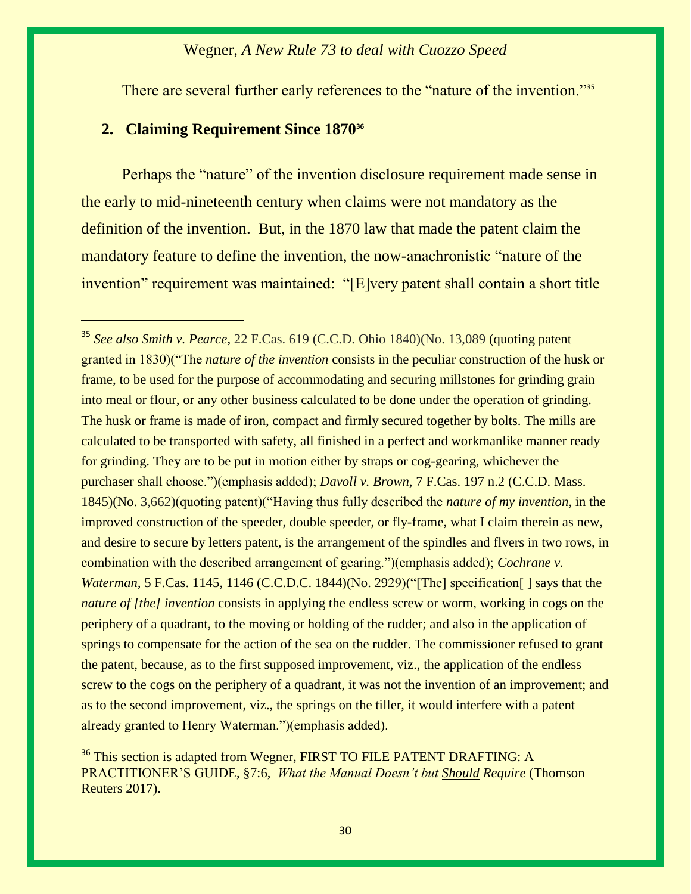There are several further early references to the "nature of the invention."[35]

## 2. Claiming Requirement Since 1870[36]

Perhaps the "nature" of the invention disclosure requirement made sense in the early to mid-nineteenth century when claims were not mandatory as the definition of the invention. But, in the 1870 law that made the patent claim the mandatory feature to define the invention, the now-anachronistic "nature of the invention" requirement was maintained: "[E]very patent shall contain a short title

---

[35] *See also Smith v. Pearce,* 22 F.Cas. 619 (C.C.D. Ohio 1840)(No. 13,089 (quoting patent granted in 1830)("The *nature of the invention* consists in the peculiar construction of the husk or frame, to be used for the purpose of accommodating and securing millstones for grinding grain into meal or flour, or any other business calculated to be done under the operation of grinding. The husk or frame is made of iron, compact and firmly secured together by bolts. The mills are calculated to be transported with safety, all finished in a perfect and workmanlike manner ready for grinding. They are to be put in motion either by straps or cog-gearing, whichever the purchaser shall choose.")(emphasis added); *Davoll v. Brown,* 7 F.Cas. 197 n.2 (C.C.D. Mass. 1845)(No. 3,662)(quoting patent)("Having thus fully described the *nature of my invention*, in the improved construction of the speeder, double speeder, or fly-frame, what I claim therein as new, and desire to secure by letters patent, is the arrangement of the spindles and flvers in two rows, in combination with the described arrangement of gearing.")(emphasis added); *Cochrane v. Waterman,* 5 F.Cas. 1145, 1146 (C.C.D.C. 1844)(No. 2929)("[The] specification[ ] says that the *nature of [the] invention* consists in applying the endless screw or worm, working in cogs on the periphery of a quadrant, to the moving or holding of the rudder; and also in the application of springs to compensate for the action of the sea on the rudder. The commissioner refused to grant the patent, because, as to the first supposed improvement, viz., the application of the endless screw to the cogs on the periphery of a quadrant, it was not the invention of an improvement; and as to the second improvement, viz., the springs on the tiller, it would interfere with a patent already granted to Henry Waterman.")(emphasis added).

[36] This section is adapted from Wegner, FIRST TO FILE PATENT DRAFTING: A PRACTITIONER'S GUIDE, §7:6, *What the Manual Doesn't but Should Require* (Thomson Reuters 2017).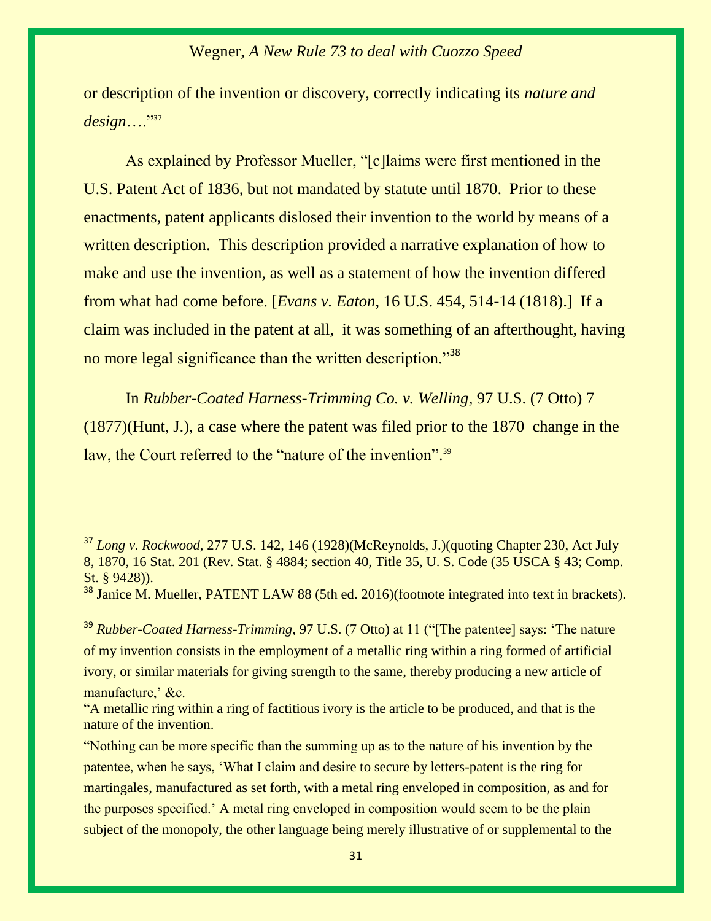or description of the invention or discovery, correctly indicating its *nature and design*…."[37]

As explained by Professor Mueller, "[c]laims were first mentioned in the U.S. Patent Act of 1836, but not mandated by statute until 1870. Prior to these enactments, patent applicants dislosed their invention to the world by means of a written description. This description provided a narrative explanation of how to make and use the invention, as well as a statement of how the invention differed from what had come before. [*Evans v. Eaton*, 16 U.S. 454, 514-14 (1818).] If a claim was included in the patent at all, it was something of an afterthought, having no more legal significance than the written description."[38]

In *Rubber-Coated Harness-Trimming Co. v. Welling*, 97 U.S. (7 Otto) 7 (1877)(Hunt, J.), a case where the patent was filed prior to the 1870 change in the law, the Court referred to the "nature of the invention".[39]

---

[37] *Long v. Rockwood*, 277 U.S. 142, 146 (1928)(McReynolds, J.)(quoting Chapter 230, Act July 8, 1870, 16 Stat. 201 (Rev. Stat. § 4884; section 40, Title 35, U. S. Code (35 USCA § 43; Comp. St. § 9428)).

[38] Janice M. Mueller, PATENT LAW 88 (5th ed. 2016)(footnote integrated into text in brackets).

[39] *Rubber-Coated Harness-Trimming*, 97 U.S. (7 Otto) at 11 ("[The patentee] says: 'The nature of my invention consists in the employment of a metallic ring within a ring formed of artificial ivory, or similar materials for giving strength to the same, thereby producing a new article of manufacture,' &c.

"A metallic ring within a ring of factitious ivory is the article to be produced, and that is the nature of the invention.

"Nothing can be more specific than the summing up as to the nature of his invention by the patentee, when he says, 'What I claim and desire to secure by letters-patent is the ring for martingales, manufactured as set forth, with a metal ring enveloped in composition, as and for the purposes specified.' A metal ring enveloped in composition would seem to be the plain subject of the monopoly, the other language being merely illustrative of or supplemental to the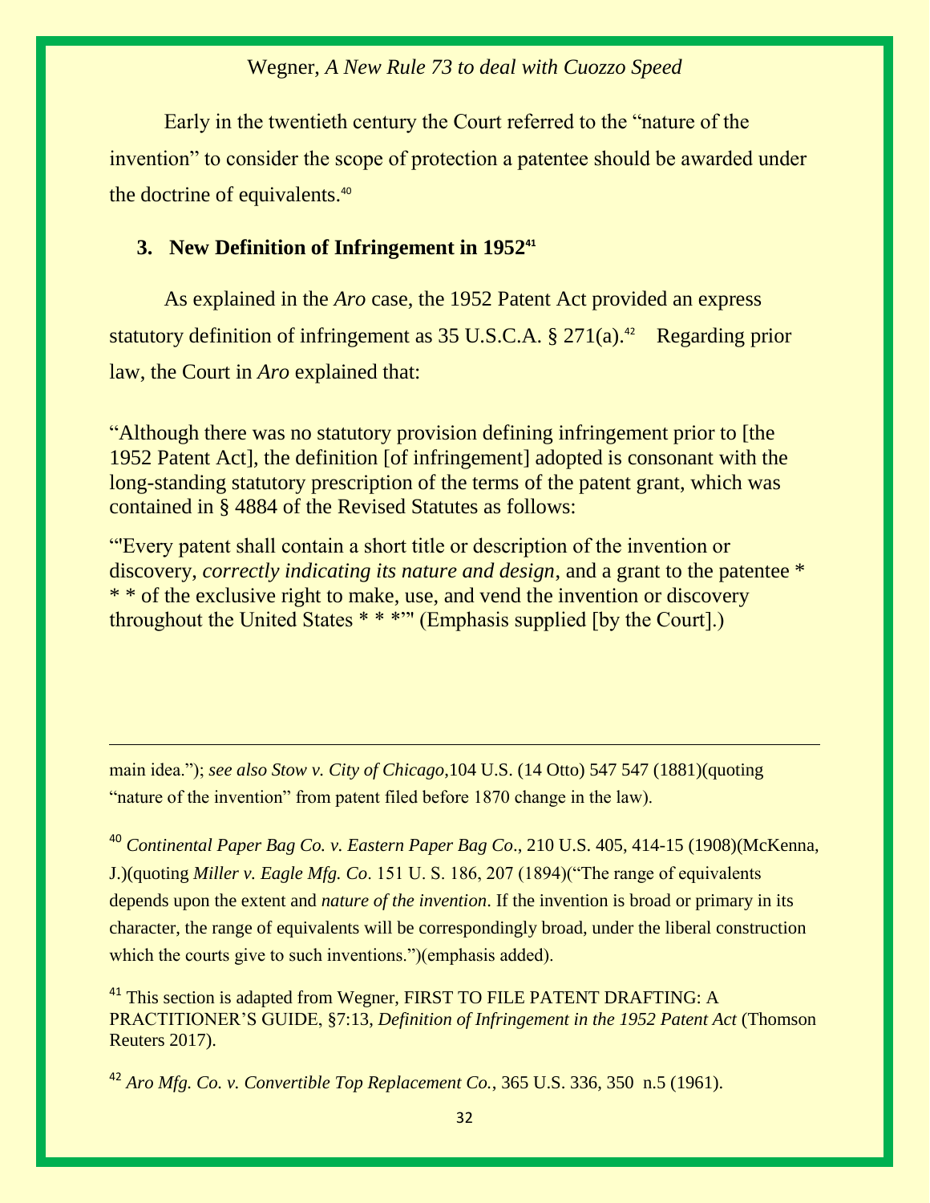Early in the twentieth century the Court referred to the "nature of the invention" to consider the scope of protection a patentee should be awarded under the doctrine of equivalents.[40]

### 3. New Definition of Infringement in 1952[41]

As explained in the *Aro* case, the 1952 Patent Act provided an express statutory definition of infringement as 35 U.S.C.A. § 271(a).[42] Regarding prior law, the Court in *Aro* explained that:

"Although there was no statutory provision defining infringement prior to [the 1952 Patent Act], the definition [of infringement] adopted is consonant with the long-standing statutory prescription of the terms of the patent grant, which was contained in § 4884 of the Revised Statutes as follows:

"'Every patent shall contain a short title or description of the invention or discovery, *correctly indicating its nature and design*, and a grant to the patentee * * * of the exclusive right to make, use, and vend the invention or discovery throughout the United States * * *'" (Emphasis supplied [by the Court].)

---

main idea."); *see also Stow v. City of Chicago*,104 U.S. (14 Otto) 547 547 (1881)(quoting "nature of the invention" from patent filed before 1870 change in the law).

[40] *Continental Paper Bag Co. v. Eastern Paper Bag Co*., 210 U.S. 405, 414-15 (1908)(McKenna, J.)(quoting *Miller v. Eagle Mfg. Co*. 151 U. S. 186, 207 (1894)("The range of equivalents depends upon the extent and *nature of the invention*. If the invention is broad or primary in its character, the range of equivalents will be correspondingly broad, under the liberal construction which the courts give to such inventions.")(emphasis added).

[41] This section is adapted from Wegner, FIRST TO FILE PATENT DRAFTING: A PRACTITIONER'S GUIDE, §7:13, *Definition of Infringement in the 1952 Patent Act* (Thomson Reuters 2017).

[42] *Aro Mfg. Co. v. Convertible Top Replacement Co.*, 365 U.S. 336, 350 n.5 (1961).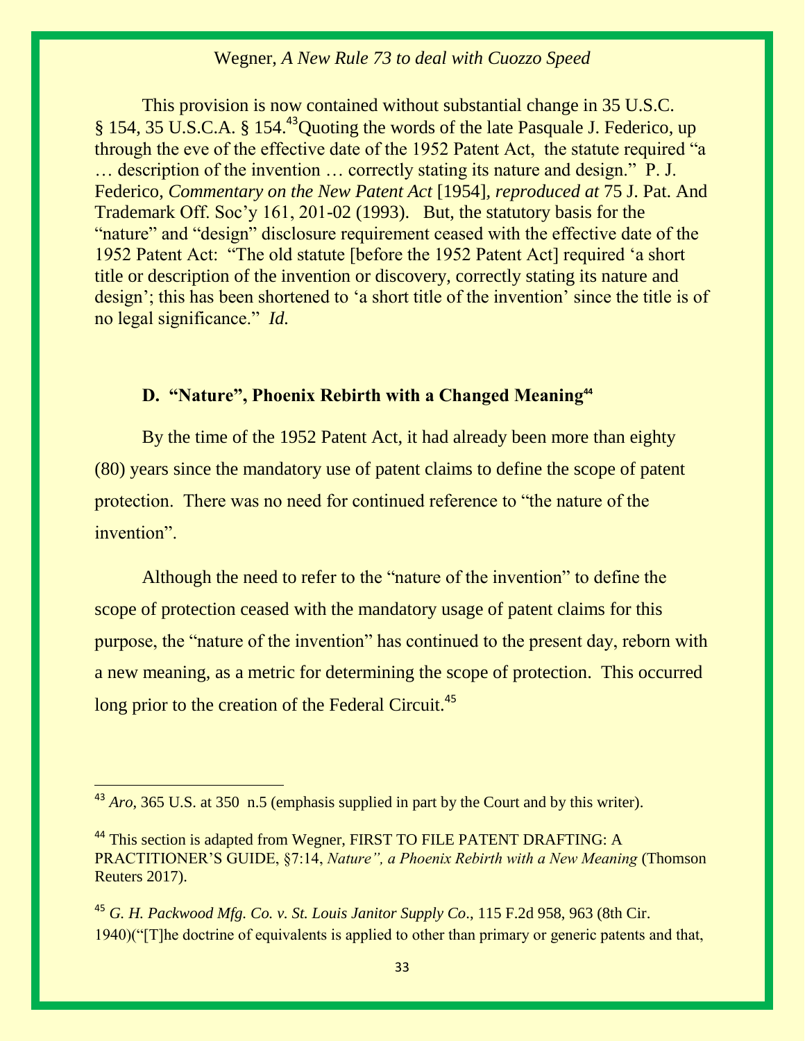This provision is now contained without substantial change in 35 U.S.C. § 154, 35 U.S.C.A. § 154.[43] Quoting the words of the late Pasquale J. Federico, up through the eve of the effective date of the 1952 Patent Act, the statute required "a … description of the invention … correctly stating its nature and design." P. J. Federico, *Commentary on the New Patent Act* [1954], *reproduced at* 75 J. Pat. And Trademark Off. Soc'y 161, 201-02 (1993). But, the statutory basis for the "nature" and "design" disclosure requirement ceased with the effective date of the 1952 Patent Act: "The old statute [before the 1952 Patent Act] required 'a short title or description of the invention or discovery, correctly stating its nature and design'; this has been shortened to 'a short title of the invention' since the title is of no legal significance." *Id.*

### D. "Nature", Phoenix Rebirth with a Changed Meaning[44]

By the time of the 1952 Patent Act, it had already been more than eighty (80) years since the mandatory use of patent claims to define the scope of patent protection. There was no need for continued reference to "the nature of the invention".

Although the need to refer to the "nature of the invention" to define the scope of protection ceased with the mandatory usage of patent claims for this purpose, the "nature of the invention" has continued to the present day, reborn with a new meaning, as a metric for determining the scope of protection. This occurred long prior to the creation of the Federal Circuit.[45]

---

[43] *Aro*, 365 U.S. at 350 n.5 (emphasis supplied in part by the Court and by this writer).

[44] This section is adapted from Wegner, FIRST TO FILE PATENT DRAFTING: A PRACTITIONER'S GUIDE, §7:14, *Nature", a Phoenix Rebirth with a New Meaning* (Thomson Reuters 2017).

[45] *G. H. Packwood Mfg. Co. v. St. Louis Janitor Supply Co.*, 115 F.2d 958, 963 (8th Cir. 1940)("[T]he doctrine of equivalents is applied to other than primary or generic patents and that,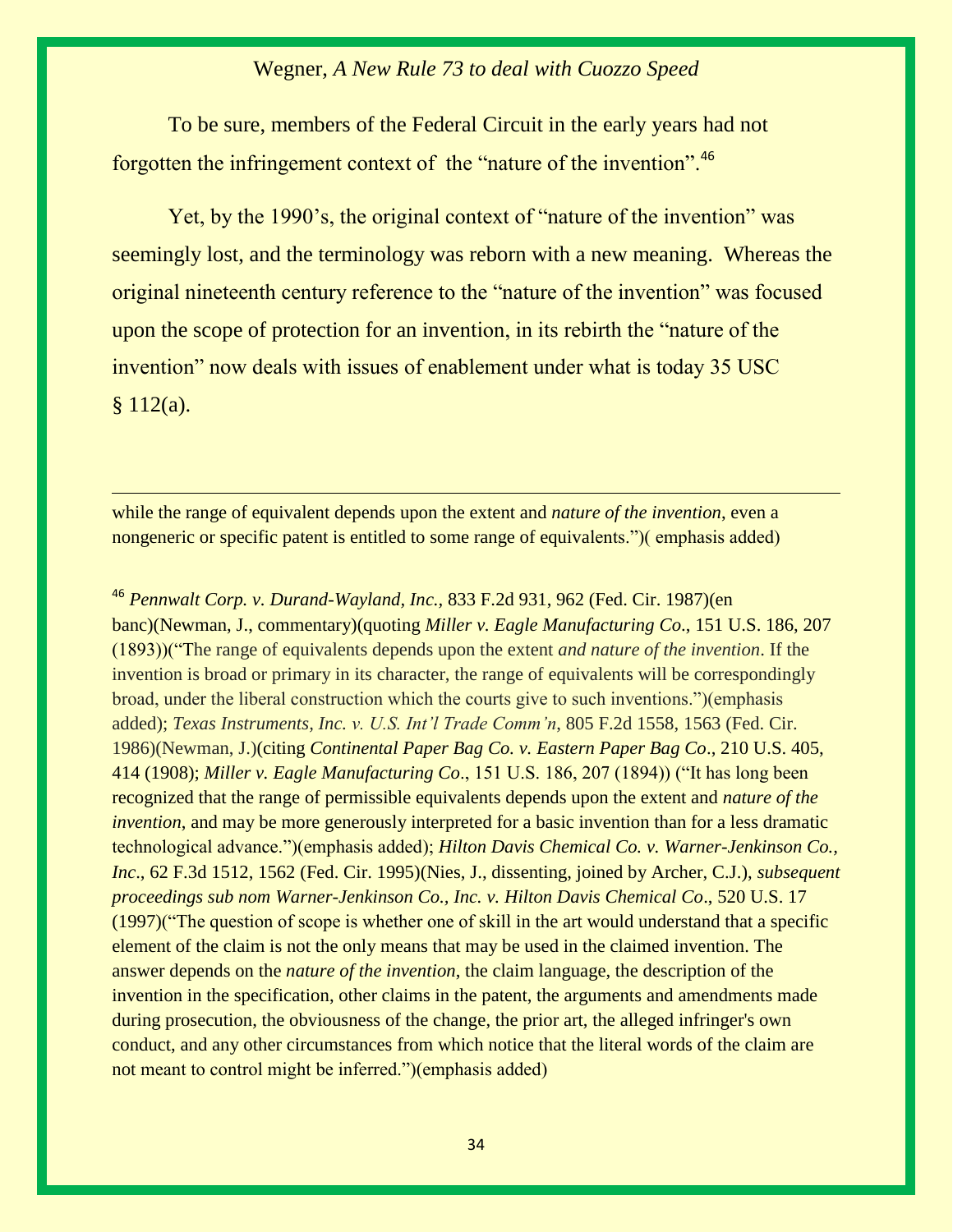To be sure, members of the Federal Circuit in the early years had not forgotten the infringement context of the "nature of the invention".[46]

Yet, by the 1990's, the original context of "nature of the invention" was seemingly lost, and the terminology was reborn with a new meaning. Whereas the original nineteenth century reference to the "nature of the invention" was focused upon the scope of protection for an invention, in its rebirth the "nature of the invention" now deals with issues of enablement under what is today 35 USC § 112(a).

---

while the range of equivalent depends upon the extent and *nature of the invention*, even a nongeneric or specific patent is entitled to some range of equivalents.")( emphasis added)

[46] *Pennwalt Corp. v. Durand-Wayland, Inc.,* 833 F.2d 931, 962 (Fed. Cir. 1987)(en banc)(Newman, J., commentary)(quoting *Miller v. Eagle Manufacturing Co.*, 151 U.S. 186, 207 (1893))("The range of equivalents depends upon the extent *and nature of the invention*. If the invention is broad or primary in its character, the range of equivalents will be correspondingly broad, under the liberal construction which the courts give to such inventions.")(emphasis added); *Texas Instruments, Inc. v. U.S. Int'l Trade Comm'n*, 805 F.2d 1558, 1563 (Fed. Cir. 1986)(Newman, J.)(citing *Continental Paper Bag Co. v. Eastern Paper Bag Co*., 210 U.S. 405, 414 (1908); *Miller v. Eagle Manufacturing Co*., 151 U.S. 186, 207 (1894)) ("It has long been recognized that the range of permissible equivalents depends upon the extent and *nature of the invention*, and may be more generously interpreted for a basic invention than for a less dramatic technological advance.")(emphasis added); *Hilton Davis Chemical Co. v. Warner-Jenkinson Co., Inc*., 62 F.3d 1512, 1562 (Fed. Cir. 1995)(Nies, J., dissenting, joined by Archer, C.J.), *subsequent proceedings sub nom Warner-Jenkinson Co., Inc. v. Hilton Davis Chemical Co*., 520 U.S. 17 (1997)("The question of scope is whether one of skill in the art would understand that a specific element of the claim is not the only means that may be used in the claimed invention. The answer depends on the *nature of the invention*, the claim language, the description of the invention in the specification, other claims in the patent, the arguments and amendments made during prosecution, the obviousness of the change, the prior art, the alleged infringer's own conduct, and any other circumstances from which notice that the literal words of the claim are not meant to control might be inferred.")(emphasis added)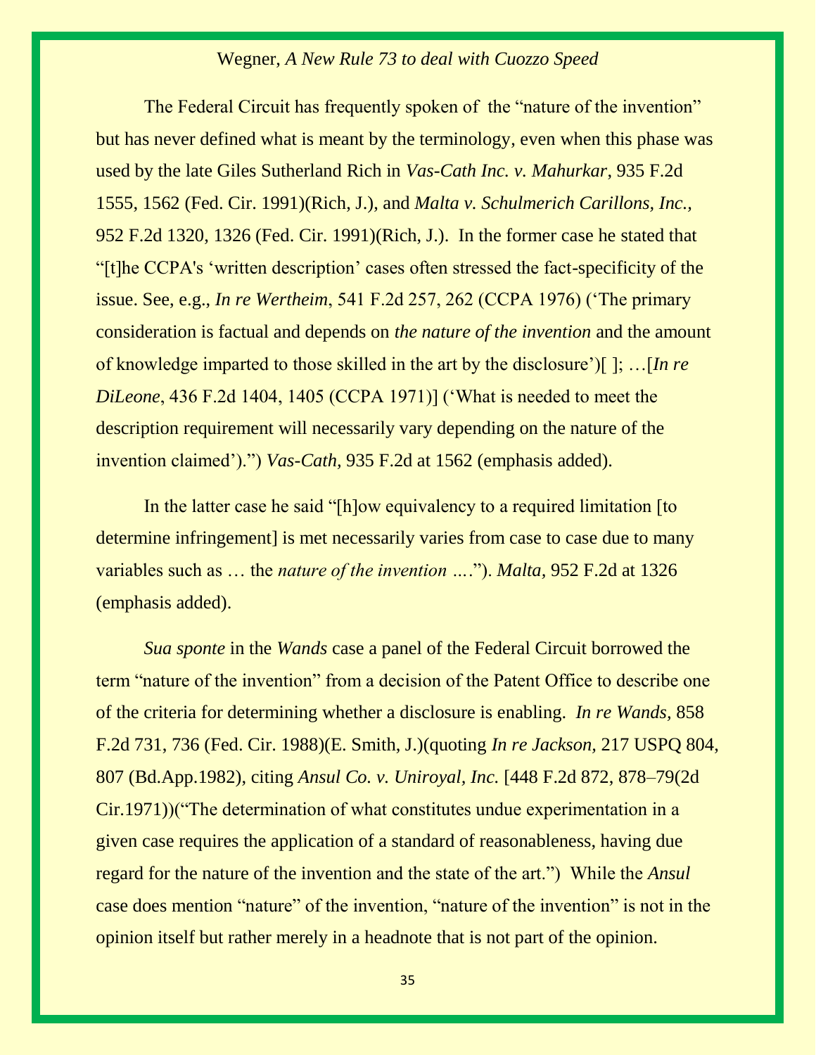The Federal Circuit has frequently spoken of the "nature of the invention" but has never defined what is meant by the terminology, even when this phase was used by the late Giles Sutherland Rich in *Vas-Cath Inc. v. Mahurkar*, 935 F.2d 1555, 1562 (Fed. Cir. 1991)(Rich, J.), and *Malta v. Schulmerich Carillons, Inc.*, 952 F.2d 1320, 1326 (Fed. Cir. 1991)(Rich, J.). In the former case he stated that "[t]he CCPA's 'written description' cases often stressed the fact-specificity of the issue. See, e.g., *In re Wertheim*, 541 F.2d 257, 262 (CCPA 1976) ('The primary consideration is factual and depends on *the nature of the invention* and the amount of knowledge imparted to those skilled in the art by the disclosure')[ ]; …[*In re DiLeone*, 436 F.2d 1404, 1405 (CCPA 1971)] ('What is needed to meet the description requirement will necessarily vary depending on the nature of the invention claimed')."} *Vas-Cath*, 935 F.2d at 1562 (emphasis added).

In the latter case he said "[h]ow equivalency to a required limitation [to determine infringement] is met necessarily varies from case to case due to many variables such as … the *nature of the invention* …."). *Malta*, 952 F.2d at 1326 (emphasis added).

*Sua sponte* in the *Wands* case a panel of the Federal Circuit borrowed the term "nature of the invention" from a decision of the Patent Office to describe one of the criteria for determining whether a disclosure is enabling. *In re Wands*, 858 F.2d 731, 736 (Fed. Cir. 1988)(E. Smith, J.)(quoting *In re Jackson*, 217 USPQ 804, 807 (Bd.App.1982), citing *Ansul Co. v. Uniroyal, Inc.* [448 F.2d 872, 878–79(2d Cir.1971))("The determination of what constitutes undue experimentation in a given case requires the application of a standard of reasonableness, having due regard for the nature of the invention and the state of the art.") While the *Ansul* case does mention "nature" of the invention, "nature of the invention" is not in the opinion itself but rather merely in a headnote that is not part of the opinion.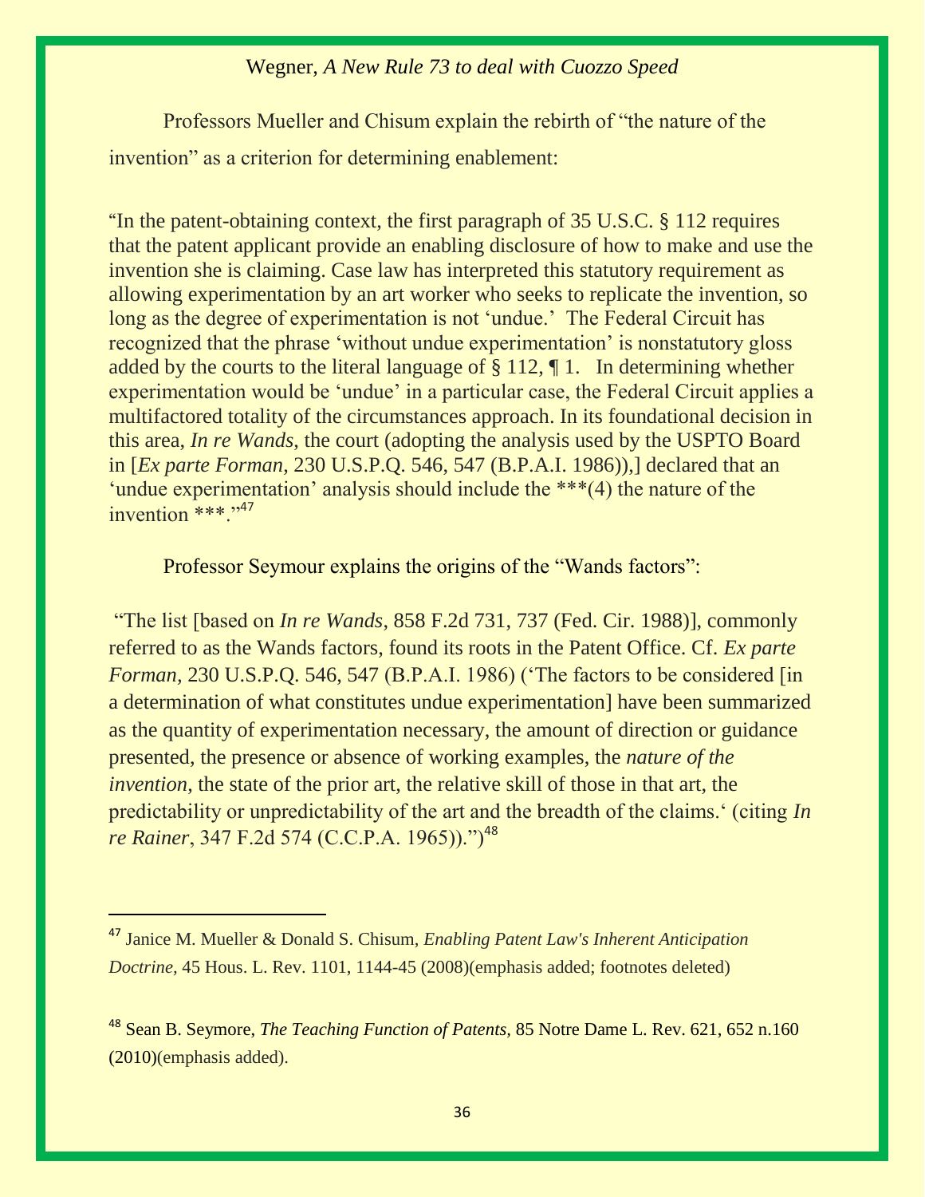Professors Mueller and Chisum explain the rebirth of "the nature of the invention" as a criterion for determining enablement:

"In the patent-obtaining context, the first paragraph of 35 U.S.C. § 112 requires that the patent applicant provide an enabling disclosure of how to make and use the invention she is claiming. Case law has interpreted this statutory requirement as allowing experimentation by an art worker who seeks to replicate the invention, so long as the degree of experimentation is not 'undue.' The Federal Circuit has recognized that the phrase 'without undue experimentation' is nonstatutory gloss added by the courts to the literal language of § 112, ¶ 1. In determining whether experimentation would be 'undue' in a particular case, the Federal Circuit applies a multifactored totality of the circumstances approach. In its foundational decision in this area, *In re Wands*, the court (adopting the analysis used by the USPTO Board in [*Ex parte Forman*, 230 U.S.P.Q. 546, 547 (B.P.A.I. 1986)),] declared that an 'undue experimentation' analysis should include the ***(4) the nature of the invention ***."[47]

Professor Seymour explains the origins of the "Wands factors":

"The list [based on *In re Wands*, 858 F.2d 731, 737 (Fed. Cir. 1988)], commonly referred to as the Wands factors, found its roots in the Patent Office. Cf. *Ex parte Forman*, 230 U.S.P.Q. 546, 547 (B.P.A.I. 1986) ('The factors to be considered [in a determination of what constitutes undue experimentation] have been summarized as the quantity of experimentation necessary, the amount of direction or guidance presented, the presence or absence of working examples, the *nature of the invention*, the state of the prior art, the relative skill of those in that art, the predictability or unpredictability of the art and the breadth of the claims.' (citing *In re Rainer*, 347 F.2d 574 (C.C.P.A. 1965)).")[48]

---

[47] Janice M. Mueller & Donald S. Chisum, *Enabling Patent Law's Inherent Anticipation Doctrine*, 45 Hous. L. Rev. 1101, 1144-45 (2008)(emphasis added; footnotes deleted)

[48] Sean B. Seymore, *The Teaching Function of Patents*, 85 Notre Dame L. Rev. 621, 652 n.160 (2010)(emphasis added).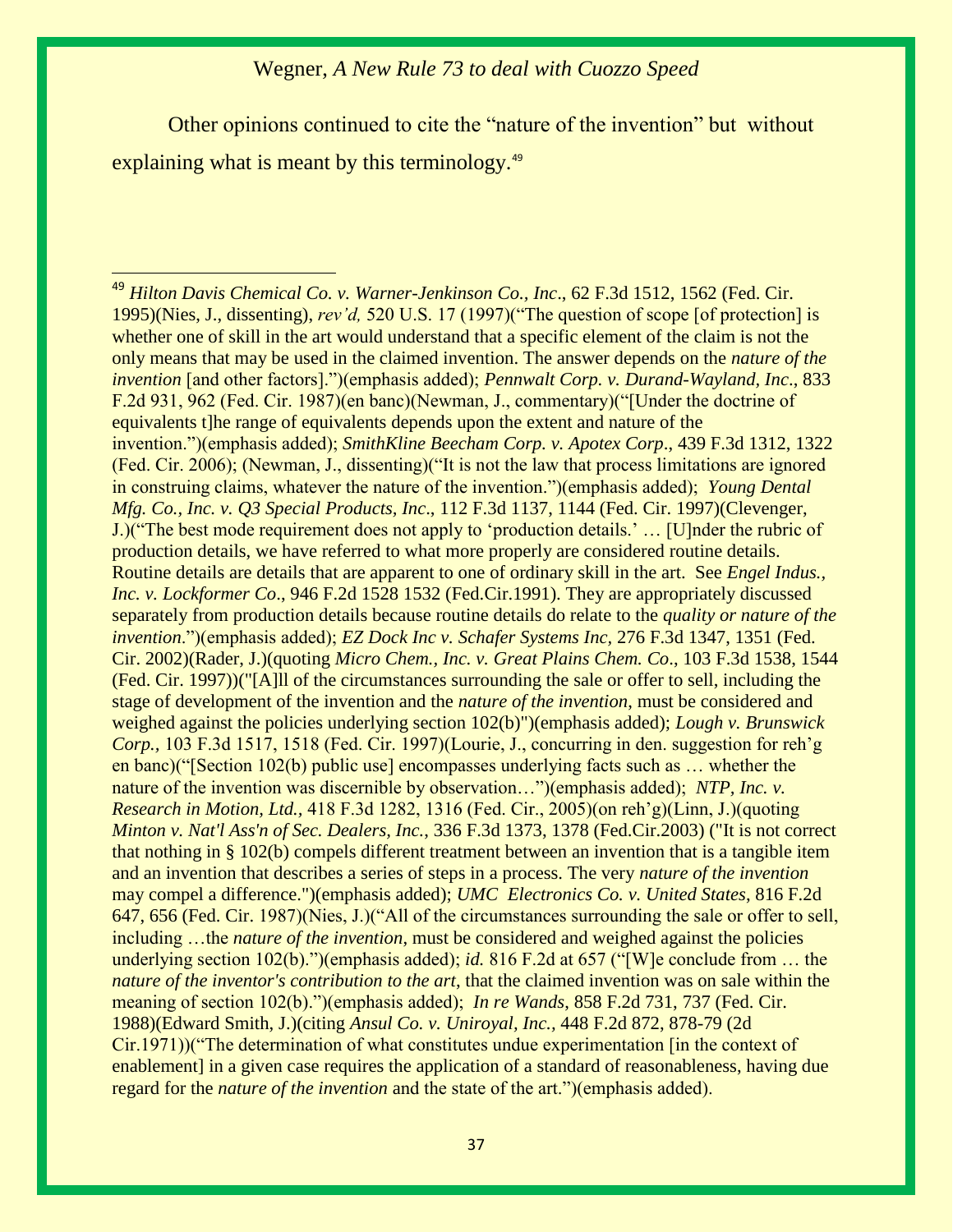Other opinions continued to cite the "nature of the invention" but without explaining what is meant by this terminology.[49]

---

[49] *Hilton Davis Chemical Co. v. Warner-Jenkinson Co., Inc*., 62 F.3d 1512, 1562 (Fed. Cir. 1995)(Nies, J., dissenting), *rev'd,* 520 U.S. 17 (1997)("The question of scope [of protection] is whether one of skill in the art would understand that a specific element of the claim is not the only means that may be used in the claimed invention. The answer depends on the *nature of the invention* [and other factors]."(emphasis added); *Pennwalt Corp. v. Durand-Wayland, Inc*., 833 F.2d 931, 962 (Fed. Cir. 1987)(en banc)(Newman, J., commentary)("[Under the doctrine of equivalents t]he range of equivalents depends upon the extent and nature of the invention.")(emphasis added); *SmithKline Beecham Corp. v. Apotex Corp*., 439 F.3d 1312, 1322 (Fed. Cir. 2006); (Newman, J., dissenting)("It is not the law that process limitations are ignored in construing claims, whatever the nature of the invention.")(emphasis added); *Young Dental Mfg. Co., Inc. v. Q3 Special Products, Inc*., 112 F.3d 1137, 1144 (Fed. Cir. 1997)(Clevenger, J.)("The best mode requirement does not apply to 'production details.' … [U]nder the rubric of production details, we have referred to what more properly are considered routine details. Routine details are details that are apparent to one of ordinary skill in the art. See *Engel Indus., Inc. v. Lockformer Co*., 946 F.2d 1528 1532 (Fed.Cir.1991). They are appropriately discussed separately from production details because routine details do relate to the *quality or nature of the invention*.")(emphasis added); *EZ Dock Inc v. Schafer Systems Inc,* 276 F.3d 1347, 1351 (Fed. Cir. 2002)(Rader, J.)(quoting *Micro Chem., Inc. v. Great Plains Chem. Co*., 103 F.3d 1538, 1544 (Fed. Cir. 1997))("[A]ll of the circumstances surrounding the sale or offer to sell, including the stage of development of the invention and the *nature of the invention*, must be considered and weighed against the policies underlying section 102(b)")(emphasis added); *Lough v. Brunswick Corp.,* 103 F.3d 1517, 1518 (Fed. Cir. 1997)(Lourie, J., concurring in den. suggestion for reh'g en banc)("[Section 102(b) public use] encompasses underlying facts such as … whether the nature of the invention was discernible by observation…")(emphasis added); *NTP, Inc. v. Research in Motion, Ltd.,* 418 F.3d 1282, 1316 (Fed. Cir., 2005)(on reh'g)(Linn, J.)(quoting *Minton v. Nat'l Ass'n of Sec. Dealers, Inc.,* 336 F.3d 1373, 1378 (Fed.Cir.2003) ("It is not correct that nothing in § 102(b) compels different treatment between an invention that is a tangible item and an invention that describes a series of steps in a process. The very *nature of the invention* may compel a difference.")(emphasis added); *UMC Electronics Co. v. United States,* 816 F.2d 647, 656 (Fed. Cir. 1987)(Nies, J.)("All of the circumstances surrounding the sale or offer to sell, including …the *nature of the invention*, must be considered and weighed against the policies underlying section 102(b).")(emphasis added); *id.* 816 F.2d at 657 ("[W]e conclude from … the *nature of the inventor's contribution to the art*, that the claimed invention was on sale within the meaning of section 102(b).")(emphasis added); *In re Wands*, 858 F.2d 731, 737 (Fed. Cir. 1988)(Edward Smith, J.)(citing *Ansul Co. v. Uniroyal, Inc.,* 448 F.2d 872, 878-79 (2d Cir.1971))("The determination of what constitutes undue experimentation [in the context of enablement] in a given case requires the application of a standard of reasonableness, having due regard for the *nature of the invention* and the state of the art.")(emphasis added).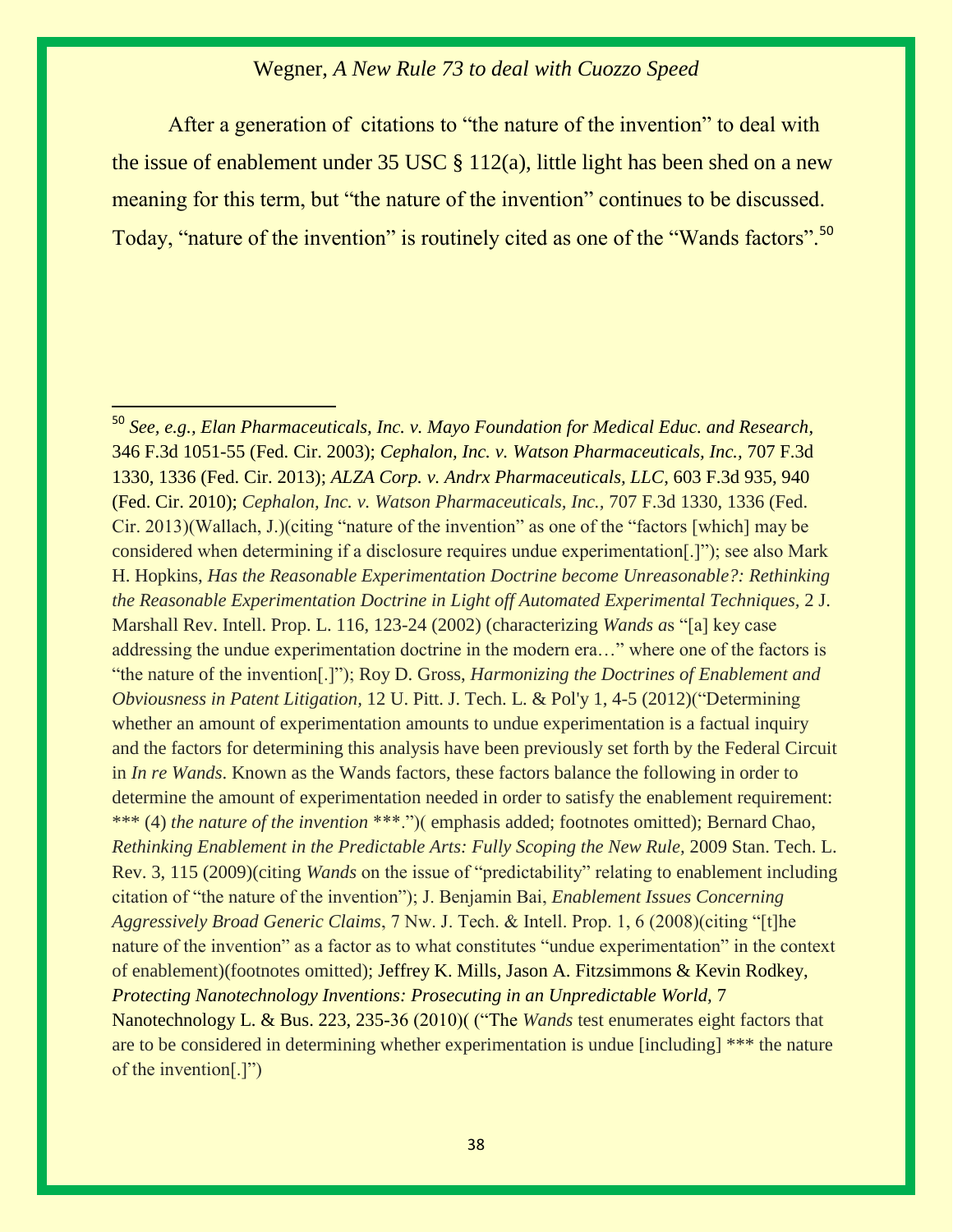After a generation of citations to "the nature of the invention" to deal with the issue of enablement under 35 USC § 112(a), little light has been shed on a new meaning for this term, but "the nature of the invention" continues to be discussed. Today, "nature of the invention" is routinely cited as one of the "Wands factors".[50]

---

[50] *See, e.g., Elan Pharmaceuticals, Inc. v. Mayo Foundation for Medical Educ. and Research*, 346 F.3d 1051-55 (Fed. Cir. 2003); *Cephalon, Inc. v. Watson Pharmaceuticals, Inc.,* 707 F.3d 1330, 1336 (Fed. Cir. 2013); *ALZA Corp. v. Andrx Pharmaceuticals, LLC*, 603 F.3d 935, 940 (Fed. Cir. 2010); *Cephalon, Inc. v. Watson Pharmaceuticals, Inc.*, 707 F.3d 1330, 1336 (Fed. Cir. 2013)(Wallach, J.)(citing "nature of the invention" as one of the "factors [which] may be considered when determining if a disclosure requires undue experimentation[.]"); see also Mark H. Hopkins, *Has the Reasonable Experimentation Doctrine become Unreasonable?: Rethinking the Reasonable Experimentation Doctrine in Light off Automated Experimental Techniques,* 2 J. Marshall Rev. Intell. Prop. L. 116, 123-24 (2002) (characterizing *Wands a*s "[a] key case addressing the undue experimentation doctrine in the modern era…" where one of the factors is "the nature of the invention[.]"); Roy D. Gross, *Harmonizing the Doctrines of Enablement and Obviousness in Patent Litigation,* 12 U. Pitt. J. Tech. L. & Pol'y 1, 4-5 (2012)("Determining whether an amount of experimentation amounts to undue experimentation is a factual inquiry and the factors for determining this analysis have been previously set forth by the Federal Circuit in *In re Wands*. Known as the Wands factors, these factors balance the following in order to determine the amount of experimentation needed in order to satisfy the enablement requirement: *** (4) *the nature of the invention* ***.")( emphasis added; footnotes omitted); Bernard Chao, *Rethinking Enablement in the Predictable Arts: Fully Scoping the New Rule,* 2009 Stan. Tech. L. Rev. 3, 115 (2009)(citing *Wands* on the issue of "predictability" relating to enablement including citation of "the nature of the invention"); J. Benjamin Bai, *Enablement Issues Concerning Aggressively Broad Generic Claims*, 7 Nw. J. Tech. & Intell. Prop. 1, 6 (2008)(citing "[t]he nature of the invention" as a factor as to what constitutes "undue experimentation" in the context of enablement)(footnotes omitted); Jeffrey K. Mills, Jason A. Fitzsimmons & Kevin Rodkey, *Protecting Nanotechnology Inventions: Prosecuting in an Unpredictable World,* 7 Nanotechnology L. & Bus. 223, 235-36 (2010)( ("The *Wands* test enumerates eight factors that are to be considered in determining whether experimentation is undue [including] *** the nature of the invention[.]")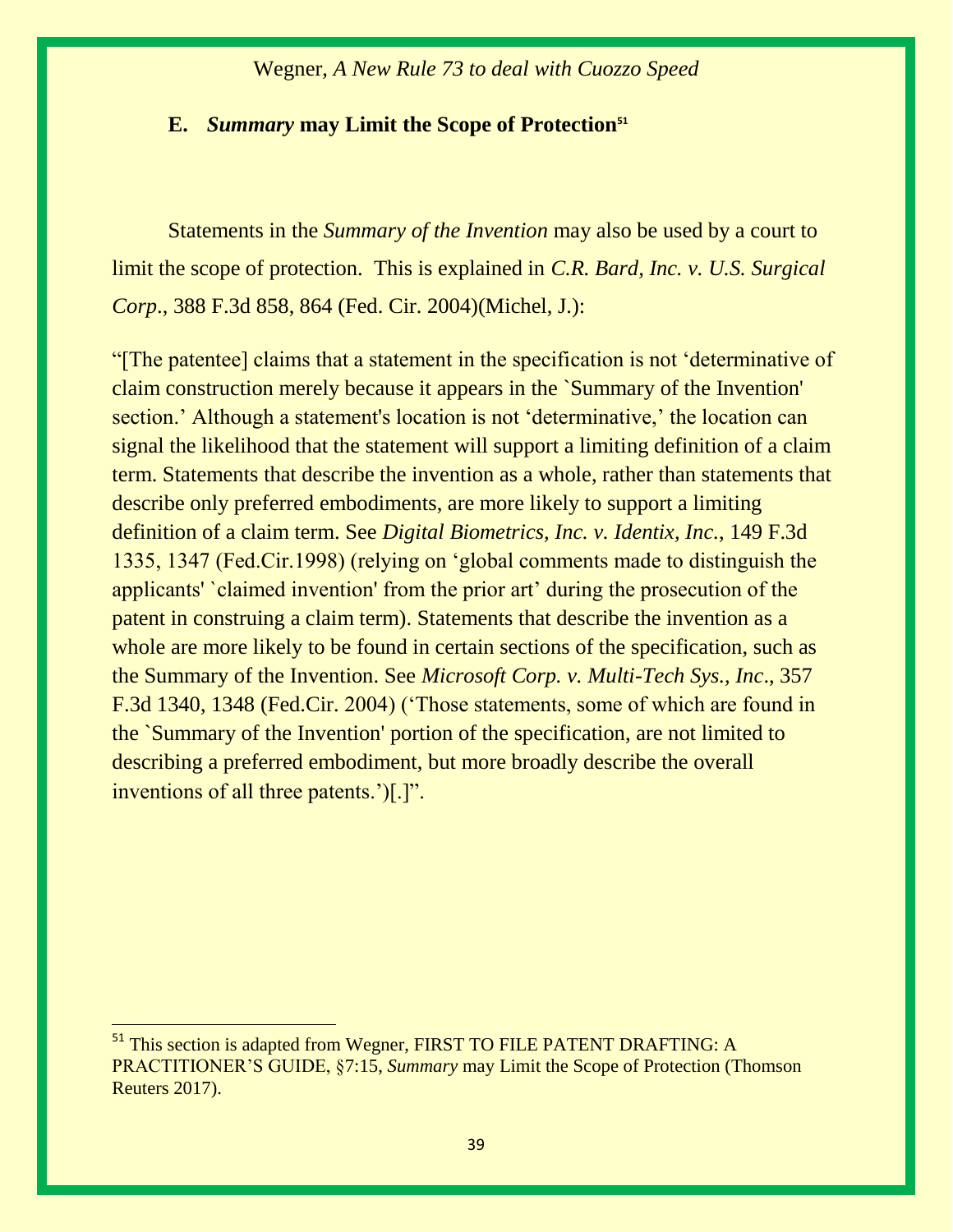### E. *Summary* may Limit the Scope of Protection[51]

Statements in the *Summary of the Invention* may also be used by a court to limit the scope of protection. This is explained in *C.R. Bard, Inc. v. U.S. Surgical Corp*., 388 F.3d 858, 864 (Fed. Cir. 2004)(Michel, J.):

"[The patentee] claims that a statement in the specification is not 'determinative of claim construction merely because it appears in the `Summary of the Invention' section.' Although a statement's location is not 'determinative,' the location can signal the likelihood that the statement will support a limiting definition of a claim term. Statements that describe the invention as a whole, rather than statements that describe only preferred embodiments, are more likely to support a limiting definition of a claim term. See *Digital Biometrics, Inc. v. Identix, Inc.*, 149 F.3d 1335, 1347 (Fed.Cir.1998) (relying on 'global comments made to distinguish the applicants' `claimed invention' from the prior art' during the prosecution of the patent in construing a claim term). Statements that describe the invention as a whole are more likely to be found in certain sections of the specification, such as the Summary of the Invention. See *Microsoft Corp. v. Multi-Tech Sys., Inc*., 357 F.3d 1340, 1348 (Fed.Cir. 2004) ('Those statements, some of which are found in the `Summary of the Invention' portion of the specification, are not limited to describing a preferred embodiment, but more broadly describe the overall inventions of all three patents.')[.]".

---

[51] This section is adapted from Wegner, FIRST TO FILE PATENT DRAFTING: A PRACTITIONER'S GUIDE, §7:15, *Summary* may Limit the Scope of Protection (Thomson Reuters 2017).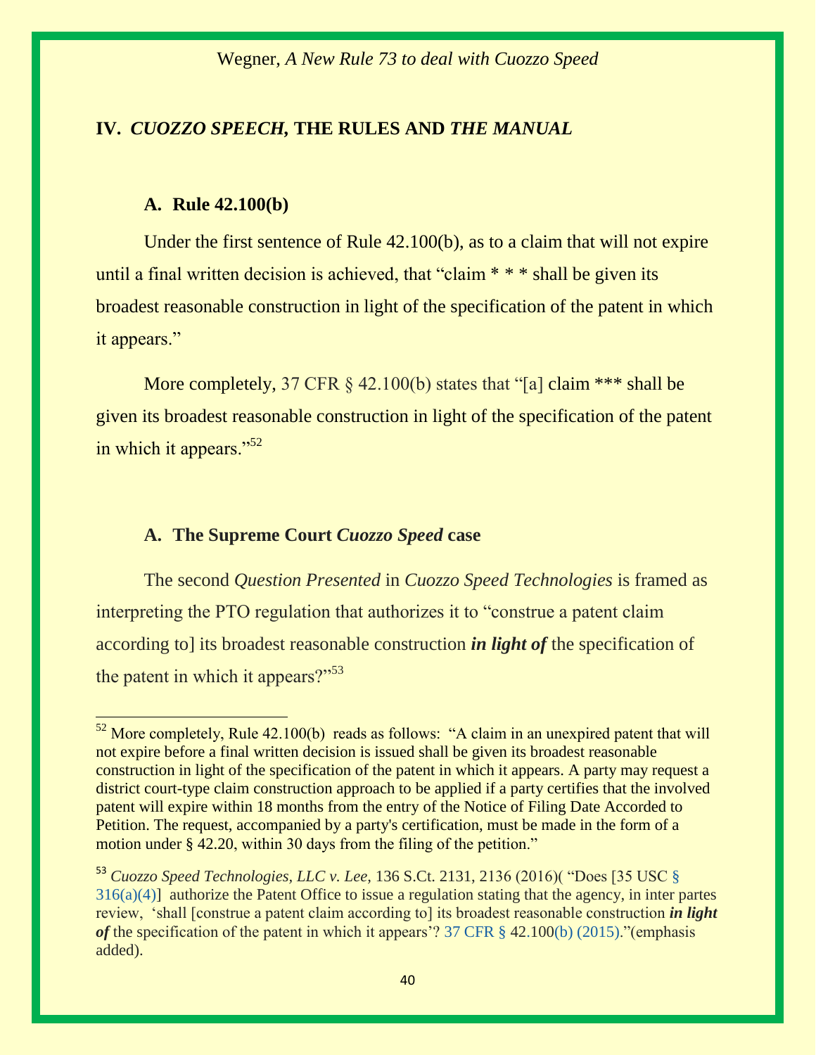## IV. *CUOZZO SPEECH,* THE RULES AND *THE MANUAL*

### A. Rule 42.100(b)

Under the first sentence of Rule 42.100(b), as to a claim that will not expire until a final written decision is achieved, that "claim * * * shall be given its broadest reasonable construction in light of the specification of the patent in which it appears."

More completely, 37 CFR § 42.100(b) states that "[a] claim *** shall be given its broadest reasonable construction in light of the specification of the patent in which it appears."[52]

### A. The Supreme Court *Cuozzo Speed* case

The second *Question Presented* in *Cuozzo Speed Technologies* is framed as interpreting the PTO regulation that authorizes it to "construe a patent claim according to] its broadest reasonable construction ***in light of*** the specification of the patent in which it appears?"[53]

---

[52] More completely, Rule 42.100(b) reads as follows: "A claim in an unexpired patent that will not expire before a final written decision is issued shall be given its broadest reasonable construction in light of the specification of the patent in which it appears. A party may request a district court-type claim construction approach to be applied if a party certifies that the involved patent will expire within 18 months from the entry of the Notice of Filing Date Accorded to Petition. The request, accompanied by a party's certification, must be made in the form of a motion under § 42.20, within 30 days from the filing of the petition."

[53] *Cuozzo Speed Technologies, LLC v. Lee,* 136 S.Ct. 2131, 2136 (2016)( "Does [35 USC § 316(a)(4)] authorize the Patent Office to issue a regulation stating that the agency, in inter partes review, 'shall [construe a patent claim according to] its broadest reasonable construction ***in light of*** the specification of the patent in which it appears'? 37 CFR § 42.100(b) (2015)."(emphasis added).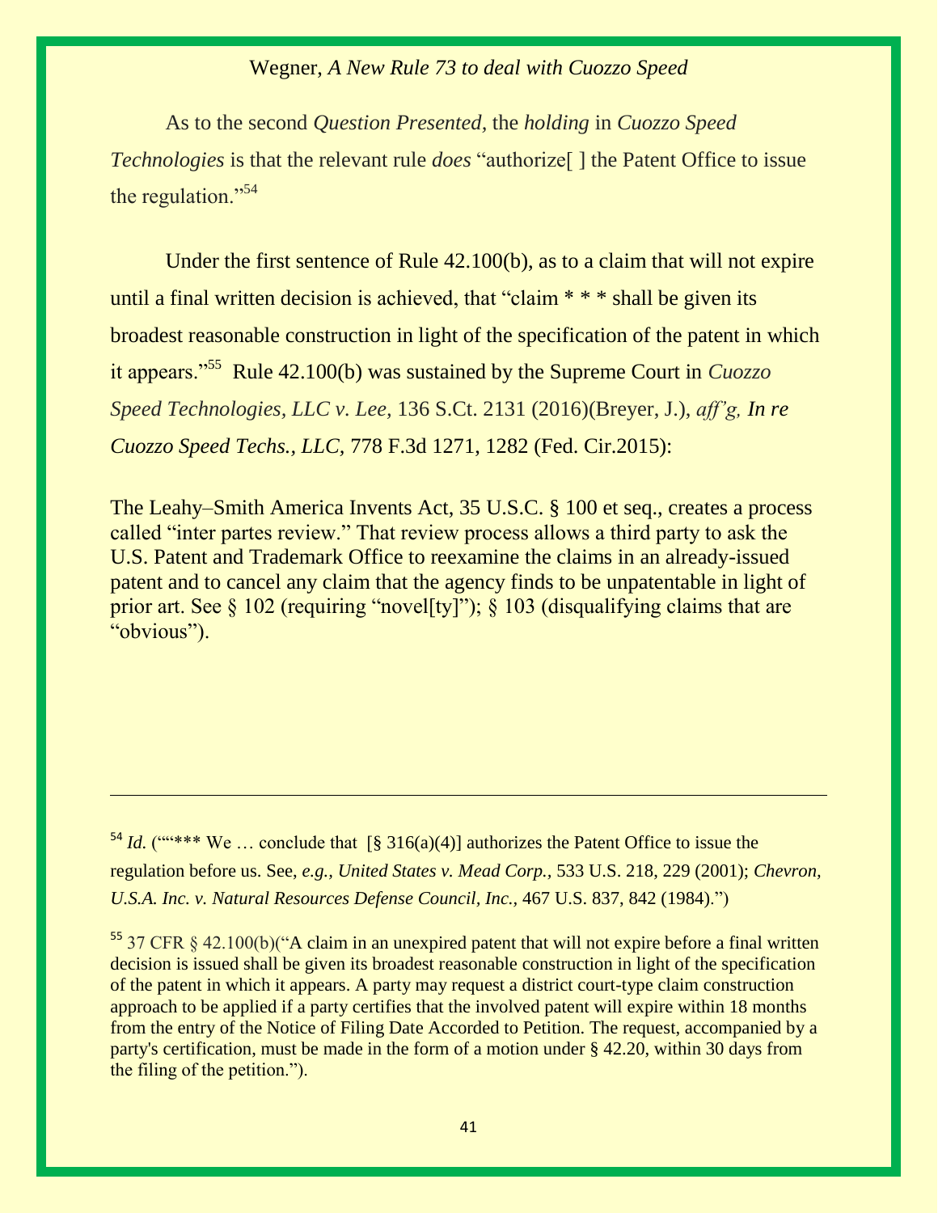As to the second *Question Presented*, the *holding* in *Cuozzo Speed Technologies* is that the relevant rule *does* "authorize[ ] the Patent Office to issue the regulation."[54]

Under the first sentence of Rule 42.100(b), as to a claim that will not expire until a final written decision is achieved, that "claim * * * shall be given its broadest reasonable construction in light of the specification of the patent in which it appears."[55] Rule 42.100(b) was sustained by the Supreme Court in *Cuozzo Speed Technologies, LLC v. Lee,* 136 S.Ct. 2131 (2016)(Breyer, J.), *aff'g, In re Cuozzo Speed Techs., LLC,* 778 F.3d 1271, 1282 (Fed. Cir.2015):

The Leahy–Smith America Invents Act, 35 U.S.C. § 100 et seq., creates a process called "inter partes review." That review process allows a third party to ask the U.S. Patent and Trademark Office to reexamine the claims in an already-issued patent and to cancel any claim that the agency finds to be unpatentable in light of prior art. See § 102 (requiring "novel[ty]"); § 103 (disqualifying claims that are "obvious").

---

[54] *Id.* (""*** We … conclude that [§ 316(a)(4)] authorizes the Patent Office to issue the regulation before us. See, *e.g., United States v. Mead Corp.,* 533 U.S. 218, 229 (2001); *Chevron, U.S.A. Inc. v. Natural Resources Defense Council, Inc.*, 467 U.S. 837, 842 (1984).")

[55] 37 CFR § 42.100(b)("A claim in an unexpired patent that will not expire before a final written decision is issued shall be given its broadest reasonable construction in light of the specification of the patent in which it appears. A party may request a district court-type claim construction approach to be applied if a party certifies that the involved patent will expire within 18 months from the entry of the Notice of Filing Date Accorded to Petition. The request, accompanied by a party's certification, must be made in the form of a motion under § 42.20, within 30 days from the filing of the petition.").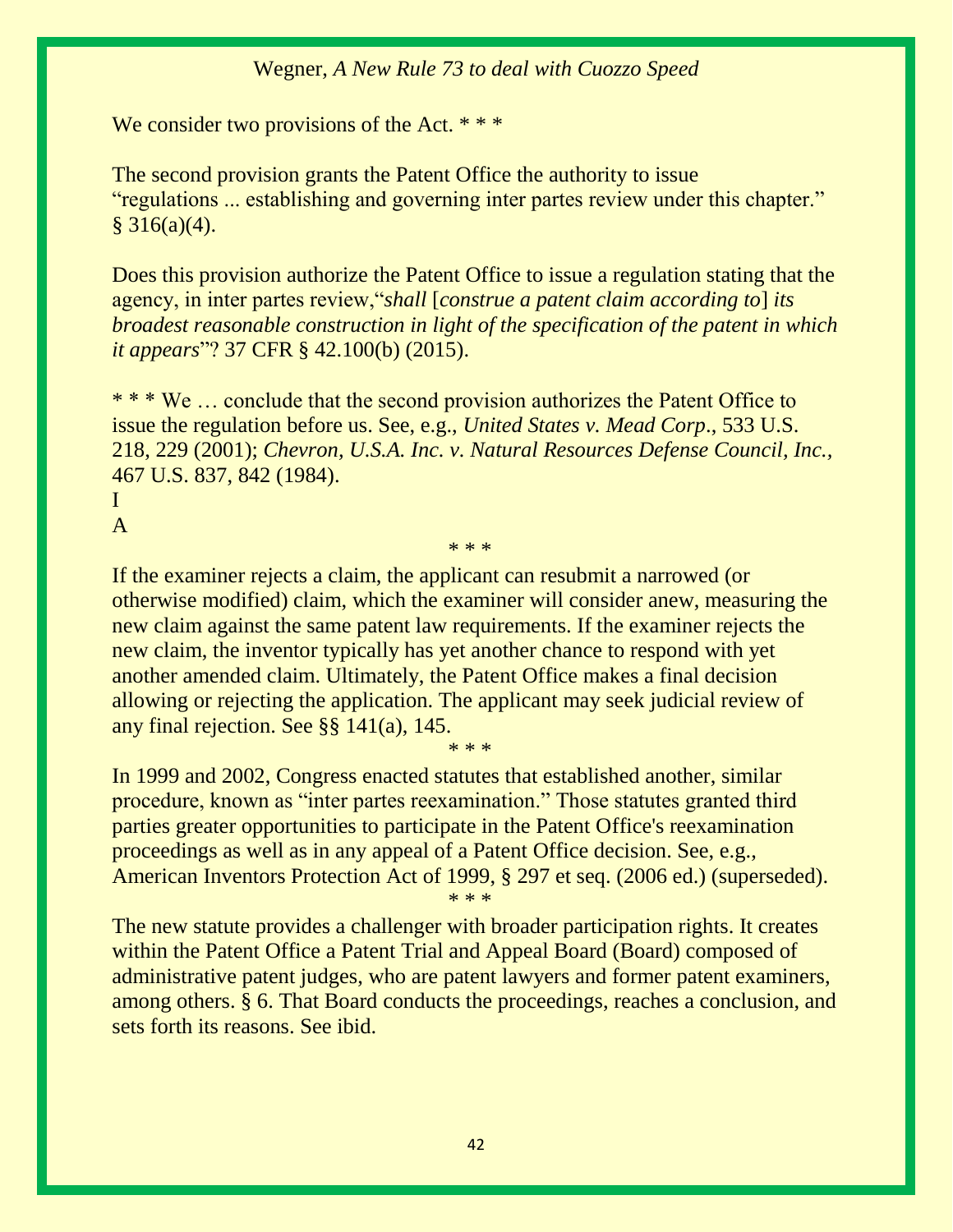We consider two provisions of the Act. * * *

The second provision grants the Patent Office the authority to issue "regulations ... establishing and governing inter partes review under this chapter." § 316(a)(4).

Does this provision authorize the Patent Office to issue a regulation stating that the agency, in inter partes review,"*shall* [*construe a patent claim according to*] *its broadest reasonable construction in light of the specification of the patent in which it appears*"? 37 CFR § 42.100(b) (2015).

* * * We … conclude that the second provision authorizes the Patent Office to issue the regulation before us. See, e.g., *United States v. Mead Corp*., 533 U.S. 218, 229 (2001); *Chevron, U.S.A. Inc. v. Natural Resources Defense Council, Inc.*, 467 U.S. 837, 842 (1984).

I

A

* * *

If the examiner rejects a claim, the applicant can resubmit a narrowed (or otherwise modified) claim, which the examiner will consider anew, measuring the new claim against the same patent law requirements. If the examiner rejects the new claim, the inventor typically has yet another chance to respond with yet another amended claim. Ultimately, the Patent Office makes a final decision allowing or rejecting the application. The applicant may seek judicial review of any final rejection. See §§ 141(a), 145.

* * *

In 1999 and 2002, Congress enacted statutes that established another, similar procedure, known as "inter partes reexamination." Those statutes granted third parties greater opportunities to participate in the Patent Office's reexamination proceedings as well as in any appeal of a Patent Office decision. See, e.g., American Inventors Protection Act of 1999, § 297 et seq. (2006 ed.) (superseded).

* * *

The new statute provides a challenger with broader participation rights. It creates within the Patent Office a Patent Trial and Appeal Board (Board) composed of administrative patent judges, who are patent lawyers and former patent examiners, among others. § 6. That Board conducts the proceedings, reaches a conclusion, and sets forth its reasons. See ibid.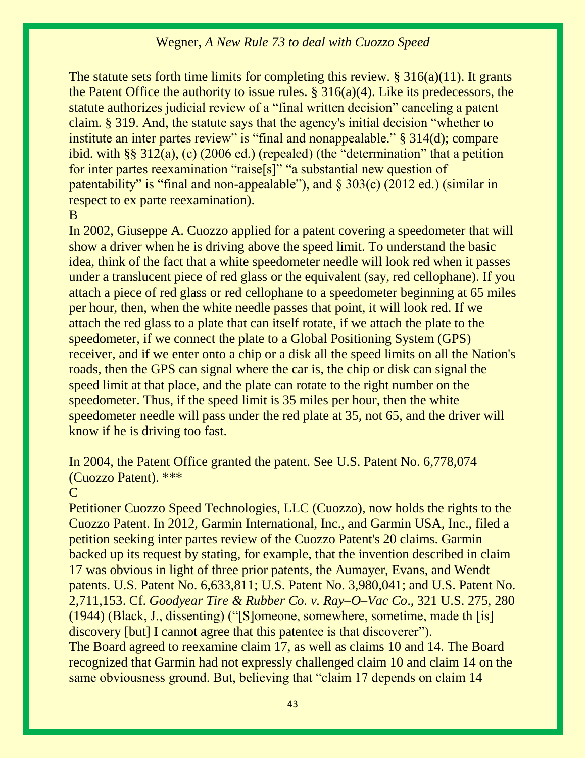The statute sets forth time limits for completing this review. § 316(a)(11). It grants the Patent Office the authority to issue rules. § 316(a)(4). Like its predecessors, the statute authorizes judicial review of a "final written decision" canceling a patent claim. § 319. And, the statute says that the agency's initial decision "whether to institute an inter partes review" is "final and nonappealable." § 314(d); compare ibid. with §§ 312(a), (c) (2006 ed.) (repealed) (the "determination" that a petition for inter partes reexamination "raise[s]" "a substantial new question of patentability" is "final and non-appealable"), and § 303(c) (2012 ed.) (similar in respect to ex parte reexamination).

B

In 2002, Giuseppe A. Cuozzo applied for a patent covering a speedometer that will show a driver when he is driving above the speed limit. To understand the basic idea, think of the fact that a white speedometer needle will look red when it passes under a translucent piece of red glass or the equivalent (say, red cellophane). If you attach a piece of red glass or red cellophane to a speedometer beginning at 65 miles per hour, then, when the white needle passes that point, it will look red. If we attach the red glass to a plate that can itself rotate, if we attach the plate to the speedometer, if we connect the plate to a Global Positioning System (GPS) receiver, and if we enter onto a chip or a disk all the speed limits on all the Nation's roads, then the GPS can signal where the car is, the chip or disk can signal the speed limit at that place, and the plate can rotate to the right number on the speedometer. Thus, if the speed limit is 35 miles per hour, then the white speedometer needle will pass under the red plate at 35, not 65, and the driver will know if he is driving too fast.

In 2004, the Patent Office granted the patent. See U.S. Patent No. 6,778,074 (Cuozzo Patent). ***

C

Petitioner Cuozzo Speed Technologies, LLC (Cuozzo), now holds the rights to the Cuozzo Patent. In 2012, Garmin International, Inc., and Garmin USA, Inc., filed a petition seeking inter partes review of the Cuozzo Patent's 20 claims. Garmin backed up its request by stating, for example, that the invention described in claim 17 was obvious in light of three prior patents, the Aumayer, Evans, and Wendt patents. U.S. Patent No. 6,633,811; U.S. Patent No. 3,980,041; and U.S. Patent No. 2,711,153. Cf. *Goodyear Tire & Rubber Co. v. Ray–O–Vac Co*., 321 U.S. 275, 280 (1944) (Black, J., dissenting) ("[S]omeone, somewhere, sometime, made th [is] discovery [but] I cannot agree that this patentee is that discoverer").

The Board agreed to reexamine claim 17, as well as claims 10 and 14. The Board recognized that Garmin had not expressly challenged claim 10 and claim 14 on the same obviousness ground. But, believing that "claim 17 depends on claim 14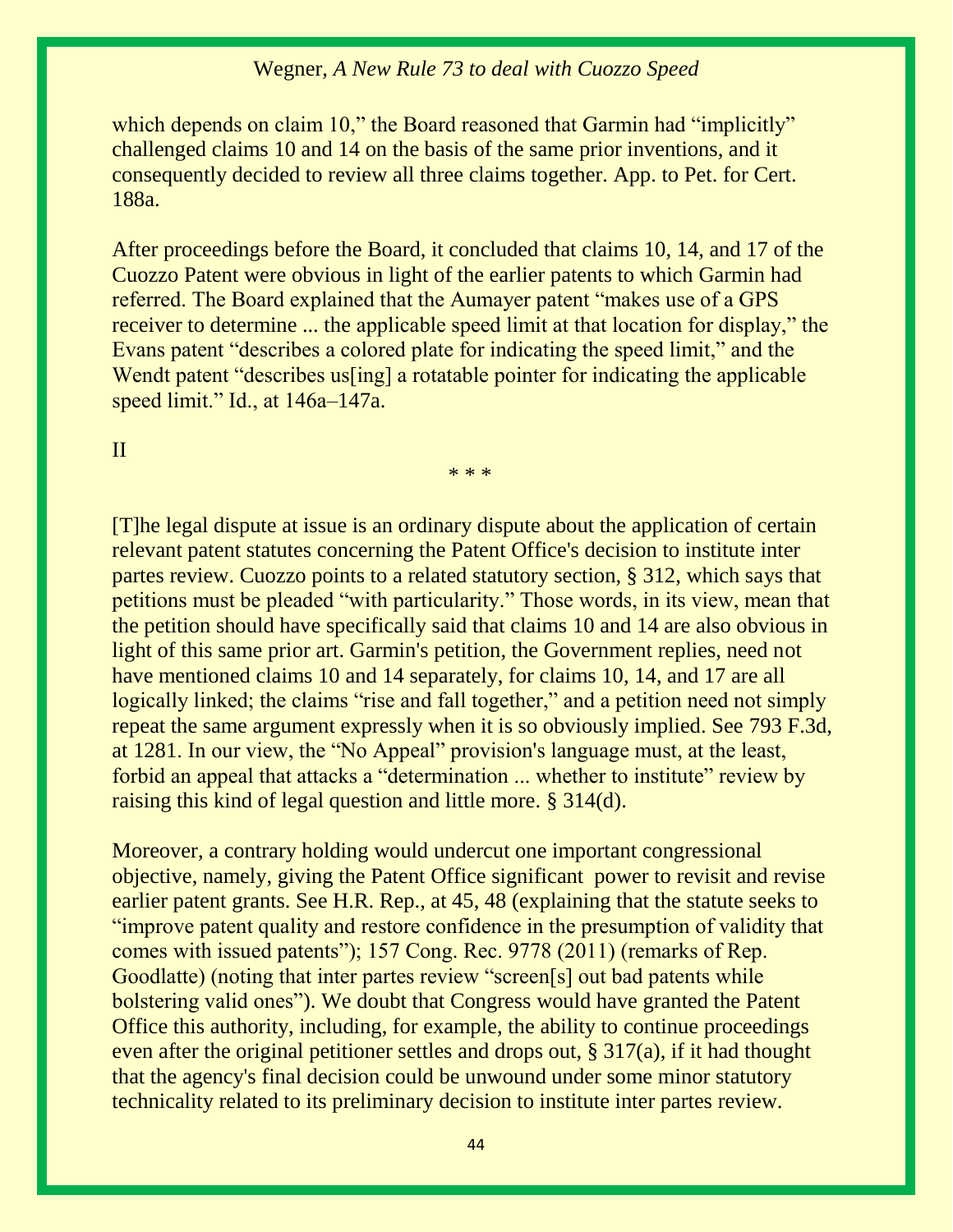which depends on claim 10," the Board reasoned that Garmin had "implicitly" challenged claims 10 and 14 on the basis of the same prior inventions, and it consequently decided to review all three claims together. App. to Pet. for Cert. 188a.

After proceedings before the Board, it concluded that claims 10, 14, and 17 of the Cuozzo Patent were obvious in light of the earlier patents to which Garmin had referred. The Board explained that the Aumayer patent "makes use of a GPS receiver to determine ... the applicable speed limit at that location for display," the Evans patent "describes a colored plate for indicating the speed limit," and the Wendt patent "describes us[ing] a rotatable pointer for indicating the applicable speed limit." Id., at 146a–147a.

II

\* \* \*

[T]he legal dispute at issue is an ordinary dispute about the application of certain relevant patent statutes concerning the Patent Office's decision to institute inter partes review. Cuozzo points to a related statutory section, § 312, which says that petitions must be pleaded "with particularity." Those words, in its view, mean that the petition should have specifically said that claims 10 and 14 are also obvious in light of this same prior art. Garmin's petition, the Government replies, need not have mentioned claims 10 and 14 separately, for claims 10, 14, and 17 are all logically linked; the claims "rise and fall together," and a petition need not simply repeat the same argument expressly when it is so obviously implied. See 793 F.3d, at 1281. In our view, the "No Appeal" provision's language must, at the least, forbid an appeal that attacks a "determination ... whether to institute" review by raising this kind of legal question and little more. § 314(d).

Moreover, a contrary holding would undercut one important congressional objective, namely, giving the Patent Office significant power to revisit and revise earlier patent grants. See H.R. Rep., at 45, 48 (explaining that the statute seeks to "improve patent quality and restore confidence in the presumption of validity that comes with issued patents"); 157 Cong. Rec. 9778 (2011) (remarks of Rep. Goodlatte) (noting that inter partes review "screen[s] out bad patents while bolstering valid ones"). We doubt that Congress would have granted the Patent Office this authority, including, for example, the ability to continue proceedings even after the original petitioner settles and drops out, § 317(a), if it had thought that the agency's final decision could be unwound under some minor statutory technicality related to its preliminary decision to institute inter partes review.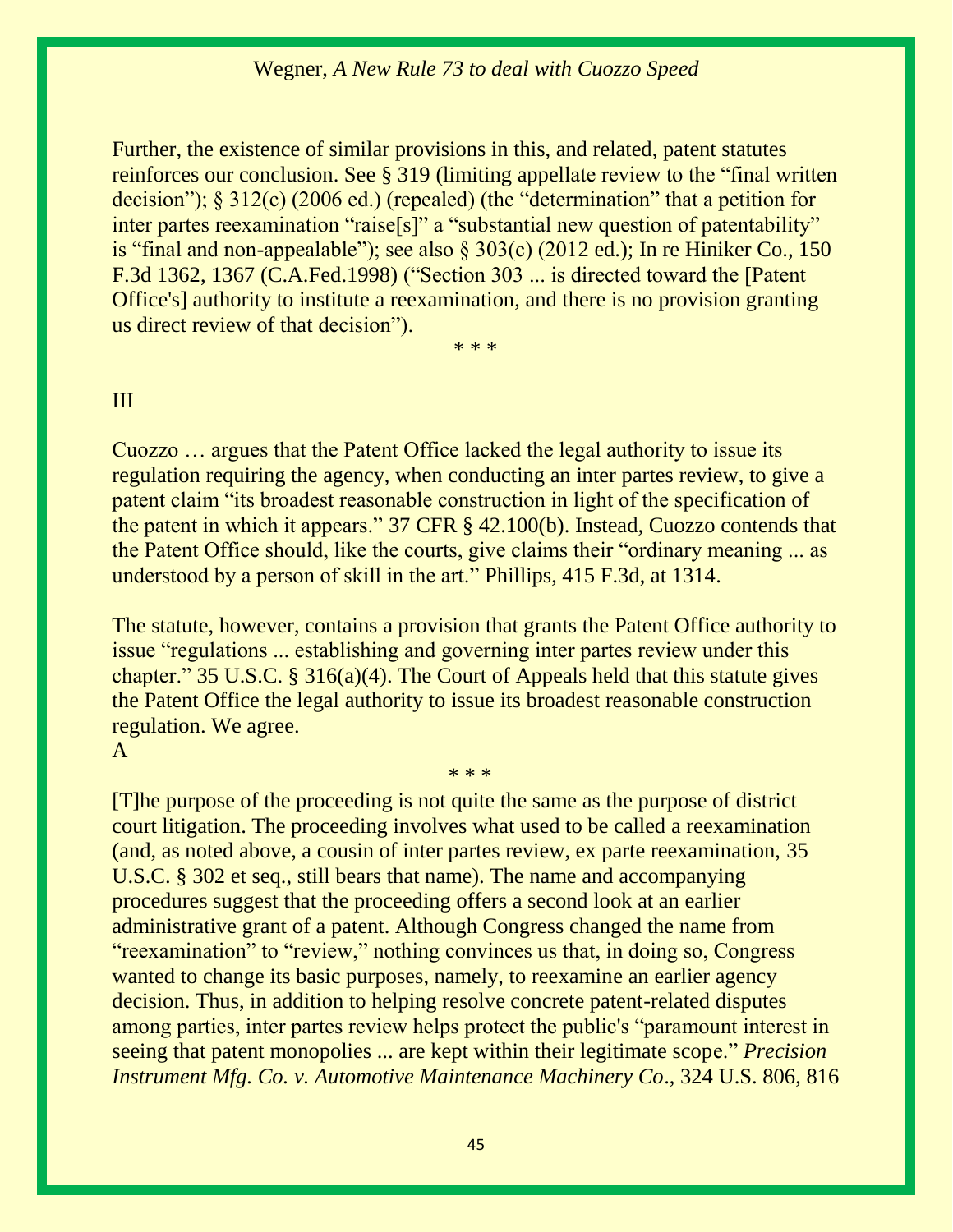Further, the existence of similar provisions in this, and related, patent statutes reinforces our conclusion. See § 319 (limiting appellate review to the "final written decision"); § 312(c) (2006 ed.) (repealed) (the "determination" that a petition for inter partes reexamination "raise[s]" a "substantial new question of patentability" is "final and non-appealable"); see also § 303(c) (2012 ed.); In re Hiniker Co., 150 F.3d 1362, 1367 (C.A.Fed.1998) ("Section 303 ... is directed toward the [Patent Office's] authority to institute a reexamination, and there is no provision granting us direct review of that decision").

\* \* \*

III

Cuozzo … argues that the Patent Office lacked the legal authority to issue its regulation requiring the agency, when conducting an inter partes review, to give a patent claim "its broadest reasonable construction in light of the specification of the patent in which it appears." 37 CFR § 42.100(b). Instead, Cuozzo contends that the Patent Office should, like the courts, give claims their "ordinary meaning ... as understood by a person of skill in the art." Phillips, 415 F.3d, at 1314.

The statute, however, contains a provision that grants the Patent Office authority to issue "regulations ... establishing and governing inter partes review under this chapter." 35 U.S.C. § 316(a)(4). The Court of Appeals held that this statute gives the Patent Office the legal authority to issue its broadest reasonable construction regulation. We agree.

A

\* \* \*

[T]he purpose of the proceeding is not quite the same as the purpose of district court litigation. The proceeding involves what used to be called a reexamination (and, as noted above, a cousin of inter partes review, ex parte reexamination, 35 U.S.C. § 302 et seq., still bears that name). The name and accompanying procedures suggest that the proceeding offers a second look at an earlier administrative grant of a patent. Although Congress changed the name from "reexamination" to "review," nothing convinces us that, in doing so, Congress wanted to change its basic purposes, namely, to reexamine an earlier agency decision. Thus, in addition to helping resolve concrete patent-related disputes among parties, inter partes review helps protect the public's "paramount interest in seeing that patent monopolies ... are kept within their legitimate scope." *Precision Instrument Mfg. Co. v. Automotive Maintenance Machinery Co*., 324 U.S. 806, 816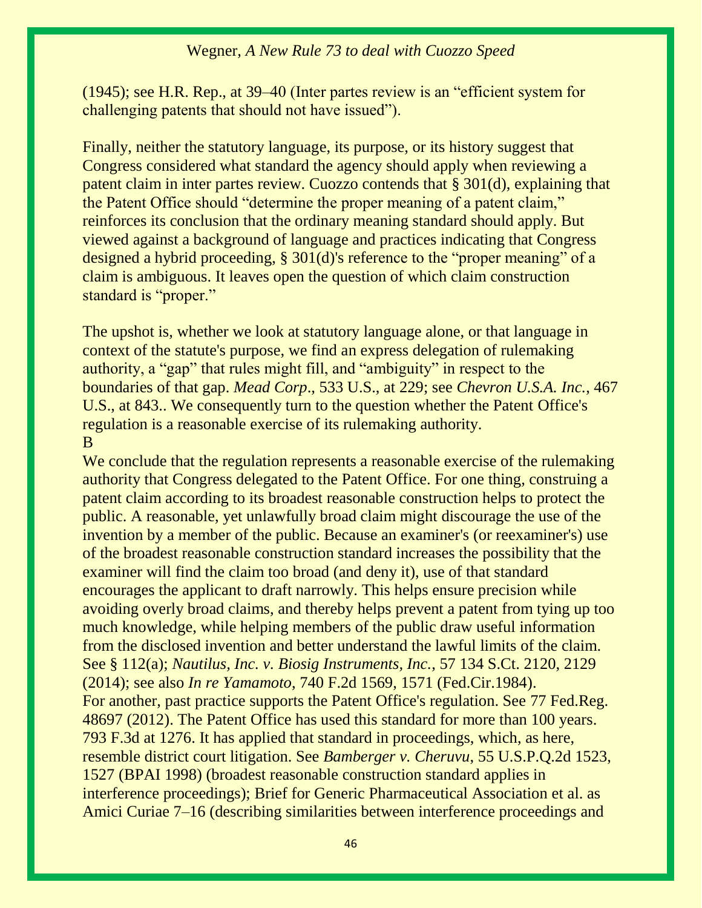(1945); see H.R. Rep., at 39–40 (Inter partes review is an "efficient system for challenging patents that should not have issued").

Finally, neither the statutory language, its purpose, or its history suggest that Congress considered what standard the agency should apply when reviewing a patent claim in inter partes review. Cuozzo contends that § 301(d), explaining that the Patent Office should "determine the proper meaning of a patent claim," reinforces its conclusion that the ordinary meaning standard should apply. But viewed against a background of language and practices indicating that Congress designed a hybrid proceeding, § 301(d)'s reference to the "proper meaning" of a claim is ambiguous. It leaves open the question of which claim construction standard is "proper."

The upshot is, whether we look at statutory language alone, or that language in context of the statute's purpose, we find an express delegation of rulemaking authority, a "gap" that rules might fill, and "ambiguity" in respect to the boundaries of that gap. *Mead Corp*., 533 U.S., at 229; see *Chevron U.S.A. Inc.*, 467 U.S., at 843.. We consequently turn to the question whether the Patent Office's regulation is a reasonable exercise of its rulemaking authority.

B

We conclude that the regulation represents a reasonable exercise of the rulemaking authority that Congress delegated to the Patent Office. For one thing, construing a patent claim according to its broadest reasonable construction helps to protect the public. A reasonable, yet unlawfully broad claim might discourage the use of the invention by a member of the public. Because an examiner's (or reexaminer's) use of the broadest reasonable construction standard increases the possibility that the examiner will find the claim too broad (and deny it), use of that standard encourages the applicant to draft narrowly. This helps ensure precision while avoiding overly broad claims, and thereby helps prevent a patent from tying up too much knowledge, while helping members of the public draw useful information from the disclosed invention and better understand the lawful limits of the claim. See § 112(a); *Nautilus, Inc. v. Biosig Instruments, Inc.*, 57 134 S.Ct. 2120, 2129 (2014); see also *In re Yamamoto*, 740 F.2d 1569, 1571 (Fed.Cir.1984).

For another, past practice supports the Patent Office's regulation. See 77 Fed.Reg. 48697 (2012). The Patent Office has used this standard for more than 100 years. 793 F.3d at 1276. It has applied that standard in proceedings, which, as here, resemble district court litigation. See *Bamberger v. Cheruvu*, 55 U.S.P.Q.2d 1523, 1527 (BPAI 1998) (broadest reasonable construction standard applies in interference proceedings); Brief for Generic Pharmaceutical Association et al. as Amici Curiae 7–16 (describing similarities between interference proceedings and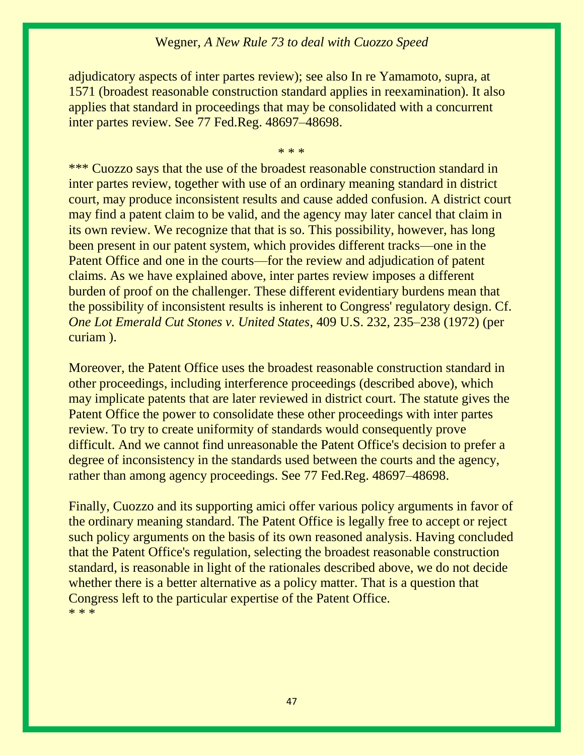adjudicatory aspects of inter partes review); see also In re Yamamoto, supra, at 1571 (broadest reasonable construction standard applies in reexamination). It also applies that standard in proceedings that may be consolidated with a concurrent inter partes review. See 77 Fed.Reg. 48697–48698.

* * *

*** Cuozzo says that the use of the broadest reasonable construction standard in inter partes review, together with use of an ordinary meaning standard in district court, may produce inconsistent results and cause added confusion. A district court may find a patent claim to be valid, and the agency may later cancel that claim in its own review. We recognize that that is so. This possibility, however, has long been present in our patent system, which provides different tracks—one in the Patent Office and one in the courts—for the review and adjudication of patent claims. As we have explained above, inter partes review imposes a different burden of proof on the challenger. These different evidentiary burdens mean that the possibility of inconsistent results is inherent to Congress' regulatory design. Cf. *One Lot Emerald Cut Stones v. United States*, 409 U.S. 232, 235–238 (1972) (per curiam ).

Moreover, the Patent Office uses the broadest reasonable construction standard in other proceedings, including interference proceedings (described above), which may implicate patents that are later reviewed in district court. The statute gives the Patent Office the power to consolidate these other proceedings with inter partes review. To try to create uniformity of standards would consequently prove difficult. And we cannot find unreasonable the Patent Office's decision to prefer a degree of inconsistency in the standards used between the courts and the agency, rather than among agency proceedings. See 77 Fed.Reg. 48697–48698.

Finally, Cuozzo and its supporting amici offer various policy arguments in favor of the ordinary meaning standard. The Patent Office is legally free to accept or reject such policy arguments on the basis of its own reasoned analysis. Having concluded that the Patent Office's regulation, selecting the broadest reasonable construction standard, is reasonable in light of the rationales described above, we do not decide whether there is a better alternative as a policy matter. That is a question that Congress left to the particular expertise of the Patent Office.

* * *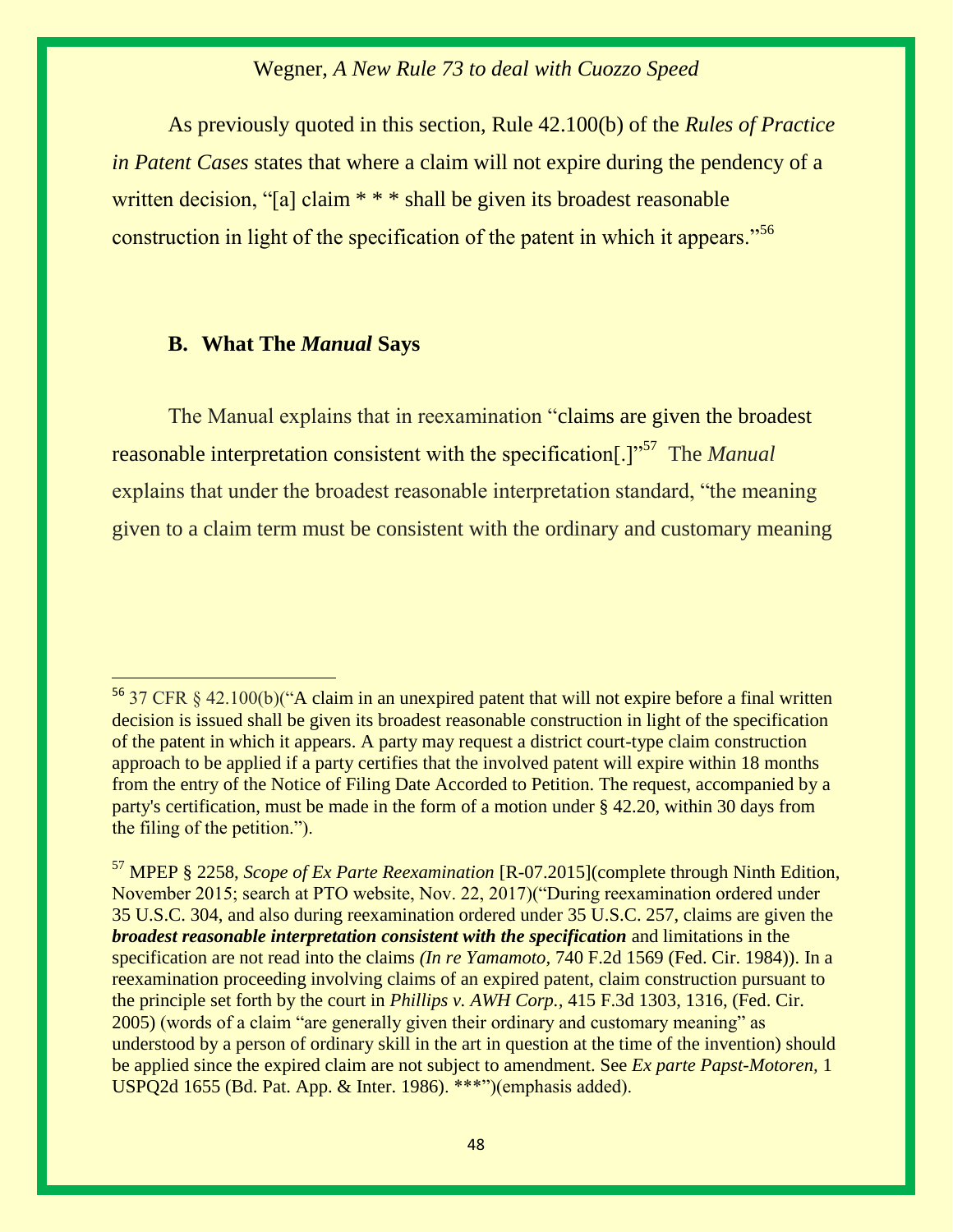As previously quoted in this section, Rule 42.100(b) of the *Rules of Practice in Patent Cases* states that where a claim will not expire during the pendency of a written decision, "[a] claim * * * shall be given its broadest reasonable construction in light of the specification of the patent in which it appears."[56]

### B. What The *Manual* Says

The Manual explains that in reexamination "claims are given the broadest reasonable interpretation consistent with the specification[.]"[57] The *Manual* explains that under the broadest reasonable interpretation standard, "the meaning given to a claim term must be consistent with the ordinary and customary meaning

---

[56] 37 CFR § 42.100(b)("A claim in an unexpired patent that will not expire before a final written decision is issued shall be given its broadest reasonable construction in light of the specification of the patent in which it appears. A party may request a district court-type claim construction approach to be applied if a party certifies that the involved patent will expire within 18 months from the entry of the Notice of Filing Date Accorded to Petition. The request, accompanied by a party's certification, must be made in the form of a motion under § 42.20, within 30 days from the filing of the petition.").

[57] MPEP § 2258, *Scope of Ex Parte Reexamination* [R-07.2015](complete through Ninth Edition, November 2015; search at PTO website, Nov. 22, 2017)("During reexamination ordered under 35 U.S.C. 304, and also during reexamination ordered under 35 U.S.C. 257, claims are given the ***broadest reasonable interpretation consistent with the specification*** and limitations in the specification are not read into the claims *(In re Yamamoto,* 740 F.2d 1569 (Fed. Cir. 1984)). In a reexamination proceeding involving claims of an expired patent, claim construction pursuant to the principle set forth by the court in *Phillips v. AWH Corp.,* 415 F.3d 1303, 1316, (Fed. Cir. 2005) (words of a claim "are generally given their ordinary and customary meaning" as understood by a person of ordinary skill in the art in question at the time of the invention) should be applied since the expired claim are not subject to amendment. See *Ex parte Papst-Motoren,* 1 USPQ2d 1655 (Bd. Pat. App. & Inter. 1986). ***")(emphasis added).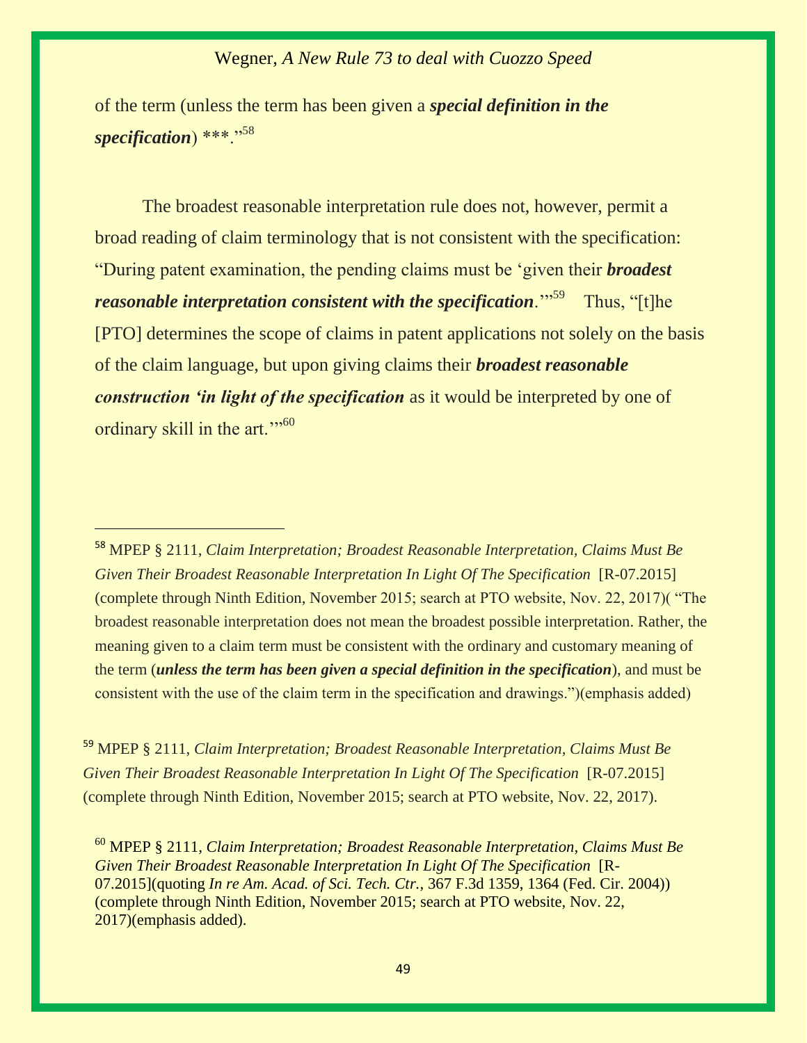of the term (unless the term has been given a ***special definition in the specification***) \*\*\*."[58]

The broadest reasonable interpretation rule does not, however, permit a broad reading of claim terminology that is not consistent with the specification: "During patent examination, the pending claims must be 'given their ***broadest reasonable interpretation consistent with the specification***.'"[59] Thus, "[t]he [PTO] determines the scope of claims in patent applications not solely on the basis of the claim language, but upon giving claims their ***broadest reasonable construction 'in light of the specification*** as it would be interpreted by one of ordinary skill in the art.'"[60]

---

[58] MPEP § 2111, *Claim Interpretation; Broadest Reasonable Interpretation, Claims Must Be Given Their Broadest Reasonable Interpretation In Light Of The Specification* [R-07.2015] (complete through Ninth Edition, November 2015; search at PTO website, Nov. 22, 2017)( "The broadest reasonable interpretation does not mean the broadest possible interpretation. Rather, the meaning given to a claim term must be consistent with the ordinary and customary meaning of the term (***unless the term has been given a special definition in the specification***), and must be consistent with the use of the claim term in the specification and drawings.")(emphasis added)

[59] MPEP § 2111, *Claim Interpretation; Broadest Reasonable Interpretation, Claims Must Be Given Their Broadest Reasonable Interpretation In Light Of The Specification* [R-07.2015] (complete through Ninth Edition, November 2015; search at PTO website, Nov. 22, 2017).

[60] MPEP § 2111, *Claim Interpretation; Broadest Reasonable Interpretation, Claims Must Be Given Their Broadest Reasonable Interpretation In Light Of The Specification* [R-07.2015](quoting *In re Am. Acad. of Sci. Tech. Ctr.*, 367 F.3d 1359, 1364 (Fed. Cir. 2004)) (complete through Ninth Edition, November 2015; search at PTO website, Nov. 22, 2017)(emphasis added).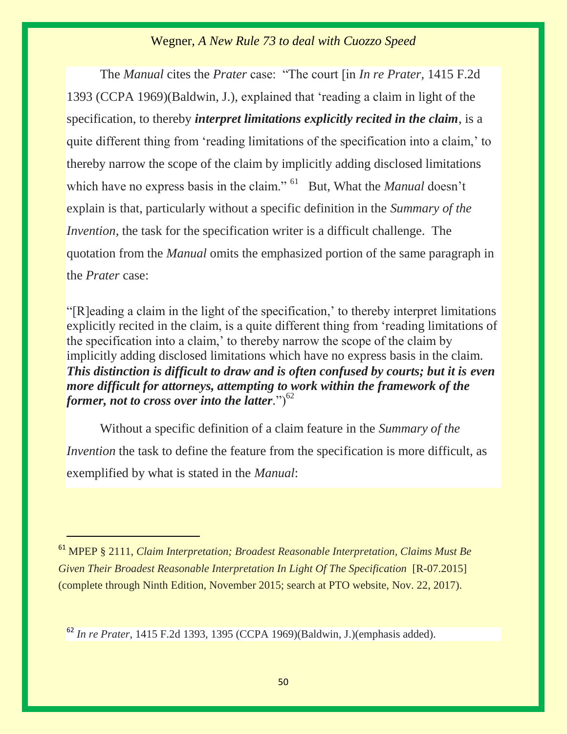The *Manual* cites the *Prater* case: "The court [in *In re Prater*, 1415 F.2d 1393 (CCPA 1969)(Baldwin, J.), explained that 'reading a claim in light of the specification, to thereby ***interpret limitations explicitly recited in the claim***, is a quite different thing from 'reading limitations of the specification into a claim,' to thereby narrow the scope of the claim by implicitly adding disclosed limitations which have no express basis in the claim."[61] But, What the *Manual* doesn't explain is that, particularly without a specific definition in the *Summary of the Invention,* the task for the specification writer is a difficult challenge. The quotation from the *Manual* omits the emphasized portion of the same paragraph in the *Prater* case:

> "[R]eading a claim in the light of the specification,' to thereby interpret limitations explicitly recited in the claim, is a quite different thing from 'reading limitations of the specification into a claim,' to thereby narrow the scope of the claim by implicitly adding disclosed limitations which have no express basis in the claim. ***This distinction is difficult to draw and is often confused by courts; but it is even more difficult for attorneys, attempting to work within the framework of the former, not to cross over into the latter***.")[62]

Without a specific definition of a claim feature in the *Summary of the Invention* the task to define the feature from the specification is more difficult, as exemplified by what is stated in the *Manual*:

---

[61] MPEP § 2111, *Claim Interpretation; Broadest Reasonable Interpretation, Claims Must Be Given Their Broadest Reasonable Interpretation In Light Of The Specification* [R-07.2015] (complete through Ninth Edition, November 2015; search at PTO website, Nov. 22, 2017).

[62] *In re Prater*, 1415 F.2d 1393, 1395 (CCPA 1969)(Baldwin, J.)(emphasis added).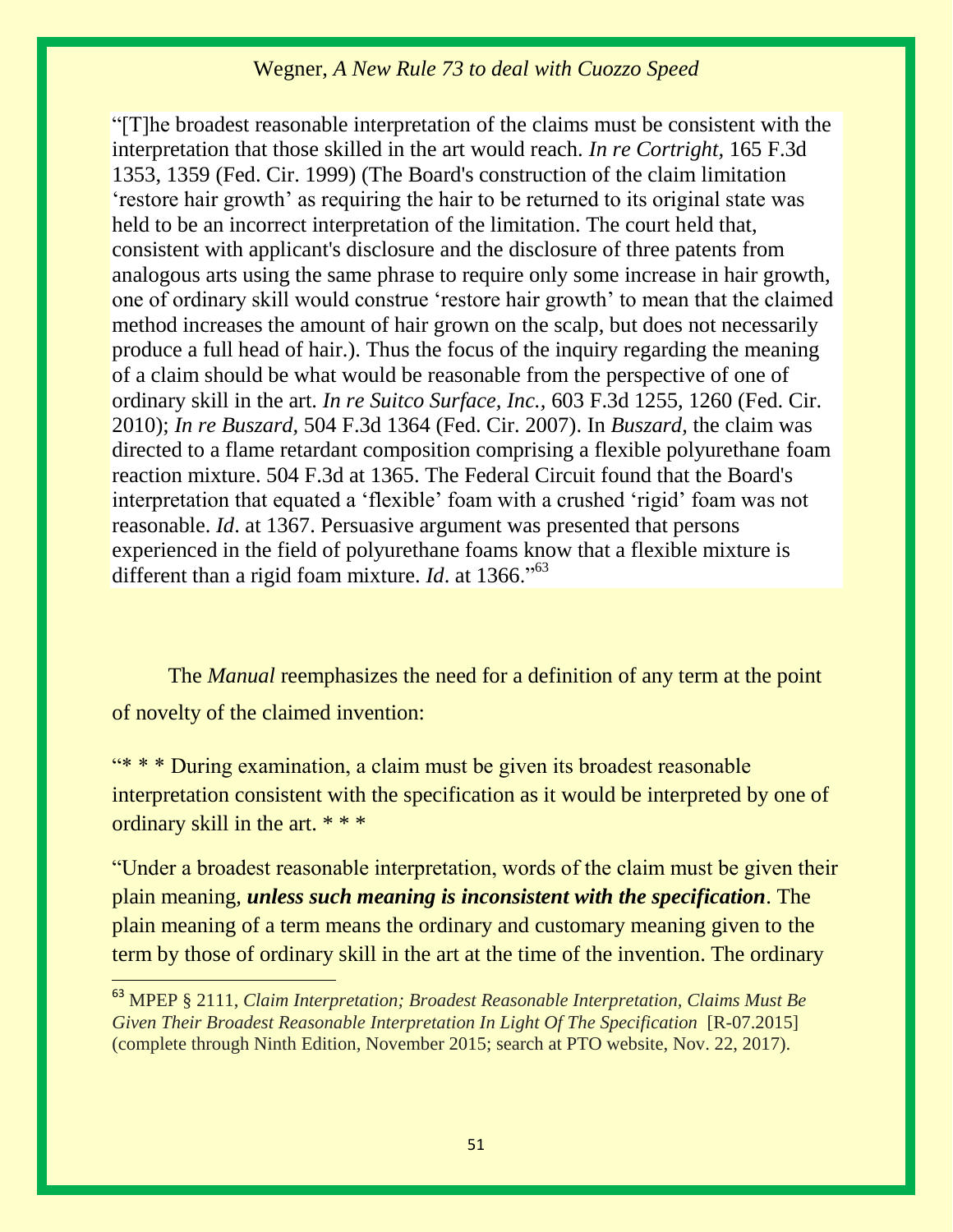"[T]he broadest reasonable interpretation of the claims must be consistent with the interpretation that those skilled in the art would reach. *In re Cortright,* 165 F.3d 1353, 1359 (Fed. Cir. 1999) (The Board's construction of the claim limitation 'restore hair growth' as requiring the hair to be returned to its original state was held to be an incorrect interpretation of the limitation. The court held that, consistent with applicant's disclosure and the disclosure of three patents from analogous arts using the same phrase to require only some increase in hair growth, one of ordinary skill would construe 'restore hair growth' to mean that the claimed method increases the amount of hair grown on the scalp, but does not necessarily produce a full head of hair.). Thus the focus of the inquiry regarding the meaning of a claim should be what would be reasonable from the perspective of one of ordinary skill in the art. *In re Suitco Surface, Inc.,* 603 F.3d 1255, 1260 (Fed. Cir. 2010); *In re Buszard,* 504 F.3d 1364 (Fed. Cir. 2007). In *Buszard,* the claim was directed to a flame retardant composition comprising a flexible polyurethane foam reaction mixture. 504 F.3d at 1365. The Federal Circuit found that the Board's interpretation that equated a 'flexible' foam with a crushed 'rigid' foam was not reasonable. *Id*. at 1367. Persuasive argument was presented that persons experienced in the field of polyurethane foams know that a flexible mixture is different than a rigid foam mixture. *Id*. at 1366."[63]

The *Manual* reemphasizes the need for a definition of any term at the point of novelty of the claimed invention:

"* * * During examination, a claim must be given its broadest reasonable interpretation consistent with the specification as it would be interpreted by one of ordinary skill in the art. * * *

"Under a broadest reasonable interpretation, words of the claim must be given their plain meaning, ***unless such meaning is inconsistent with the specification***. The plain meaning of a term means the ordinary and customary meaning given to the term by those of ordinary skill in the art at the time of the invention. The ordinary

---

[63] MPEP § 2111, *Claim Interpretation; Broadest Reasonable Interpretation, Claims Must Be Given Their Broadest Reasonable Interpretation In Light Of The Specification* [R-07.2015] (complete through Ninth Edition, November 2015; search at PTO website, Nov. 22, 2017).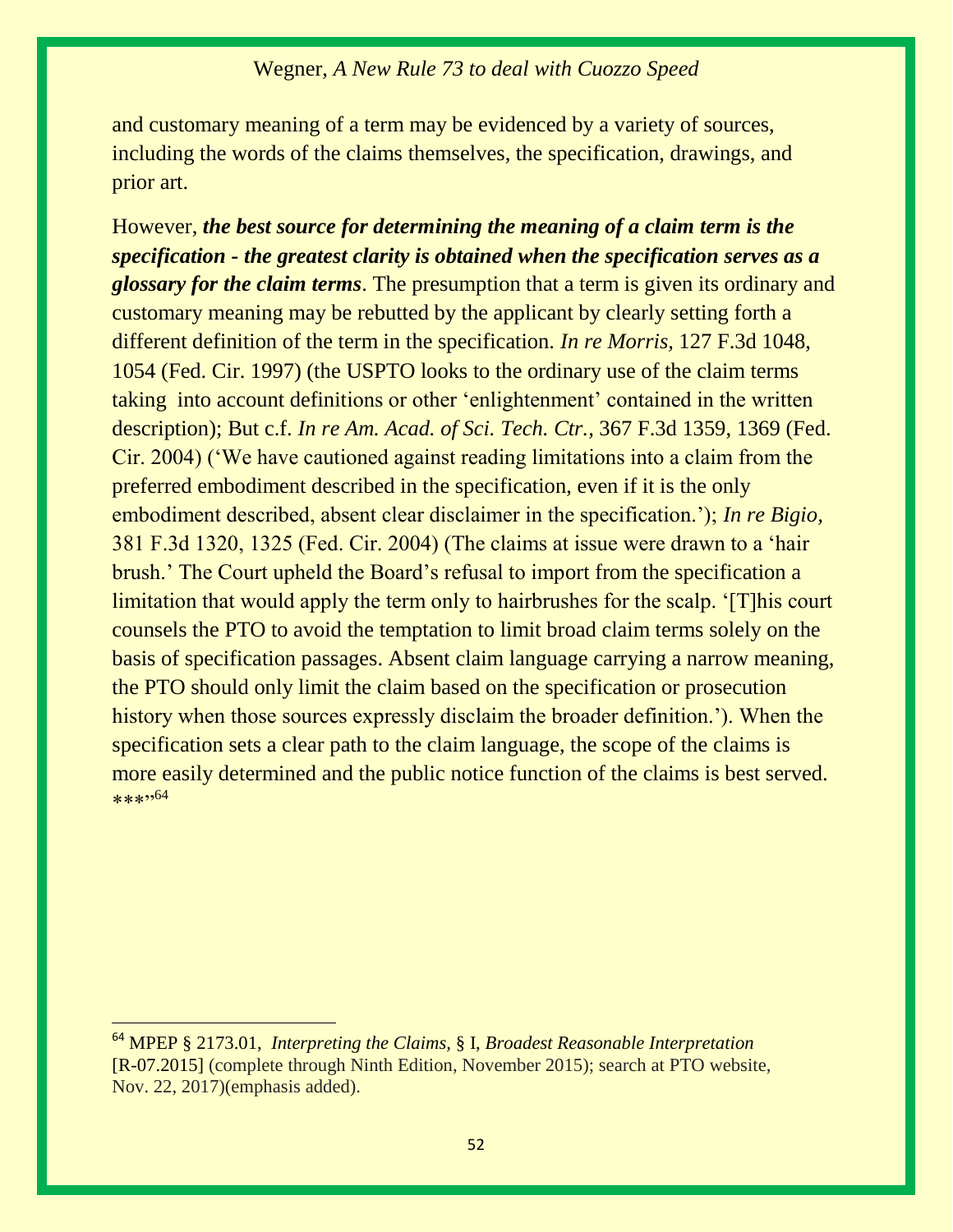and customary meaning of a term may be evidenced by a variety of sources, including the words of the claims themselves, the specification, drawings, and prior art.

However, ***the best source for determining the meaning of a claim term is the specification - the greatest clarity is obtained when the specification serves as a glossary for the claim terms***. The presumption that a term is given its ordinary and customary meaning may be rebutted by the applicant by clearly setting forth a different definition of the term in the specification. *In re Morris,* 127 F.3d 1048, 1054 (Fed. Cir. 1997) (the USPTO looks to the ordinary use of the claim terms taking into account definitions or other 'enlightenment' contained in the written description); But c.f. *In re Am. Acad. of Sci. Tech. Ctr.,* 367 F.3d 1359, 1369 (Fed. Cir. 2004) ('We have cautioned against reading limitations into a claim from the preferred embodiment described in the specification, even if it is the only embodiment described, absent clear disclaimer in the specification.'); *In re Bigio,* 381 F.3d 1320, 1325 (Fed. Cir. 2004) (The claims at issue were drawn to a 'hair brush.' The Court upheld the Board's refusal to import from the specification a limitation that would apply the term only to hairbrushes for the scalp. '[T]his court counsels the PTO to avoid the temptation to limit broad claim terms solely on the basis of specification passages. Absent claim language carrying a narrow meaning, the PTO should only limit the claim based on the specification or prosecution history when those sources expressly disclaim the broader definition.'). When the specification sets a clear path to the claim language, the scope of the claims is more easily determined and the public notice function of the claims is best served. ***"[64]

---

[64] MPEP § 2173.01, *Interpreting the Claims,* § I, *Broadest Reasonable Interpretation* [R-07.2015] (complete through Ninth Edition, November 2015); search at PTO website, Nov. 22, 2017)(emphasis added).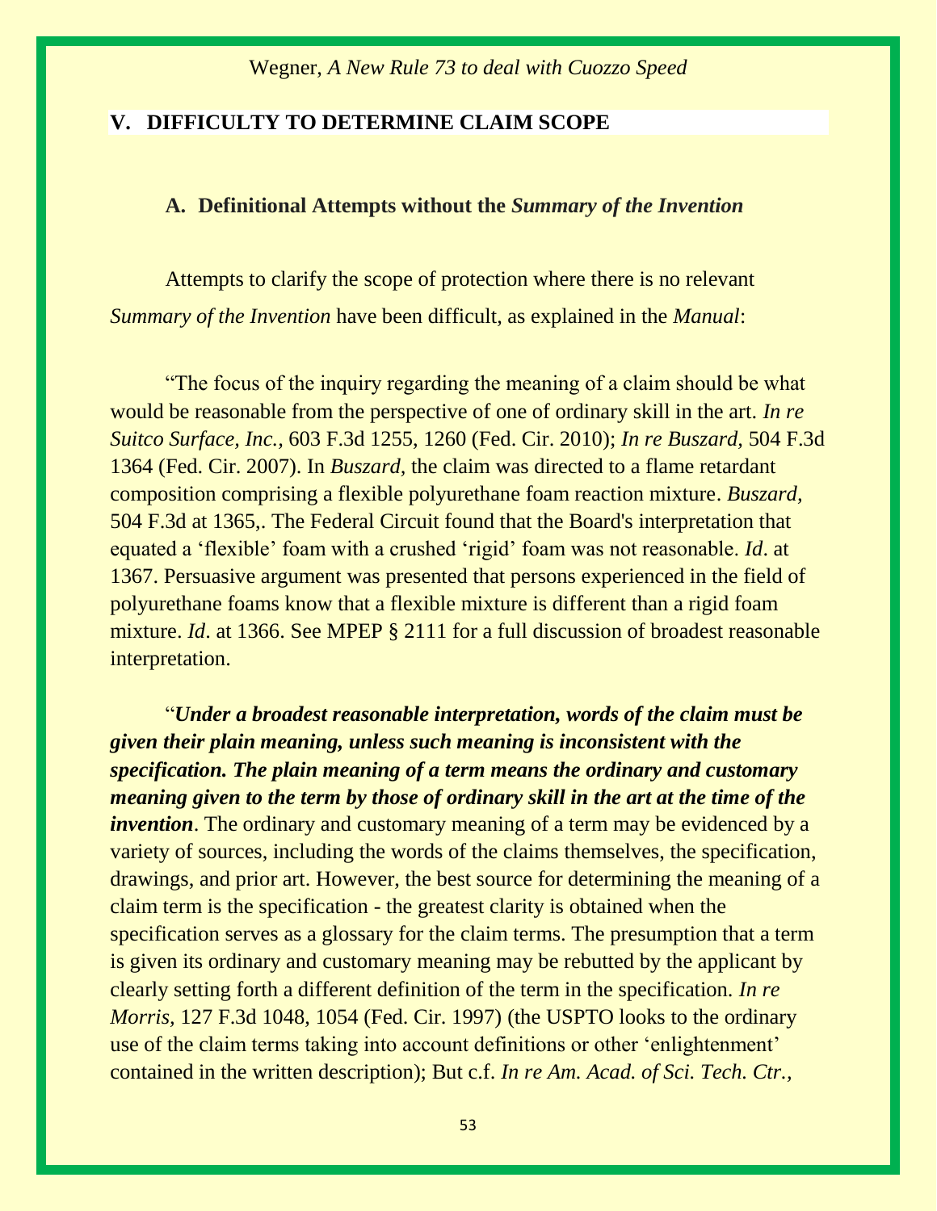## V. DIFFICULTY TO DETERMINE CLAIM SCOPE

### A. Definitional Attempts without the *Summary of the Invention*

Attempts to clarify the scope of protection where there is no relevant *Summary of the Invention* have been difficult, as explained in the *Manual*:

"The focus of the inquiry regarding the meaning of a claim should be what would be reasonable from the perspective of one of ordinary skill in the art. *In re Suitco Surface, Inc.,* 603 F.3d 1255, 1260 (Fed. Cir. 2010); *In re Buszard,* 504 F.3d 1364 (Fed. Cir. 2007). In *Buszard,* the claim was directed to a flame retardant composition comprising a flexible polyurethane foam reaction mixture. *Buszard,* 504 F.3d at 1365,. The Federal Circuit found that the Board's interpretation that equated a 'flexible' foam with a crushed 'rigid' foam was not reasonable. *Id*. at 1367. Persuasive argument was presented that persons experienced in the field of polyurethane foams know that a flexible mixture is different than a rigid foam mixture. *Id*. at 1366. See MPEP § 2111 for a full discussion of broadest reasonable interpretation.

"***Under a broadest reasonable interpretation, words of the claim must be given their plain meaning, unless such meaning is inconsistent with the specification. The plain meaning of a term means the ordinary and customary meaning given to the term by those of ordinary skill in the art at the time of the invention***. The ordinary and customary meaning of a term may be evidenced by a variety of sources, including the words of the claims themselves, the specification, drawings, and prior art. However, the best source for determining the meaning of a claim term is the specification - the greatest clarity is obtained when the specification serves as a glossary for the claim terms. The presumption that a term is given its ordinary and customary meaning may be rebutted by the applicant by clearly setting forth a different definition of the term in the specification. *In re Morris,* 127 F.3d 1048, 1054 (Fed. Cir. 1997) (the USPTO looks to the ordinary use of the claim terms taking into account definitions or other 'enlightenment' contained in the written description); But c.f. *In re Am. Acad. of Sci. Tech. Ctr.,*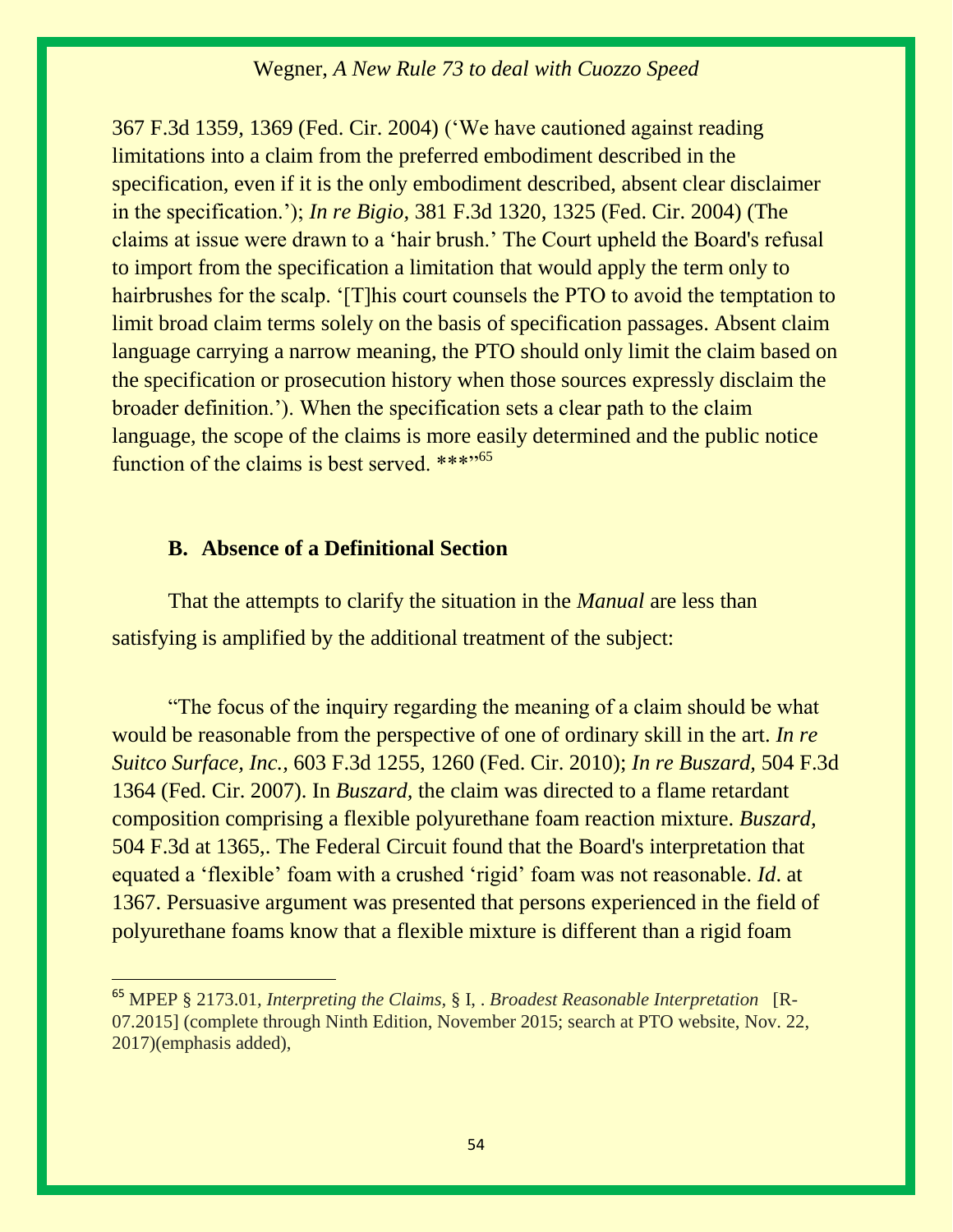367 F.3d 1359, 1369 (Fed. Cir. 2004) ('We have cautioned against reading limitations into a claim from the preferred embodiment described in the specification, even if it is the only embodiment described, absent clear disclaimer in the specification.'); *In re Bigio,* 381 F.3d 1320, 1325 (Fed. Cir. 2004) (The claims at issue were drawn to a 'hair brush.' The Court upheld the Board's refusal to import from the specification a limitation that would apply the term only to hairbrushes for the scalp. '[T]his court counsels the PTO to avoid the temptation to limit broad claim terms solely on the basis of specification passages. Absent claim language carrying a narrow meaning, the PTO should only limit the claim based on the specification or prosecution history when those sources expressly disclaim the broader definition.'). When the specification sets a clear path to the claim language, the scope of the claims is more easily determined and the public notice function of the claims is best served. ***"[65]

### B. Absence of a Definitional Section

That the attempts to clarify the situation in the *Manual* are less than satisfying is amplified by the additional treatment of the subject:

"The focus of the inquiry regarding the meaning of a claim should be what would be reasonable from the perspective of one of ordinary skill in the art. *In re Suitco Surface, Inc.,* 603 F.3d 1255, 1260 (Fed. Cir. 2010); *In re Buszard,* 504 F.3d 1364 (Fed. Cir. 2007). In *Buszard,* the claim was directed to a flame retardant composition comprising a flexible polyurethane foam reaction mixture. *Buszard,* 504 F.3d at 1365,. The Federal Circuit found that the Board's interpretation that equated a 'flexible' foam with a crushed 'rigid' foam was not reasonable. *Id*. at 1367. Persuasive argument was presented that persons experienced in the field of polyurethane foams know that a flexible mixture is different than a rigid foam

---

[65] MPEP § 2173.01, *Interpreting the Claims,* § I, . *Broadest Reasonable Interpretation* [R-07.2015] (complete through Ninth Edition, November 2015; search at PTO website, Nov. 22, 2017)(emphasis added),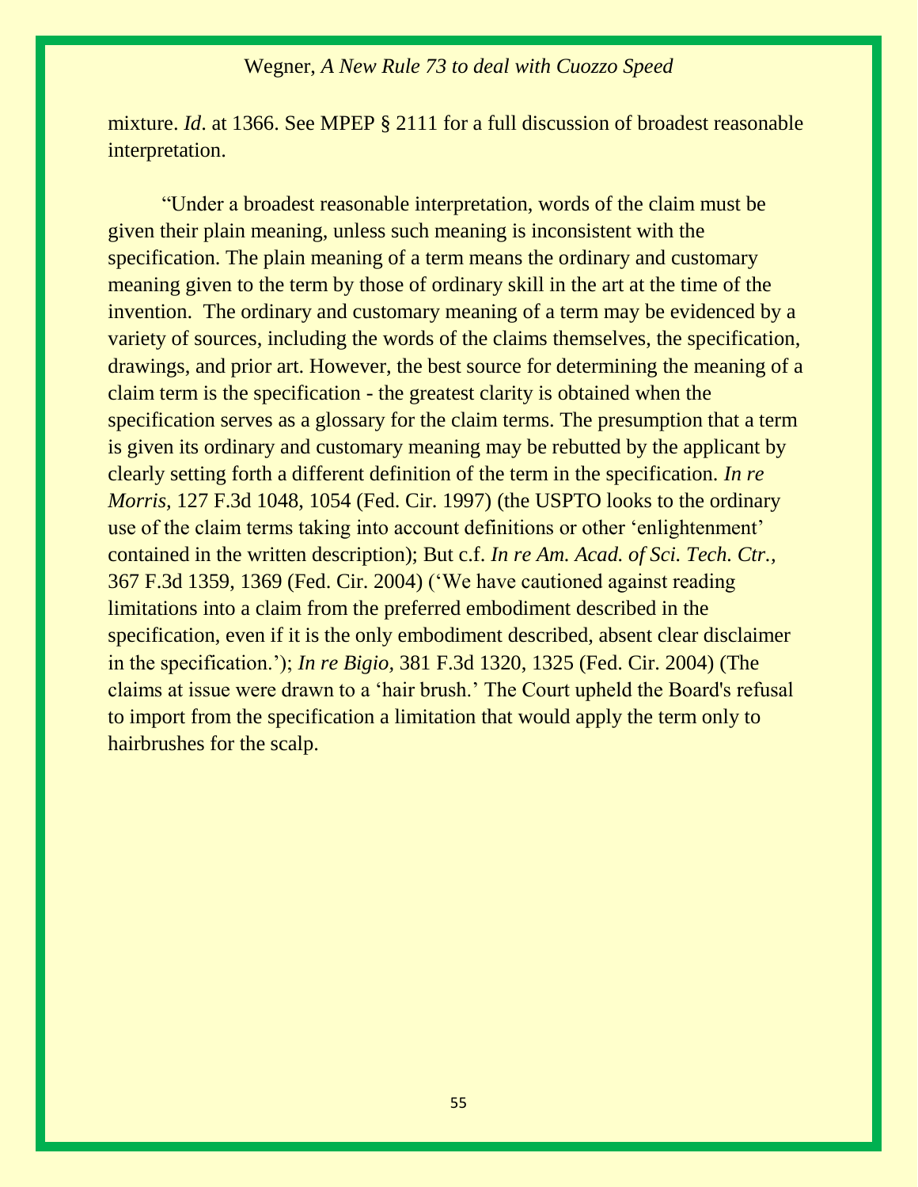mixture. *Id*. at 1366. See MPEP § 2111 for a full discussion of broadest reasonable interpretation.

"Under a broadest reasonable interpretation, words of the claim must be given their plain meaning, unless such meaning is inconsistent with the specification. The plain meaning of a term means the ordinary and customary meaning given to the term by those of ordinary skill in the art at the time of the invention. The ordinary and customary meaning of a term may be evidenced by a variety of sources, including the words of the claims themselves, the specification, drawings, and prior art. However, the best source for determining the meaning of a claim term is the specification - the greatest clarity is obtained when the specification serves as a glossary for the claim terms. The presumption that a term is given its ordinary and customary meaning may be rebutted by the applicant by clearly setting forth a different definition of the term in the specification. *In re Morris*, 127 F.3d 1048, 1054 (Fed. Cir. 1997) (the USPTO looks to the ordinary use of the claim terms taking into account definitions or other 'enlightenment' contained in the written description); But c.f. *In re Am. Acad. of Sci. Tech. Ctr.*, 367 F.3d 1359, 1369 (Fed. Cir. 2004) ('We have cautioned against reading limitations into a claim from the preferred embodiment described in the specification, even if it is the only embodiment described, absent clear disclaimer in the specification.'); *In re Bigio*, 381 F.3d 1320, 1325 (Fed. Cir. 2004) (The claims at issue were drawn to a 'hair brush.' The Court upheld the Board's refusal to import from the specification a limitation that would apply the term only to hairbrushes for the scalp.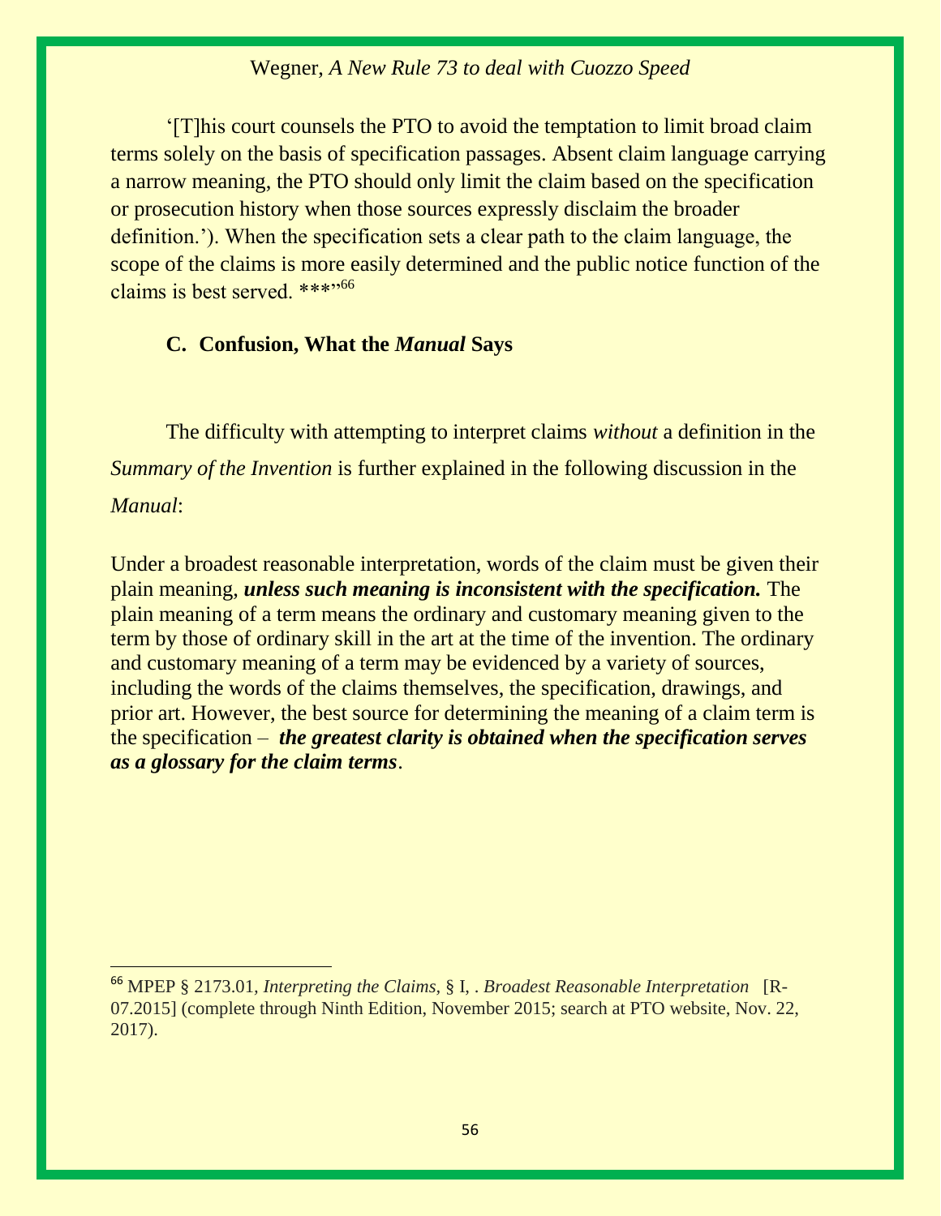'[T]his court counsels the PTO to avoid the temptation to limit broad claim terms solely on the basis of specification passages. Absent claim language carrying a narrow meaning, the PTO should only limit the claim based on the specification or prosecution history when those sources expressly disclaim the broader definition.'). When the specification sets a clear path to the claim language, the scope of the claims is more easily determined and the public notice function of the claims is best served. ***"[66]

### C. Confusion, What the *Manual* Says

The difficulty with attempting to interpret claims *without* a definition in the *Summary of the Invention* is further explained in the following discussion in the *Manual*:

Under a broadest reasonable interpretation, words of the claim must be given their plain meaning, ***unless such meaning is inconsistent with the specification.*** The plain meaning of a term means the ordinary and customary meaning given to the term by those of ordinary skill in the art at the time of the invention. The ordinary and customary meaning of a term may be evidenced by a variety of sources, including the words of the claims themselves, the specification, drawings, and prior art. However, the best source for determining the meaning of a claim term is the specification – ***the greatest clarity is obtained when the specification serves as a glossary for the claim terms***.

---

[66] MPEP § 2173.01, *Interpreting the Claims*, § I, . *Broadest Reasonable Interpretation* [R-07.2015] (complete through Ninth Edition, November 2015; search at PTO website, Nov. 22, 2017).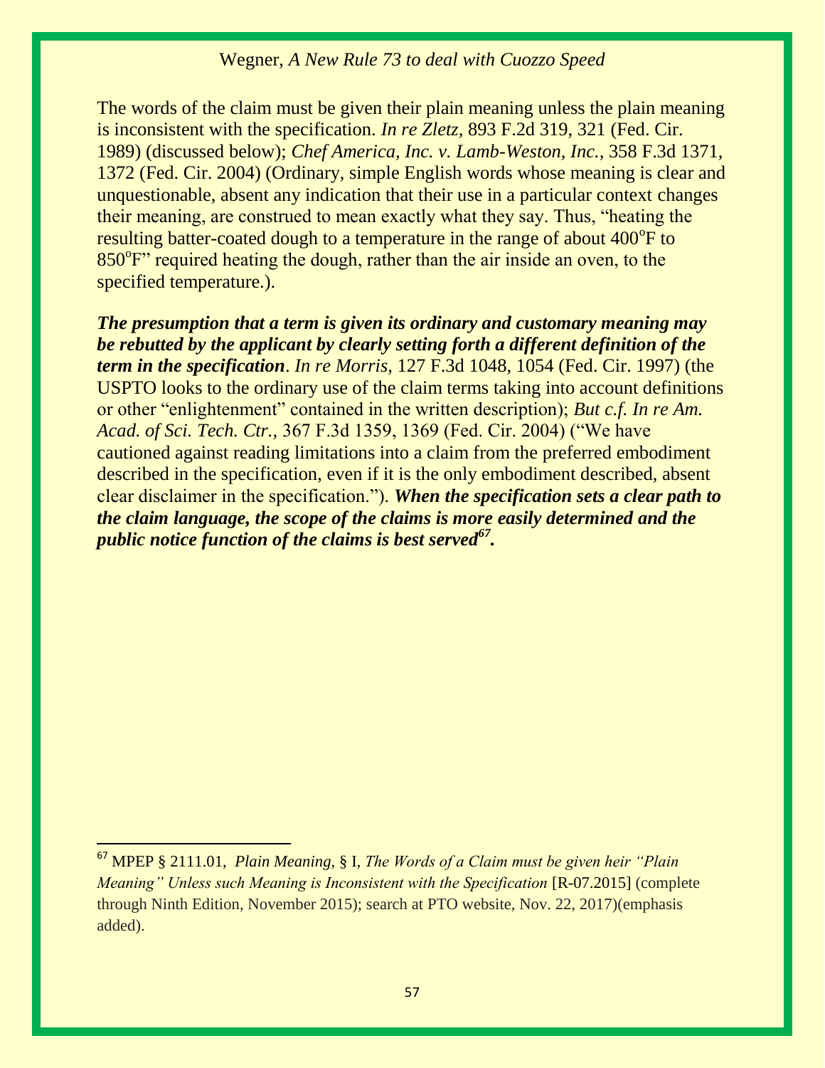The words of the claim must be given their plain meaning unless the plain meaning is inconsistent with the specification. *In re Zletz,* 893 F.2d 319, 321 (Fed. Cir. 1989) (discussed below); *Chef America, Inc. v. Lamb-Weston, Inc.,* 358 F.3d 1371, 1372 (Fed. Cir. 2004) (Ordinary, simple English words whose meaning is clear and unquestionable, absent any indication that their use in a particular context changes their meaning, are construed to mean exactly what they say. Thus, "heating the resulting batter-coated dough to a temperature in the range of about 400$^{o}$F to 850$^{o}$F" required heating the dough, rather than the air inside an oven, to the specified temperature.).

***The presumption that a term is given its ordinary and customary meaning may be rebutted by the applicant by clearly setting forth a different definition of the term in the specification***. *In re Morris,* 127 F.3d 1048, 1054 (Fed. Cir. 1997) (the USPTO looks to the ordinary use of the claim terms taking into account definitions or other "enlightenment" contained in the written description); *But c.f. In re Am. Acad. of Sci. Tech. Ctr.,* 367 F.3d 1359, 1369 (Fed. Cir. 2004) ("We have cautioned against reading limitations into a claim from the preferred embodiment described in the specification, even if it is the only embodiment described, absent clear disclaimer in the specification."). ***When the specification sets a clear path to the claim language, the scope of the claims is more easily determined and the public notice function of the claims is best served***[67]***.***

---

[67] MPEP § 2111.01, *Plain Meaning,* § I, *The Words of a Claim must be given heir "Plain Meaning" Unless such Meaning is Inconsistent with the Specification* [R-07.2015] (complete through Ninth Edition, November 2015); search at PTO website, Nov. 22, 2017)(emphasis added).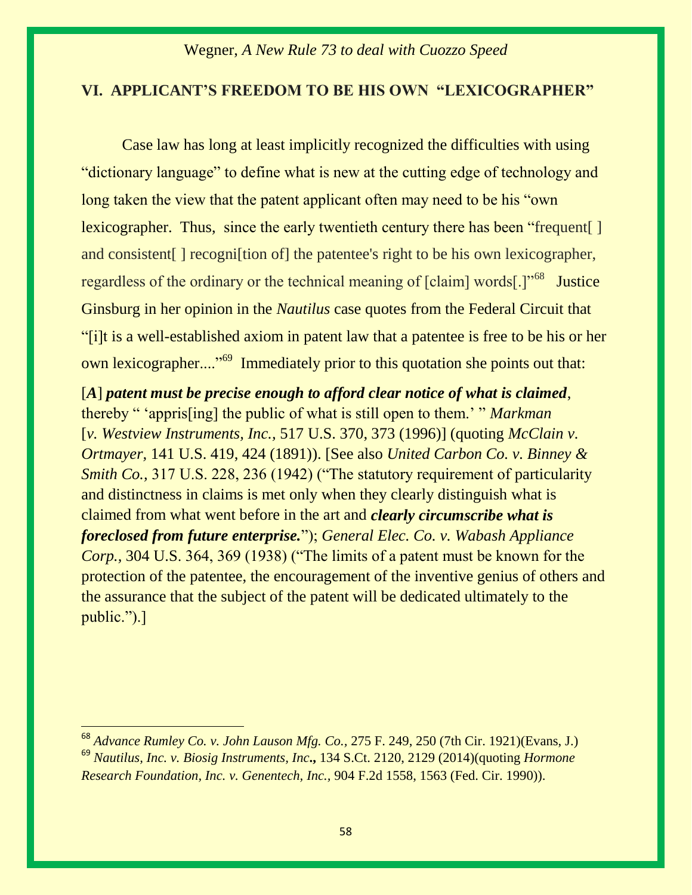## VI. APPLICANT'S FREEDOM TO BE HIS OWN "LEXICOGRAPHER"

Case law has long at least implicitly recognized the difficulties with using "dictionary language" to define what is new at the cutting edge of technology and long taken the view that the patent applicant often may need to be his "own lexicographer. Thus, since the early twentieth century there has been "frequent[ ] and consistent[ ] recogni[tion of] the patentee's right to be his own lexicographer, regardless of the ordinary or the technical meaning of [claim] words[.]"[68] Justice Ginsburg in her opinion in the *Nautilus* case quotes from the Federal Circuit that "[i]t is a well-established axiom in patent law that a patentee is free to be his or her own lexicographer...."[69] Immediately prior to this quotation she points out that:

> [***A***] ***patent must be precise enough to afford clear notice of what is claimed***, thereby " 'appris[ing] the public of what is still open to them.' " *Markman* [*v. Westview Instruments, Inc.,* 517 U.S. 370, 373 (1996)] (quoting *McClain v. Ortmayer,* 141 U.S. 419, 424 (1891)). [See also *United Carbon Co. v. Binney & Smith Co.,* 317 U.S. 228, 236 (1942) ("The statutory requirement of particularity and distinctness in claims is met only when they clearly distinguish what is claimed from what went before in the art and ***clearly circumscribe what is foreclosed from future enterprise.***"); *General Elec. Co. v. Wabash Appliance Corp.,* 304 U.S. 364, 369 (1938) ("The limits of a patent must be known for the protection of the patentee, the encouragement of the inventive genius of others and the assurance that the subject of the patent will be dedicated ultimately to the public.").]

---

[68] *Advance Rumley Co. v. John Lauson Mfg. Co.,* 275 F. 249, 250 (7th Cir. 1921)(Evans, J.)

[69] *Nautilus, Inc. v. Biosig Instruments, Inc***.,** 134 S.Ct. 2120, 2129 (2014)(quoting *Hormone Research Foundation, Inc. v. Genentech, Inc.,* 904 F.2d 1558, 1563 (Fed. Cir. 1990)).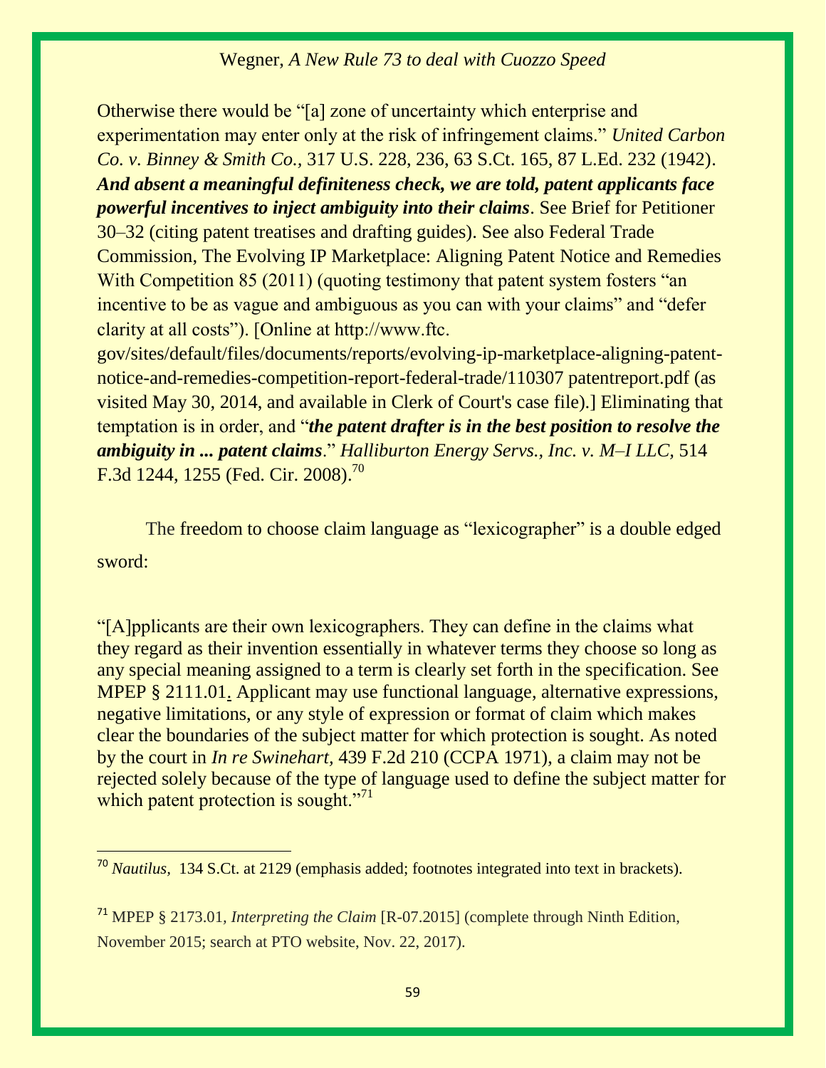Otherwise there would be "[a] zone of uncertainty which enterprise and experimentation may enter only at the risk of infringement claims." *United Carbon Co. v. Binney & Smith Co.*, 317 U.S. 228, 236, 63 S.Ct. 165, 87 L.Ed. 232 (1942). ***And absent a meaningful definiteness check, we are told, patent applicants face powerful incentives to inject ambiguity into their claims***. See Brief for Petitioner 30–32 (citing patent treatises and drafting guides). See also Federal Trade Commission, The Evolving IP Marketplace: Aligning Patent Notice and Remedies With Competition 85 (2011) (quoting testimony that patent system fosters "an incentive to be as vague and ambiguous as you can with your claims" and "defer clarity at all costs"). [Online at http://www.ftc.gov/sites/default/files/documents/reports/evolving-ip-marketplace-aligning-patent-notice-and-remedies-competition-report-federal-trade/110307 patentreport.pdf (as visited May 30, 2014, and available in Clerk of Court's case file).] Eliminating that temptation is in order, and "***the patent drafter is in the best position to resolve the ambiguity in ... patent claims***." *Halliburton Energy Servs., Inc. v. M–I LLC*, 514 F.3d 1244, 1255 (Fed. Cir. 2008).[70]

The freedom to choose claim language as "lexicographer" is a double edged sword:

"[A]pplicants are their own lexicographers. They can define in the claims what they regard as their invention essentially in whatever terms they choose so long as any special meaning assigned to a term is clearly set forth in the specification. See MPEP § 2111.01. Applicant may use functional language, alternative expressions, negative limitations, or any style of expression or format of claim which makes clear the boundaries of the subject matter for which protection is sought. As noted by the court in *In re Swinehart*, 439 F.2d 210 (CCPA 1971), a claim may not be rejected solely because of the type of language used to define the subject matter for which patent protection is sought."[71]

---

[70] *Nautilus*, 134 S.Ct. at 2129 (emphasis added; footnotes integrated into text in brackets).

[71] MPEP § 2173.01, *Interpreting the Claim* [R-07.2015] (complete through Ninth Edition, November 2015; search at PTO website, Nov. 22, 2017).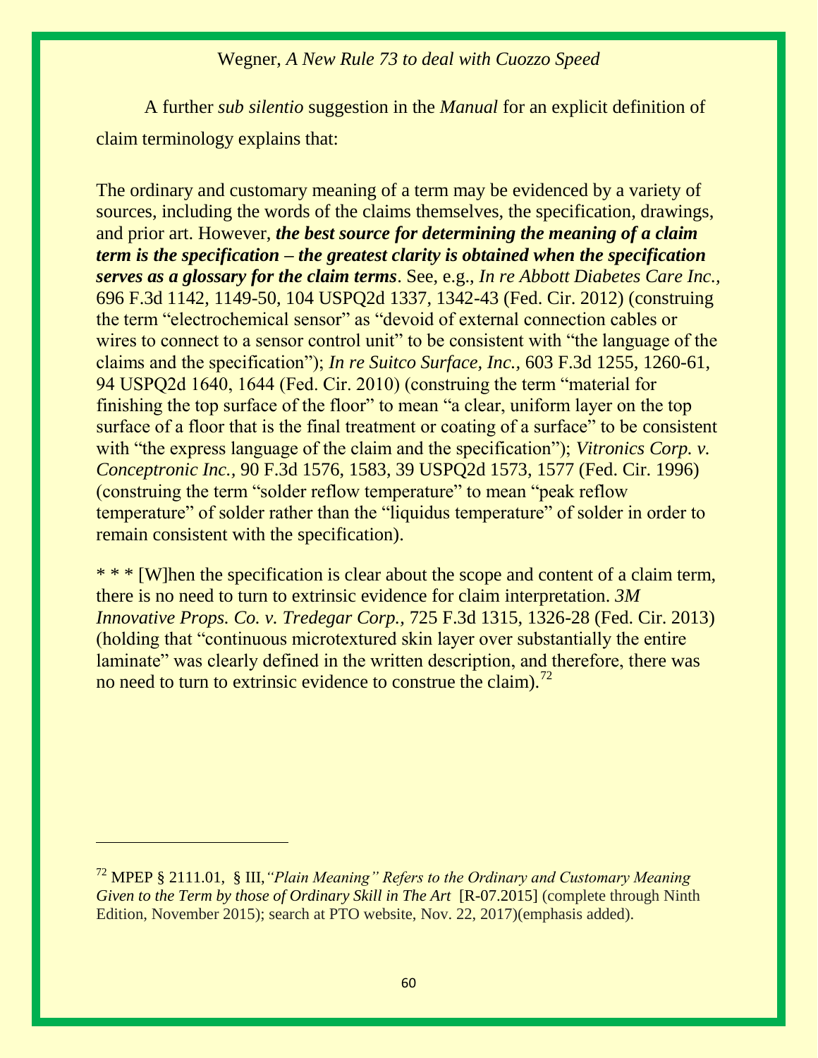A further *sub silentio* suggestion in the *Manual* for an explicit definition of claim terminology explains that:

> The ordinary and customary meaning of a term may be evidenced by a variety of sources, including the words of the claims themselves, the specification, drawings, and prior art. However, ***the best source for determining the meaning of a claim term is the specification – the greatest clarity is obtained when the specification serves as a glossary for the claim terms***. See, e.g., *In re Abbott Diabetes Care Inc.*, 696 F.3d 1142, 1149-50, 104 USPQ2d 1337, 1342-43 (Fed. Cir. 2012) (construing the term "electrochemical sensor" as "devoid of external connection cables or wires to connect to a sensor control unit" to be consistent with "the language of the claims and the specification"); *In re Suitco Surface, Inc.,* 603 F.3d 1255, 1260-61, 94 USPQ2d 1640, 1644 (Fed. Cir. 2010) (construing the term "material for finishing the top surface of the floor" to mean "a clear, uniform layer on the top surface of a floor that is the final treatment or coating of a surface" to be consistent with "the express language of the claim and the specification"); *Vitronics Corp. v. Conceptronic Inc.,* 90 F.3d 1576, 1583, 39 USPQ2d 1573, 1577 (Fed. Cir. 1996) (construing the term "solder reflow temperature" to mean "peak reflow temperature" of solder rather than the "liquidus temperature" of solder in order to remain consistent with the specification).
>
> * * * [W]hen the specification is clear about the scope and content of a claim term, there is no need to turn to extrinsic evidence for claim interpretation. *3M Innovative Props. Co. v. Tredegar Corp.,* 725 F.3d 1315, 1326-28 (Fed. Cir. 2013) (holding that "continuous microtextured skin layer over substantially the entire laminate" was clearly defined in the written description, and therefore, there was no need to turn to extrinsic evidence to construe the claim).[72]

---

[72] MPEP § 2111.01, § III,*"Plain Meaning" Refers to the Ordinary and Customary Meaning Given to the Term by those of Ordinary Skill in The Art* [R-07.2015] (complete through Ninth Edition, November 2015); search at PTO website, Nov. 22, 2017)(emphasis added).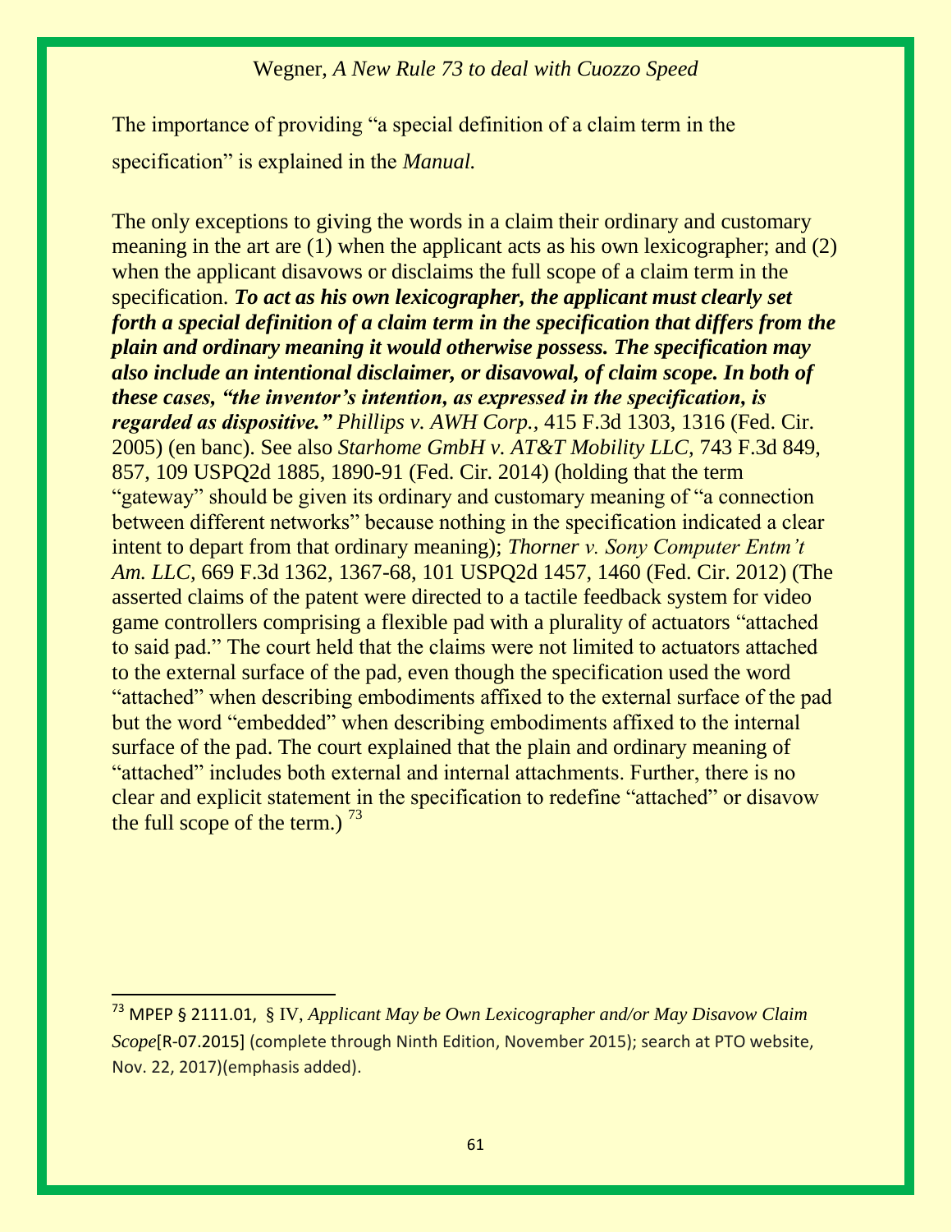The importance of providing "a special definition of a claim term in the specification" is explained in the *Manual.*

The only exceptions to giving the words in a claim their ordinary and customary meaning in the art are (1) when the applicant acts as his own lexicographer; and (2) when the applicant disavows or disclaims the full scope of a claim term in the specification. ***To act as his own lexicographer, the applicant must clearly set forth a special definition of a claim term in the specification that differs from the plain and ordinary meaning it would otherwise possess. The specification may also include an intentional disclaimer, or disavowal, of claim scope. In both of these cases, "the inventor's intention, as expressed in the specification, is regarded as dispositive."*** *Phillips v. AWH Corp.,* 415 F.3d 1303, 1316 (Fed. Cir. 2005) (en banc). See also *Starhome GmbH v. AT&T Mobility LLC*, 743 F.3d 849, 857, 109 USPQ2d 1885, 1890-91 (Fed. Cir. 2014) (holding that the term "gateway" should be given its ordinary and customary meaning of "a connection between different networks" because nothing in the specification indicated a clear intent to depart from that ordinary meaning); *Thorner v. Sony Computer Entm't Am. LLC,* 669 F.3d 1362, 1367-68, 101 USPQ2d 1457, 1460 (Fed. Cir. 2012) (The asserted claims of the patent were directed to a tactile feedback system for video game controllers comprising a flexible pad with a plurality of actuators "attached to said pad." The court held that the claims were not limited to actuators attached to the external surface of the pad, even though the specification used the word "attached" when describing embodiments affixed to the external surface of the pad but the word "embedded" when describing embodiments affixed to the internal surface of the pad. The court explained that the plain and ordinary meaning of "attached" includes both external and internal attachments. Further, there is no clear and explicit statement in the specification to redefine "attached" or disavow the full scope of the term.) [73]

---

[73] MPEP § 2111.01, § IV, *Applicant May be Own Lexicographer and/or May Disavow Claim Scope*[R-07.2015] (complete through Ninth Edition, November 2015); search at PTO website, Nov. 22, 2017)(emphasis added).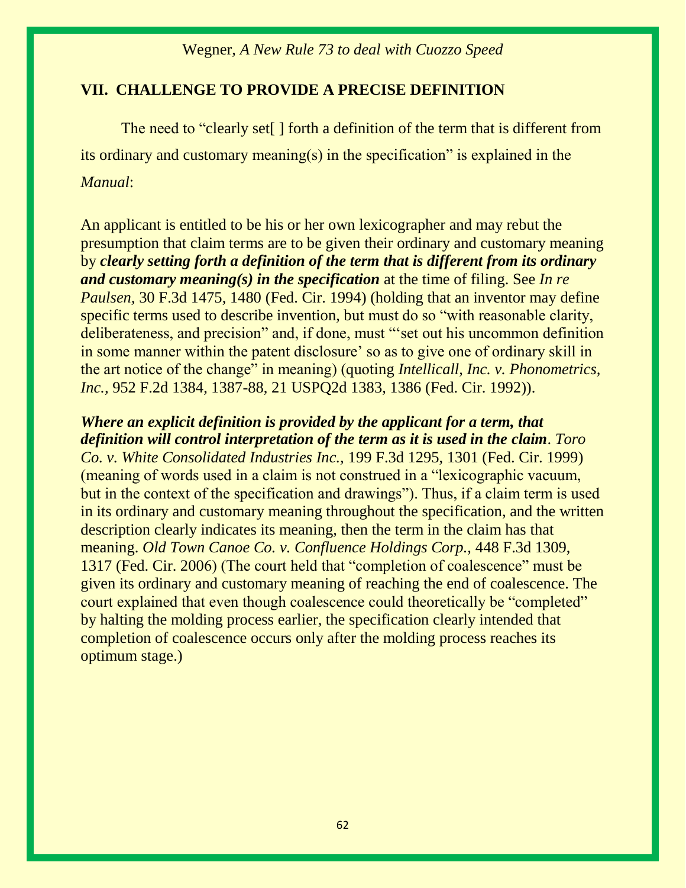## VII. CHALLENGE TO PROVIDE A PRECISE DEFINITION

The need to "clearly set[ ] forth a definition of the term that is different from its ordinary and customary meaning(s) in the specification" is explained in the *Manual*:

An applicant is entitled to be his or her own lexicographer and may rebut the presumption that claim terms are to be given their ordinary and customary meaning by ***clearly setting forth a definition of the term that is different from its ordinary and customary meaning(s) in the specification*** at the time of filing. See *In re Paulsen*, 30 F.3d 1475, 1480 (Fed. Cir. 1994) (holding that an inventor may define specific terms used to describe invention, but must do so "with reasonable clarity, deliberateness, and precision" and, if done, must "'set out his uncommon definition in some manner within the patent disclosure' so as to give one of ordinary skill in the art notice of the change" in meaning) (quoting *Intellicall, Inc. v. Phonometrics, Inc.*, 952 F.2d 1384, 1387-88, 21 USPQ2d 1383, 1386 (Fed. Cir. 1992)).

***Where an explicit definition is provided by the applicant for a term, that definition will control interpretation of the term as it is used in the claim***. *Toro Co. v. White Consolidated Industries Inc.*, 199 F.3d 1295, 1301 (Fed. Cir. 1999) (meaning of words used in a claim is not construed in a "lexicographic vacuum, but in the context of the specification and drawings"). Thus, if a claim term is used in its ordinary and customary meaning throughout the specification, and the written description clearly indicates its meaning, then the term in the claim has that meaning. *Old Town Canoe Co. v. Confluence Holdings Corp.*, 448 F.3d 1309, 1317 (Fed. Cir. 2006) (The court held that "completion of coalescence" must be given its ordinary and customary meaning of reaching the end of coalescence. The court explained that even though coalescence could theoretically be "completed" by halting the molding process earlier, the specification clearly intended that completion of coalescence occurs only after the molding process reaches its optimum stage.)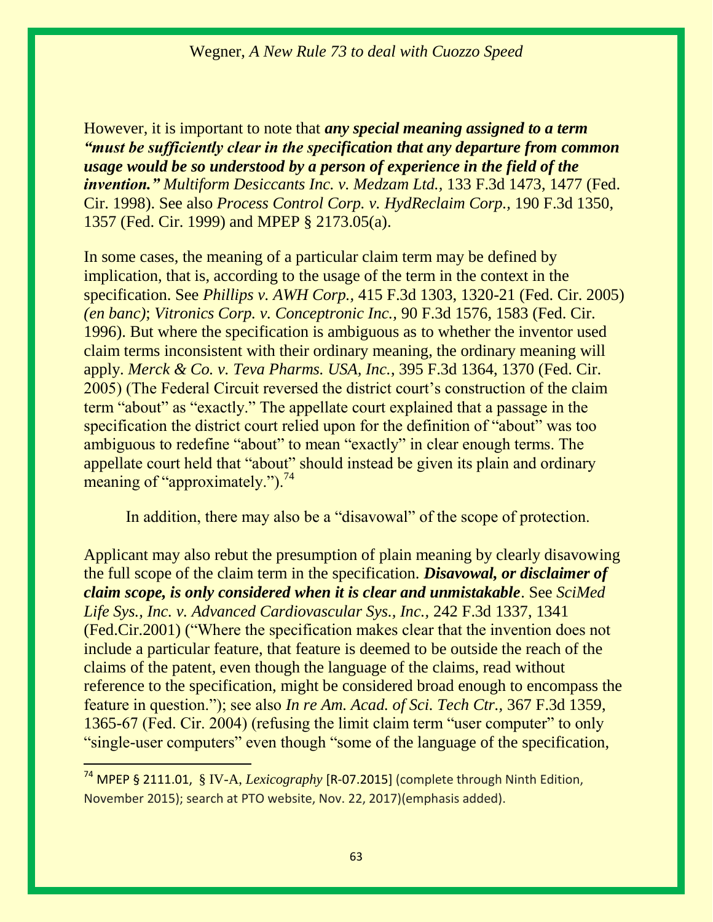However, it is important to note that ***any special meaning assigned to a term "must be sufficiently clear in the specification that any departure from common usage would be so understood by a person of experience in the field of the invention."*** *Multiform Desiccants Inc. v. Medzam Ltd.*, 133 F.3d 1473, 1477 (Fed. Cir. 1998). See also *Process Control Corp. v. HydReclaim Corp.*, 190 F.3d 1350, 1357 (Fed. Cir. 1999) and MPEP § 2173.05(a).

In some cases, the meaning of a particular claim term may be defined by implication, that is, according to the usage of the term in the context in the specification. See *Phillips v. AWH Corp.*, 415 F.3d 1303, 1320-21 (Fed. Cir. 2005) *(en banc)*; *Vitronics Corp. v. Conceptronic Inc.*, 90 F.3d 1576, 1583 (Fed. Cir. 1996). But where the specification is ambiguous as to whether the inventor used claim terms inconsistent with their ordinary meaning, the ordinary meaning will apply. *Merck & Co. v. Teva Pharms. USA, Inc.*, 395 F.3d 1364, 1370 (Fed. Cir. 2005) (The Federal Circuit reversed the district court's construction of the claim term "about" as "exactly." The appellate court explained that a passage in the specification the district court relied upon for the definition of "about" was too ambiguous to redefine "about" to mean "exactly" in clear enough terms. The appellate court held that "about" should instead be given its plain and ordinary meaning of "approximately.").[74]

In addition, there may also be a "disavowal" of the scope of protection.

Applicant may also rebut the presumption of plain meaning by clearly disavowing the full scope of the claim term in the specification. ***Disavowal, or disclaimer of claim scope, is only considered when it is clear and unmistakable***. See *SciMed Life Sys., Inc. v. Advanced Cardiovascular Sys., Inc.*, 242 F.3d 1337, 1341 (Fed.Cir.2001) ("Where the specification makes clear that the invention does not include a particular feature, that feature is deemed to be outside the reach of the claims of the patent, even though the language of the claims, read without reference to the specification, might be considered broad enough to encompass the feature in question."); see also *In re Am. Acad. of Sci. Tech Ctr.*, 367 F.3d 1359, 1365-67 (Fed. Cir. 2004) (refusing the limit claim term "user computer" to only "single-user computers" even though "some of the language of the specification,

---

[74] MPEP § 2111.01, § IV-A, *Lexicography* [R-07.2015] (complete through Ninth Edition, November 2015); search at PTO website, Nov. 22, 2017)(emphasis added).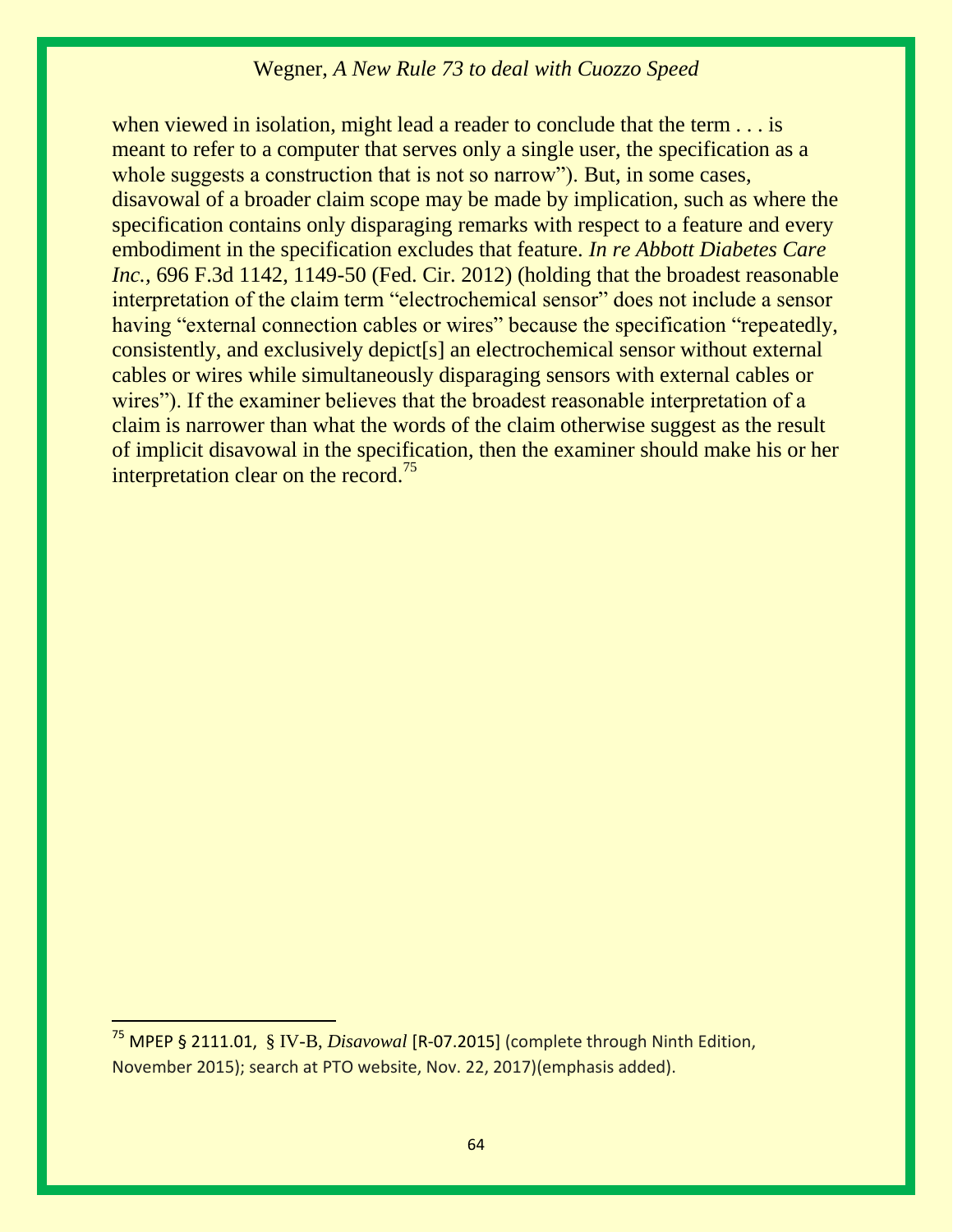when viewed in isolation, might lead a reader to conclude that the term . . . is meant to refer to a computer that serves only a single user, the specification as a whole suggests a construction that is not so narrow"). But, in some cases, disavowal of a broader claim scope may be made by implication, such as where the specification contains only disparaging remarks with respect to a feature and every embodiment in the specification excludes that feature. *In re Abbott Diabetes Care Inc.*, 696 F.3d 1142, 1149-50 (Fed. Cir. 2012) (holding that the broadest reasonable interpretation of the claim term "electrochemical sensor" does not include a sensor having "external connection cables or wires" because the specification "repeatedly, consistently, and exclusively depict[s] an electrochemical sensor without external cables or wires while simultaneously disparaging sensors with external cables or wires"). If the examiner believes that the broadest reasonable interpretation of a claim is narrower than what the words of the claim otherwise suggest as the result of implicit disavowal in the specification, then the examiner should make his or her interpretation clear on the record.[75]

---

[75] MPEP § 2111.01, § IV-B, *Disavowal* [R-07.2015] (complete through Ninth Edition, November 2015); search at PTO website, Nov. 22, 2017)(emphasis added).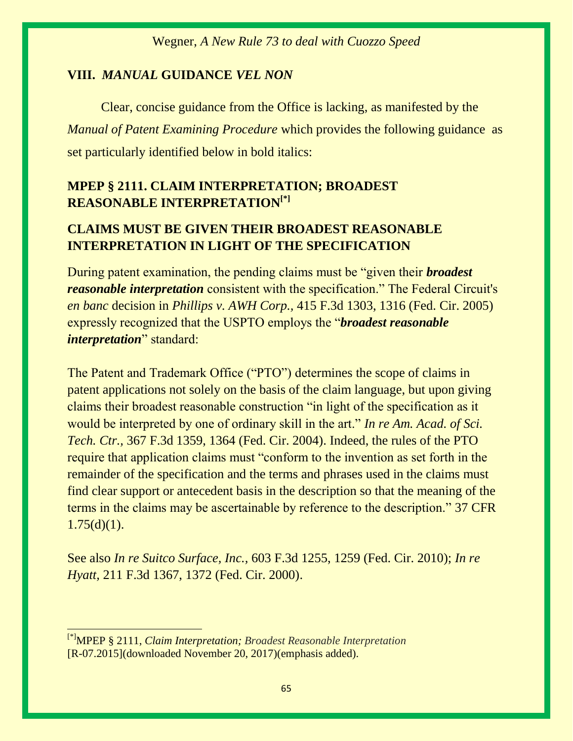## VIII. *MANUAL* GUIDANCE *VEL NON*

Clear, concise guidance from the Office is lacking, as manifested by the *Manual of Patent Examining Procedure* which provides the following guidance as set particularly identified below in bold italics:

### MPEP § 2111. CLAIM INTERPRETATION; BROADEST REASONABLE INTERPRETATION[*]

### CLAIMS MUST BE GIVEN THEIR BROADEST REASONABLE INTERPRETATION IN LIGHT OF THE SPECIFICATION

During patent examination, the pending claims must be "given their ***broadest reasonable interpretation*** consistent with the specification." The Federal Circuit's *en banc* decision in *Phillips v. AWH Corp.,* 415 F.3d 1303, 1316 (Fed. Cir. 2005) expressly recognized that the USPTO employs the "***broadest reasonable interpretation***" standard:

The Patent and Trademark Office ("PTO") determines the scope of claims in patent applications not solely on the basis of the claim language, but upon giving claims their broadest reasonable construction "in light of the specification as it would be interpreted by one of ordinary skill in the art." *In re Am. Acad. of Sci. Tech. Ctr.,* 367 F.3d 1359, 1364 (Fed. Cir. 2004). Indeed, the rules of the PTO require that application claims must "conform to the invention as set forth in the remainder of the specification and the terms and phrases used in the claims must find clear support or antecedent basis in the description so that the meaning of the terms in the claims may be ascertainable by reference to the description." 37 CFR 1.75(d)(1).

See also *In re Suitco Surface, Inc.,* 603 F.3d 1255, 1259 (Fed. Cir. 2010); *In re Hyatt,* 211 F.3d 1367, 1372 (Fed. Cir. 2000).

---

[*]MPEP § 2111, *Claim Interpretation; Broadest Reasonable Interpretation* [R-07.2015](downloaded November 20, 2017)(emphasis added).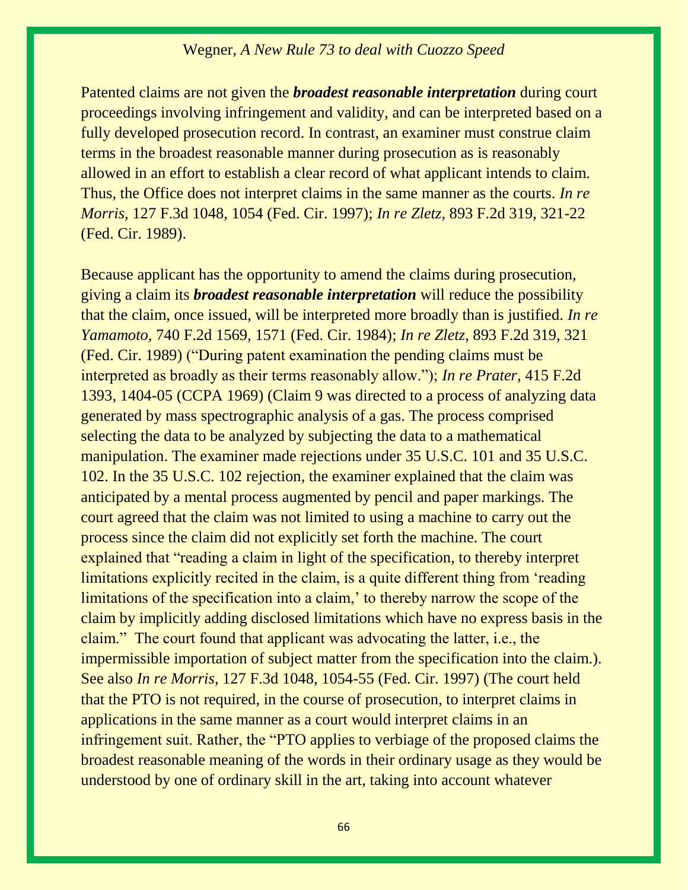Patented claims are not given the ***broadest reasonable interpretation*** during court proceedings involving infringement and validity, and can be interpreted based on a fully developed prosecution record. In contrast, an examiner must construe claim terms in the broadest reasonable manner during prosecution as is reasonably allowed in an effort to establish a clear record of what applicant intends to claim. Thus, the Office does not interpret claims in the same manner as the courts. *In re Morris,* 127 F.3d 1048, 1054 (Fed. Cir. 1997); *In re Zletz,* 893 F.2d 319, 321-22 (Fed. Cir. 1989).

Because applicant has the opportunity to amend the claims during prosecution, giving a claim its ***broadest reasonable interpretation*** will reduce the possibility that the claim, once issued, will be interpreted more broadly than is justified. *In re Yamamoto,* 740 F.2d 1569, 1571 (Fed. Cir. 1984); *In re Zletz,* 893 F.2d 319, 321 (Fed. Cir. 1989) ("During patent examination the pending claims must be interpreted as broadly as their terms reasonably allow."); *In re Prater,* 415 F.2d 1393, 1404-05 (CCPA 1969) (Claim 9 was directed to a process of analyzing data generated by mass spectrographic analysis of a gas. The process comprised selecting the data to be analyzed by subjecting the data to a mathematical manipulation. The examiner made rejections under 35 U.S.C. 101 and 35 U.S.C. 102. In the 35 U.S.C. 102 rejection, the examiner explained that the claim was anticipated by a mental process augmented by pencil and paper markings. The court agreed that the claim was not limited to using a machine to carry out the process since the claim did not explicitly set forth the machine. The court explained that "reading a claim in light of the specification, to thereby interpret limitations explicitly recited in the claim, is a quite different thing from 'reading limitations of the specification into a claim,' to thereby narrow the scope of the claim by implicitly adding disclosed limitations which have no express basis in the claim." The court found that applicant was advocating the latter, i.e., the impermissible importation of subject matter from the specification into the claim.). See also *In re Morris,* 127 F.3d 1048, 1054-55 (Fed. Cir. 1997) (The court held that the PTO is not required, in the course of prosecution, to interpret claims in applications in the same manner as a court would interpret claims in an infringement suit. Rather, the "PTO applies to verbiage of the proposed claims the broadest reasonable meaning of the words in their ordinary usage as they would be understood by one of ordinary skill in the art, taking into account whatever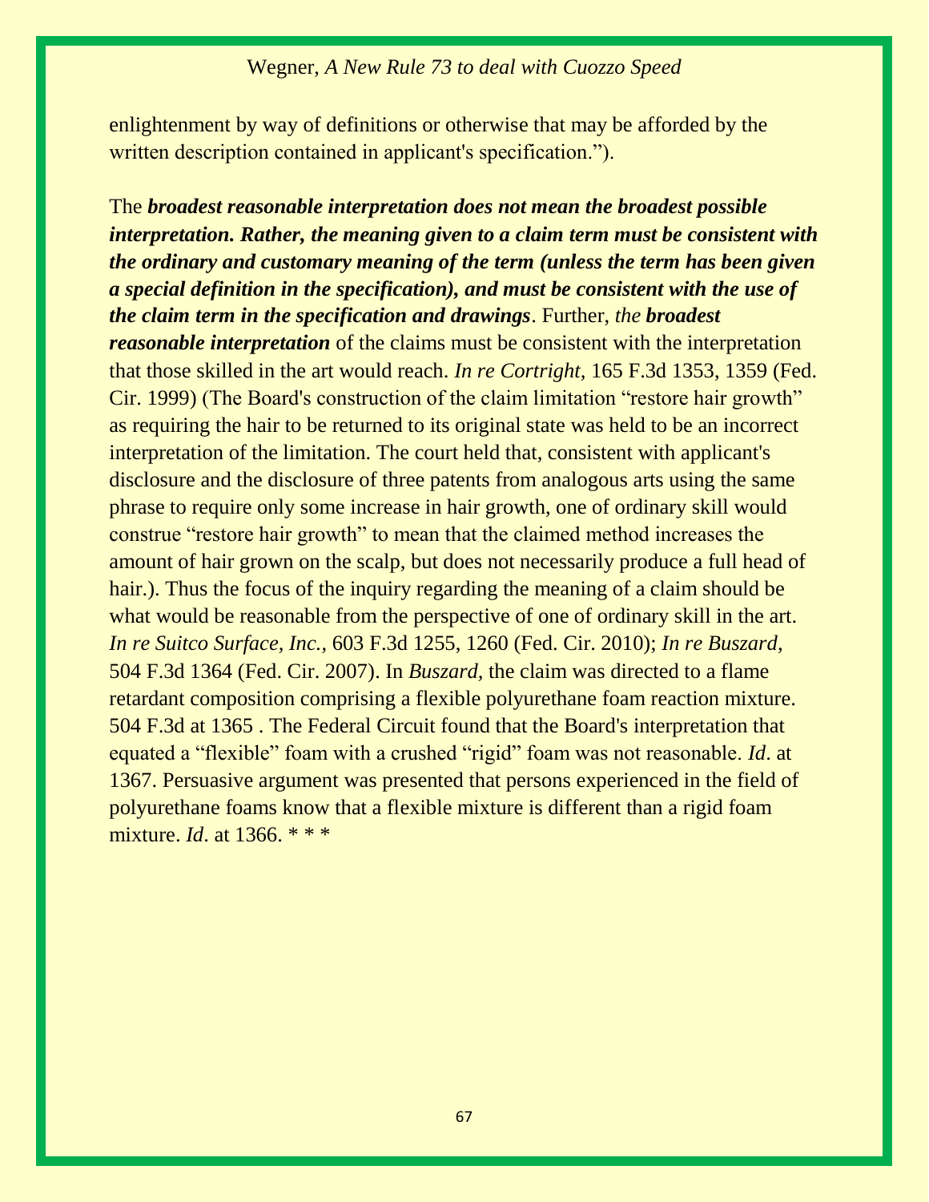enlightenment by way of definitions or otherwise that may be afforded by the written description contained in applicant's specification.").

The ***broadest reasonable interpretation does not mean the broadest possible interpretation. Rather, the meaning given to a claim term must be consistent with the ordinary and customary meaning of the term (unless the term has been given a special definition in the specification), and must be consistent with the use of the claim term in the specification and drawings***. Further, *the* ***broadest reasonable interpretation*** of the claims must be consistent with the interpretation that those skilled in the art would reach. *In re Cortright,* 165 F.3d 1353, 1359 (Fed. Cir. 1999) (The Board's construction of the claim limitation "restore hair growth" as requiring the hair to be returned to its original state was held to be an incorrect interpretation of the limitation. The court held that, consistent with applicant's disclosure and the disclosure of three patents from analogous arts using the same phrase to require only some increase in hair growth, one of ordinary skill would construe "restore hair growth" to mean that the claimed method increases the amount of hair grown on the scalp, but does not necessarily produce a full head of hair.). Thus the focus of the inquiry regarding the meaning of a claim should be what would be reasonable from the perspective of one of ordinary skill in the art. *In re Suitco Surface, Inc.,* 603 F.3d 1255, 1260 (Fed. Cir. 2010); *In re Buszard,* 504 F.3d 1364 (Fed. Cir. 2007). In *Buszard,* the claim was directed to a flame retardant composition comprising a flexible polyurethane foam reaction mixture. 504 F.3d at 1365 . The Federal Circuit found that the Board's interpretation that equated a "flexible" foam with a crushed "rigid" foam was not reasonable. *Id*. at 1367. Persuasive argument was presented that persons experienced in the field of polyurethane foams know that a flexible mixture is different than a rigid foam mixture. *Id*. at 1366. * * *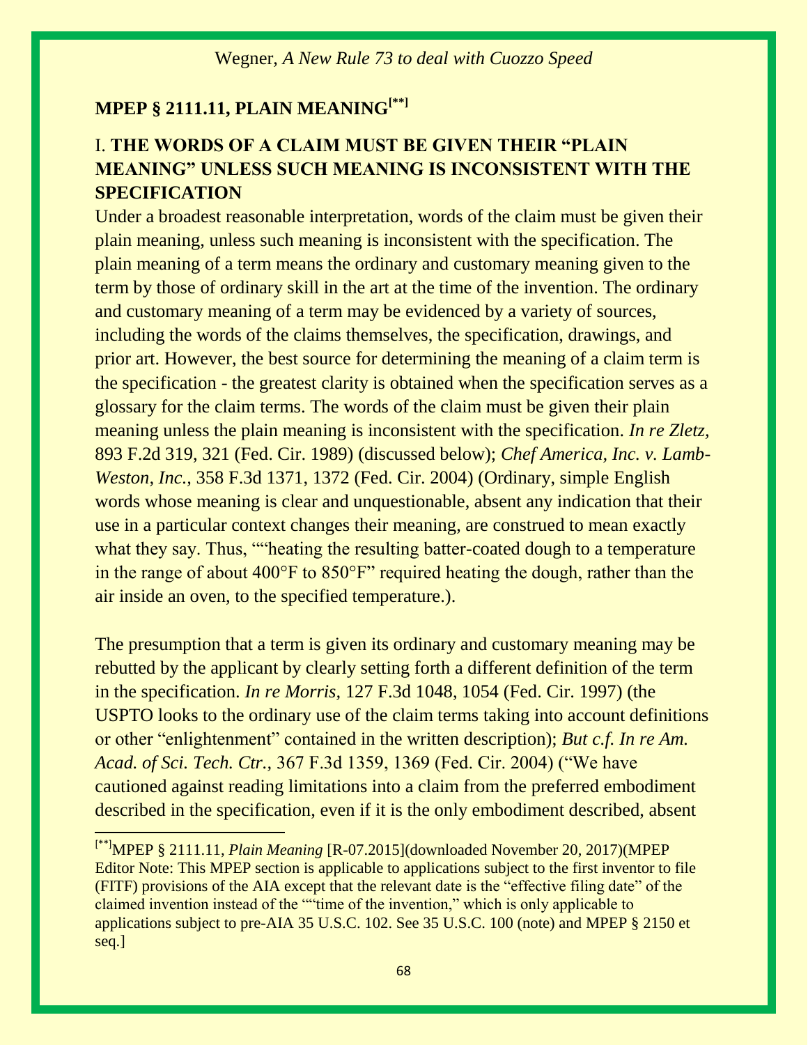## MPEP § 2111.11, PLAIN MEANING[**]

### I. THE WORDS OF A CLAIM MUST BE GIVEN THEIR "PLAIN MEANING" UNLESS SUCH MEANING IS INCONSISTENT WITH THE SPECIFICATION

Under a broadest reasonable interpretation, words of the claim must be given their plain meaning, unless such meaning is inconsistent with the specification. The plain meaning of a term means the ordinary and customary meaning given to the term by those of ordinary skill in the art at the time of the invention. The ordinary and customary meaning of a term may be evidenced by a variety of sources, including the words of the claims themselves, the specification, drawings, and prior art. However, the best source for determining the meaning of a claim term is the specification - the greatest clarity is obtained when the specification serves as a glossary for the claim terms. The words of the claim must be given their plain meaning unless the plain meaning is inconsistent with the specification. *In re Zletz,* 893 F.2d 319, 321 (Fed. Cir. 1989) (discussed below); *Chef America, Inc. v. Lamb-Weston, Inc.,* 358 F.3d 1371, 1372 (Fed. Cir. 2004) (Ordinary, simple English words whose meaning is clear and unquestionable, absent any indication that their use in a particular context changes their meaning, are construed to mean exactly what they say. Thus, ""heating the resulting batter-coated dough to a temperature in the range of about 400°F to 850°F" required heating the dough, rather than the air inside an oven, to the specified temperature.).

The presumption that a term is given its ordinary and customary meaning may be rebutted by the applicant by clearly setting forth a different definition of the term in the specification. *In re Morris,* 127 F.3d 1048, 1054 (Fed. Cir. 1997) (the USPTO looks to the ordinary use of the claim terms taking into account definitions or other "enlightenment" contained in the written description); *But c.f. In re Am. Acad. of Sci. Tech. Ctr.,* 367 F.3d 1359, 1369 (Fed. Cir. 2004) ("We have cautioned against reading limitations into a claim from the preferred embodiment described in the specification, even if it is the only embodiment described, absent

---

[**] MPEP § 2111.11, *Plain Meaning* [R-07.2015](downloaded November 20, 2017)(MPEP Editor Note: This MPEP section is applicable to applications subject to the first inventor to file (FITF) provisions of the AIA except that the relevant date is the "effective filing date" of the claimed invention instead of the ""time of the invention," which is only applicable to applications subject to pre-AIA 35 U.S.C. 102. See 35 U.S.C. 100 (note) and MPEP § 2150 et seq.]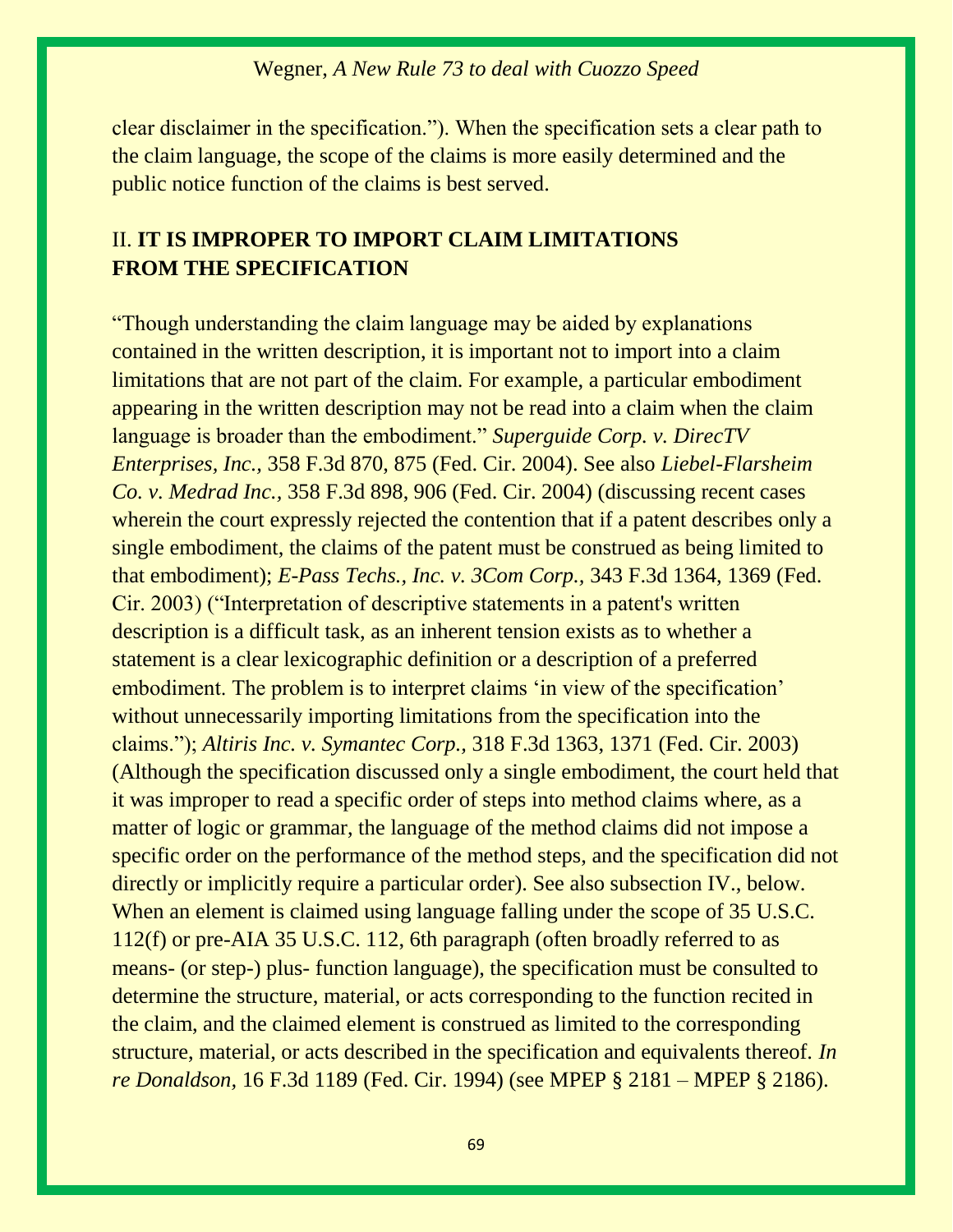clear disclaimer in the specification."). When the specification sets a clear path to the claim language, the scope of the claims is more easily determined and the public notice function of the claims is best served.

## II. IT IS IMPROPER TO IMPORT CLAIM LIMITATIONS FROM THE SPECIFICATION

"Though understanding the claim language may be aided by explanations contained in the written description, it is important not to import into a claim limitations that are not part of the claim. For example, a particular embodiment appearing in the written description may not be read into a claim when the claim language is broader than the embodiment." *Superguide Corp. v. DirecTV Enterprises, Inc.,* 358 F.3d 870, 875 (Fed. Cir. 2004). See also *Liebel-Flarsheim Co. v. Medrad Inc.,* 358 F.3d 898, 906 (Fed. Cir. 2004) (discussing recent cases wherein the court expressly rejected the contention that if a patent describes only a single embodiment, the claims of the patent must be construed as being limited to that embodiment); *E-Pass Techs., Inc. v. 3Com Corp.,* 343 F.3d 1364, 1369 (Fed. Cir. 2003) ("Interpretation of descriptive statements in a patent's written description is a difficult task, as an inherent tension exists as to whether a statement is a clear lexicographic definition or a description of a preferred embodiment. The problem is to interpret claims 'in view of the specification' without unnecessarily importing limitations from the specification into the claims."); *Altiris Inc. v. Symantec Corp.,* 318 F.3d 1363, 1371 (Fed. Cir. 2003) (Although the specification discussed only a single embodiment, the court held that it was improper to read a specific order of steps into method claims where, as a matter of logic or grammar, the language of the method claims did not impose a specific order on the performance of the method steps, and the specification did not directly or implicitly require a particular order). See also subsection IV., below. When an element is claimed using language falling under the scope of 35 U.S.C. 112(f) or pre-AIA 35 U.S.C. 112, 6th paragraph (often broadly referred to as means- (or step-) plus- function language), the specification must be consulted to determine the structure, material, or acts corresponding to the function recited in the claim, and the claimed element is construed as limited to the corresponding structure, material, or acts described in the specification and equivalents thereof. *In re Donaldson,* 16 F.3d 1189 (Fed. Cir. 1994) (see MPEP § 2181 – MPEP § 2186).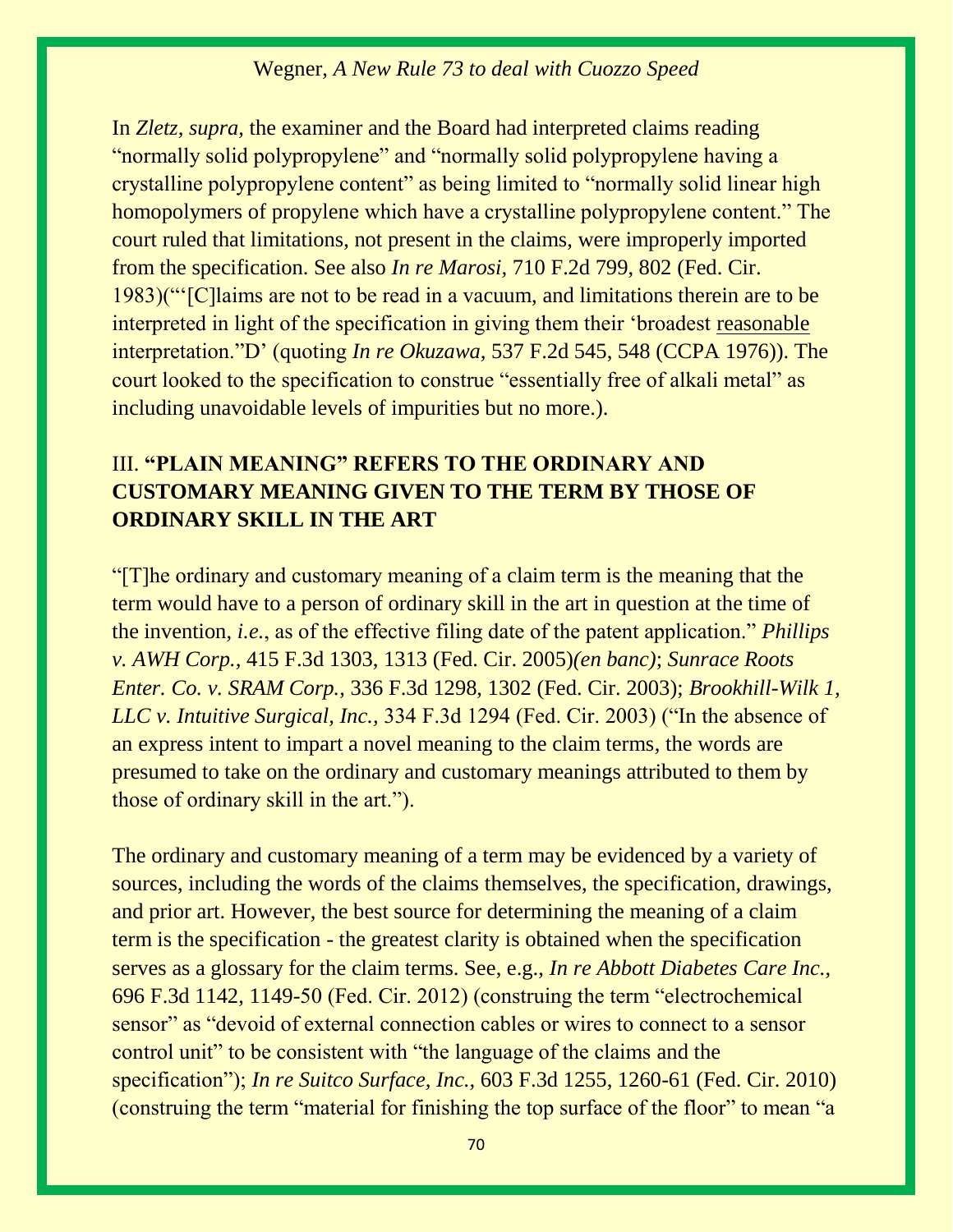In *Zletz, supra,* the examiner and the Board had interpreted claims reading "normally solid polypropylene" and "normally solid polypropylene having a crystalline polypropylene content" as being limited to "normally solid linear high homopolymers of propylene which have a crystalline polypropylene content." The court ruled that limitations, not present in the claims, were improperly imported from the specification. See also *In re Marosi,* 710 F.2d 799, 802 (Fed. Cir. 1983)("'[C]laims are not to be read in a vacuum, and limitations therein are to be interpreted in light of the specification in giving them their 'broadest <u>reasonable</u> interpretation."D' (quoting *In re Okuzawa,* 537 F.2d 545, 548 (CCPA 1976)). The court looked to the specification to construe "essentially free of alkali metal" as including unavoidable levels of impurities but no more.).

## III. **"PLAIN MEANING" REFERS TO THE ORDINARY AND CUSTOMARY MEANING GIVEN TO THE TERM BY THOSE OF ORDINARY SKILL IN THE ART**

"[T]he ordinary and customary meaning of a claim term is the meaning that the term would have to a person of ordinary skill in the art in question at the time of the invention, *i.e.*, as of the effective filing date of the patent application." ***Phillips v. AWH Corp.,*** 415 F.3d 1303, 1313 (Fed. Cir. 2005)*(en banc)*; ***Sunrace Roots Enter. Co. v. SRAM Corp.,*** 336 F.3d 1298, 1302 (Fed. Cir. 2003); ***Brookhill-Wilk 1, LLC v. Intuitive Surgical, Inc.,*** 334 F.3d 1294 (Fed. Cir. 2003) ("In the absence of an express intent to impart a novel meaning to the claim terms, the words are presumed to take on the ordinary and customary meanings attributed to them by those of ordinary skill in the art.").

The ordinary and customary meaning of a term may be evidenced by a variety of sources, including the words of the claims themselves, the specification, drawings, and prior art. However, the best source for determining the meaning of a claim term is the specification - the greatest clarity is obtained when the specification serves as a glossary for the claim terms. See, e.g., *In re Abbott Diabetes Care Inc.,* 696 F.3d 1142, 1149-50 (Fed. Cir. 2012) (construing the term "electrochemical sensor" as "devoid of external connection cables or wires to connect to a sensor control unit" to be consistent with "the language of the claims and the specification"); *In re Suitco Surface, Inc.,* 603 F.3d 1255, 1260-61 (Fed. Cir. 2010) (construing the term "material for finishing the top surface of the floor" to mean "a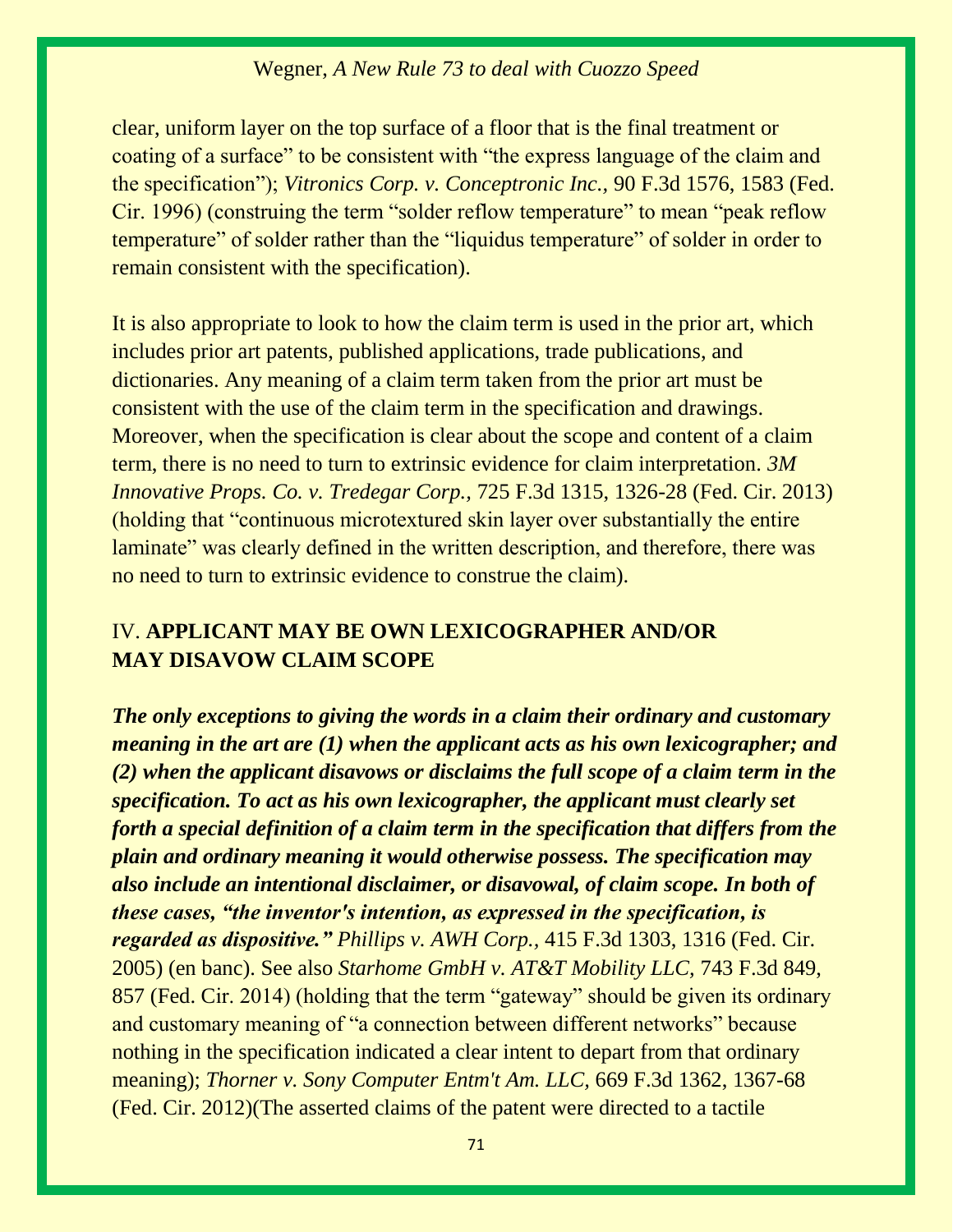clear, uniform layer on the top surface of a floor that is the final treatment or coating of a surface" to be consistent with "the express language of the claim and the specification"); *Vitronics Corp. v. Conceptronic Inc.,* 90 F.3d 1576, 1583 (Fed. Cir. 1996) (construing the term "solder reflow temperature" to mean "peak reflow temperature" of solder rather than the "liquidus temperature" of solder in order to remain consistent with the specification).

It is also appropriate to look to how the claim term is used in the prior art, which includes prior art patents, published applications, trade publications, and dictionaries. Any meaning of a claim term taken from the prior art must be consistent with the use of the claim term in the specification and drawings. Moreover, when the specification is clear about the scope and content of a claim term, there is no need to turn to extrinsic evidence for claim interpretation. *3M Innovative Props. Co. v. Tredegar Corp.,* 725 F.3d 1315, 1326-28 (Fed. Cir. 2013) (holding that "continuous microtextured skin layer over substantially the entire laminate" was clearly defined in the written description, and therefore, there was no need to turn to extrinsic evidence to construe the claim).

## IV. **APPLICANT MAY BE OWN LEXICOGRAPHER AND/OR MAY DISAVOW CLAIM SCOPE**

***The only exceptions to giving the words in a claim their ordinary and customary meaning in the art are (1) when the applicant acts as his own lexicographer; and (2) when the applicant disavows or disclaims the full scope of a claim term in the specification. To act as his own lexicographer, the applicant must clearly set forth a special definition of a claim term in the specification that differs from the plain and ordinary meaning it would otherwise possess. The specification may also include an intentional disclaimer, or disavowal, of claim scope. In both of these cases, "the inventor's intention, as expressed in the specification, is regarded as dispositive."*** *Phillips v. AWH Corp.,* 415 F.3d 1303, 1316 (Fed. Cir. 2005) (en banc). See also *Starhome GmbH v. AT&T Mobility LLC,* 743 F.3d 849, 857 (Fed. Cir. 2014) (holding that the term "gateway" should be given its ordinary and customary meaning of "a connection between different networks" because nothing in the specification indicated a clear intent to depart from that ordinary meaning); *Thorner v. Sony Computer Entm't Am. LLC,* 669 F.3d 1362, 1367-68 (Fed. Cir. 2012)(The asserted claims of the patent were directed to a tactile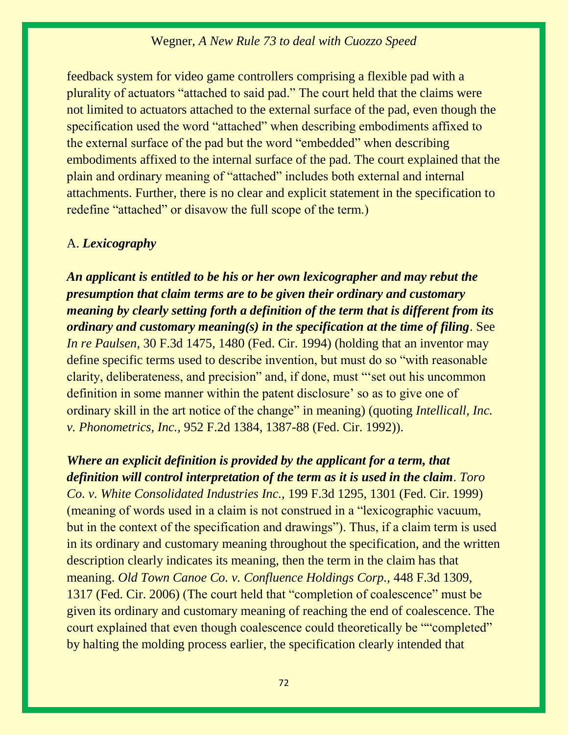feedback system for video game controllers comprising a flexible pad with a plurality of actuators "attached to said pad." The court held that the claims were not limited to actuators attached to the external surface of the pad, even though the specification used the word "attached" when describing embodiments affixed to the external surface of the pad but the word "embedded" when describing embodiments affixed to the internal surface of the pad. The court explained that the plain and ordinary meaning of "attached" includes both external and internal attachments. Further, there is no clear and explicit statement in the specification to redefine "attached" or disavow the full scope of the term.)

A. ***Lexicography***

***An applicant is entitled to be his or her own lexicographer and may rebut the presumption that claim terms are to be given their ordinary and customary meaning by clearly setting forth a definition of the term that is different from its ordinary and customary meaning(s) in the specification at the time of filing***. See *In re Paulsen,* 30 F.3d 1475, 1480 (Fed. Cir. 1994) (holding that an inventor may define specific terms used to describe invention, but must do so "with reasonable clarity, deliberateness, and precision" and, if done, must "'set out his uncommon definition in some manner within the patent disclosure' so as to give one of ordinary skill in the art notice of the change" in meaning) (quoting *Intellicall, Inc. v. Phonometrics, Inc.,* 952 F.2d 1384, 1387-88 (Fed. Cir. 1992)).

***Where an explicit definition is provided by the applicant for a term, that definition will control interpretation of the term as it is used in the claim***. *Toro Co. v. White Consolidated Industries Inc.,* 199 F.3d 1295, 1301 (Fed. Cir. 1999) (meaning of words used in a claim is not construed in a "lexicographic vacuum, but in the context of the specification and drawings"). Thus, if a claim term is used in its ordinary and customary meaning throughout the specification, and the written description clearly indicates its meaning, then the term in the claim has that meaning. *Old Town Canoe Co. v. Confluence Holdings Corp.,* 448 F.3d 1309, 1317 (Fed. Cir. 2006) (The court held that "completion of coalescence" must be given its ordinary and customary meaning of reaching the end of coalescence. The court explained that even though coalescence could theoretically be ""completed" by halting the molding process earlier, the specification clearly intended that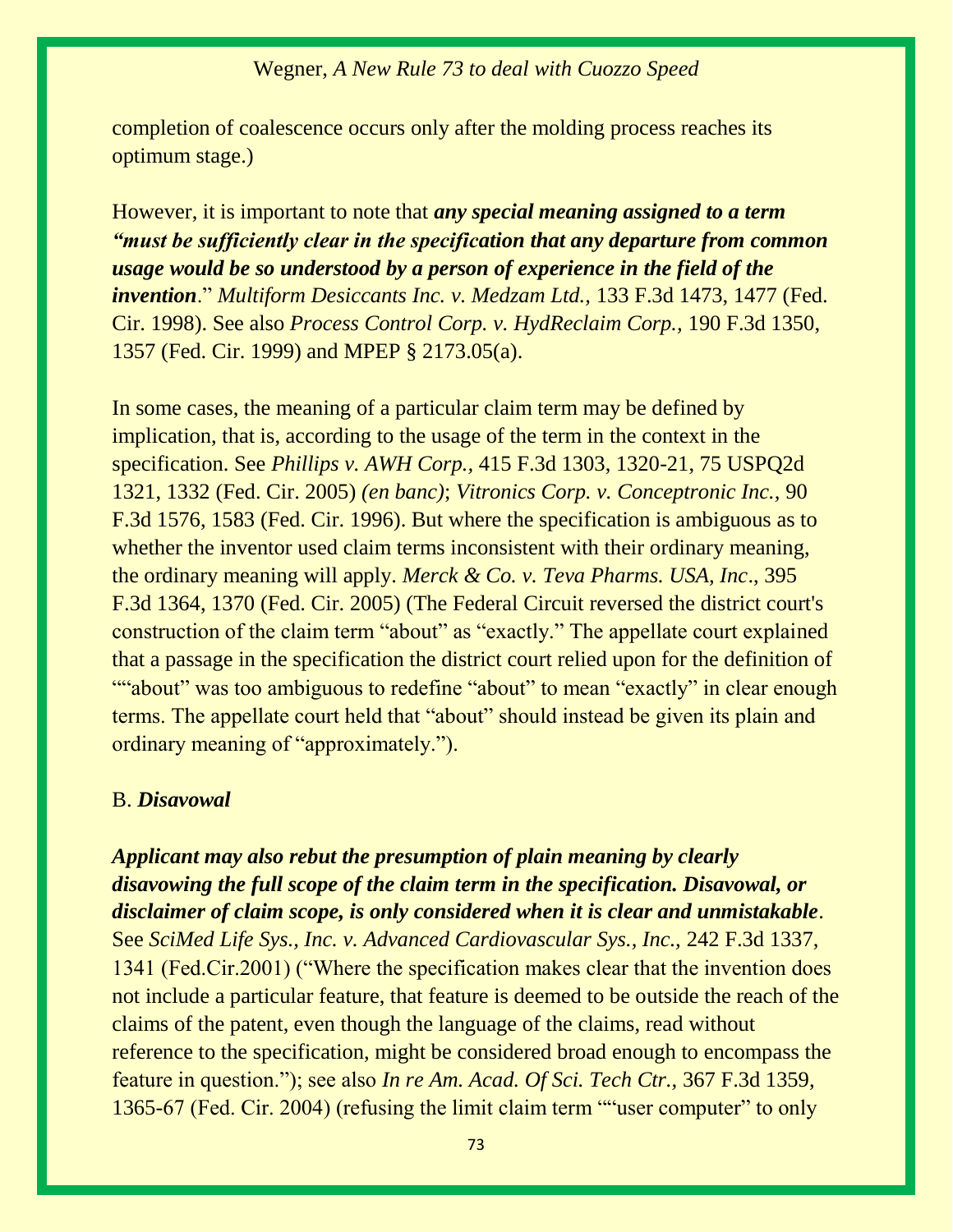completion of coalescence occurs only after the molding process reaches its optimum stage.)

However, it is important to note that ***any special meaning assigned to a term "must be sufficiently clear in the specification that any departure from common usage would be so understood by a person of experience in the field of the invention***." *Multiform Desiccants Inc. v. Medzam Ltd.*, 133 F.3d 1473, 1477 (Fed. Cir. 1998). See also *Process Control Corp. v. HydReclaim Corp.*, 190 F.3d 1350, 1357 (Fed. Cir. 1999) and MPEP § 2173.05(a).

In some cases, the meaning of a particular claim term may be defined by implication, that is, according to the usage of the term in the context in the specification. See *Phillips v. AWH Corp.*, 415 F.3d 1303, 1320-21, 75 USPQ2d 1321, 1332 (Fed. Cir. 2005) *(en banc)*; *Vitronics Corp. v. Conceptronic Inc.*, 90 F.3d 1576, 1583 (Fed. Cir. 1996). But where the specification is ambiguous as to whether the inventor used claim terms inconsistent with their ordinary meaning, the ordinary meaning will apply. *Merck & Co. v. Teva Pharms. USA, Inc*., 395 F.3d 1364, 1370 (Fed. Cir. 2005) (The Federal Circuit reversed the district court's construction of the claim term "about" as "exactly." The appellate court explained that a passage in the specification the district court relied upon for the definition of ""about" was too ambiguous to redefine "about" to mean "exactly" in clear enough terms. The appellate court held that "about" should instead be given its plain and ordinary meaning of "approximately.").

B. ***Disavowal***

***Applicant may also rebut the presumption of plain meaning by clearly disavowing the full scope of the claim term in the specification. Disavowal, or disclaimer of claim scope, is only considered when it is clear and unmistakable***. See *SciMed Life Sys., Inc. v. Advanced Cardiovascular Sys., Inc.*, 242 F.3d 1337, 1341 (Fed.Cir.2001) ("Where the specification makes clear that the invention does not include a particular feature, that feature is deemed to be outside the reach of the claims of the patent, even though the language of the claims, read without reference to the specification, might be considered broad enough to encompass the feature in question."); see also *In re Am. Acad. Of Sci. Tech Ctr.*, 367 F.3d 1359, 1365-67 (Fed. Cir. 2004) (refusing the limit claim term ""user computer" to only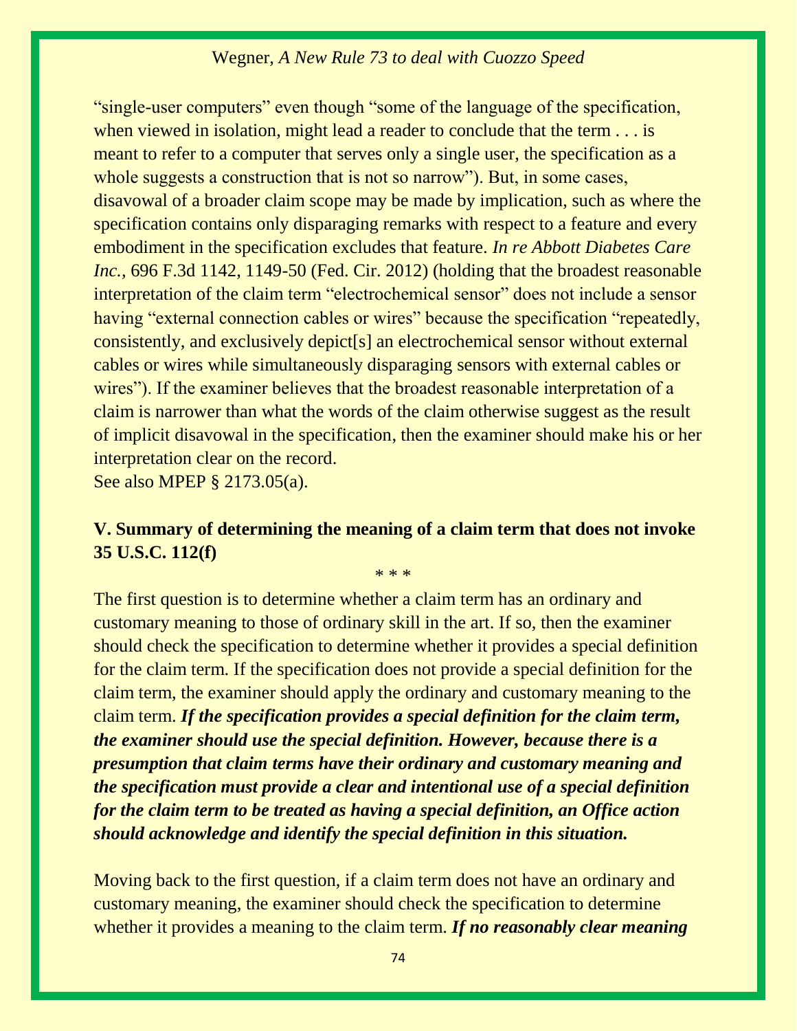"single-user computers" even though "some of the language of the specification, when viewed in isolation, might lead a reader to conclude that the term . . . is meant to refer to a computer that serves only a single user, the specification as a whole suggests a construction that is not so narrow"). But, in some cases, disavowal of a broader claim scope may be made by implication, such as where the specification contains only disparaging remarks with respect to a feature and every embodiment in the specification excludes that feature. *In re Abbott Diabetes Care Inc.*, 696 F.3d 1142, 1149-50 (Fed. Cir. 2012) (holding that the broadest reasonable interpretation of the claim term "electrochemical sensor" does not include a sensor having "external connection cables or wires" because the specification "repeatedly, consistently, and exclusively depict[s] an electrochemical sensor without external cables or wires while simultaneously disparaging sensors with external cables or wires"). If the examiner believes that the broadest reasonable interpretation of a claim is narrower than what the words of the claim otherwise suggest as the result of implicit disavowal in the specification, then the examiner should make his or her interpretation clear on the record.
See also MPEP § 2173.05(a).

**V. Summary of determining the meaning of a claim term that does not invoke 35 U.S.C. 112(f)**

\* \* \*

The first question is to determine whether a claim term has an ordinary and customary meaning to those of ordinary skill in the art. If so, then the examiner should check the specification to determine whether it provides a special definition for the claim term. If the specification does not provide a special definition for the claim term, the examiner should apply the ordinary and customary meaning to the claim term. ***If the specification provides a special definition for the claim term, the examiner should use the special definition. However, because there is a presumption that claim terms have their ordinary and customary meaning and the specification must provide a clear and intentional use of a special definition for the claim term to be treated as having a special definition, an Office action should acknowledge and identify the special definition in this situation.***

Moving back to the first question, if a claim term does not have an ordinary and customary meaning, the examiner should check the specification to determine whether it provides a meaning to the claim term. ***If no reasonably clear meaning***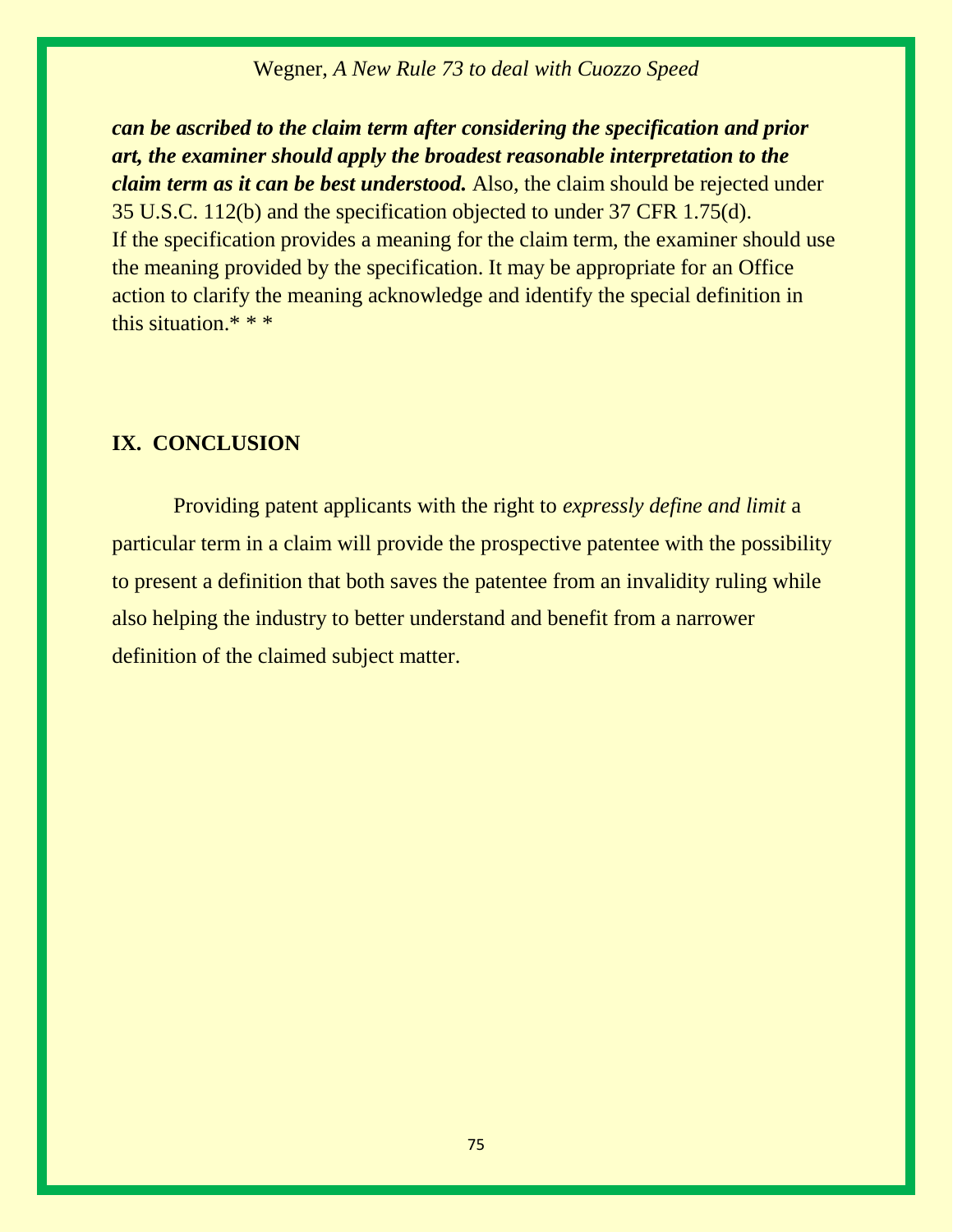***can be ascribed to the claim term after considering the specification and prior art, the examiner should apply the broadest reasonable interpretation to the claim term as it can be best understood.*** Also, the claim should be rejected under 35 U.S.C. 112(b) and the specification objected to under 37 CFR 1.75(d). If the specification provides a meaning for the claim term, the examiner should use the meaning provided by the specification. It may be appropriate for an Office action to clarify the meaning acknowledge and identify the special definition in this situation.* * *

## IX. CONCLUSION

Providing patent applicants with the right to *expressly define and limit* a particular term in a claim will provide the prospective patentee with the possibility to present a definition that both saves the patentee from an invalidity ruling while also helping the industry to better understand and benefit from a narrower definition of the claimed subject matter.